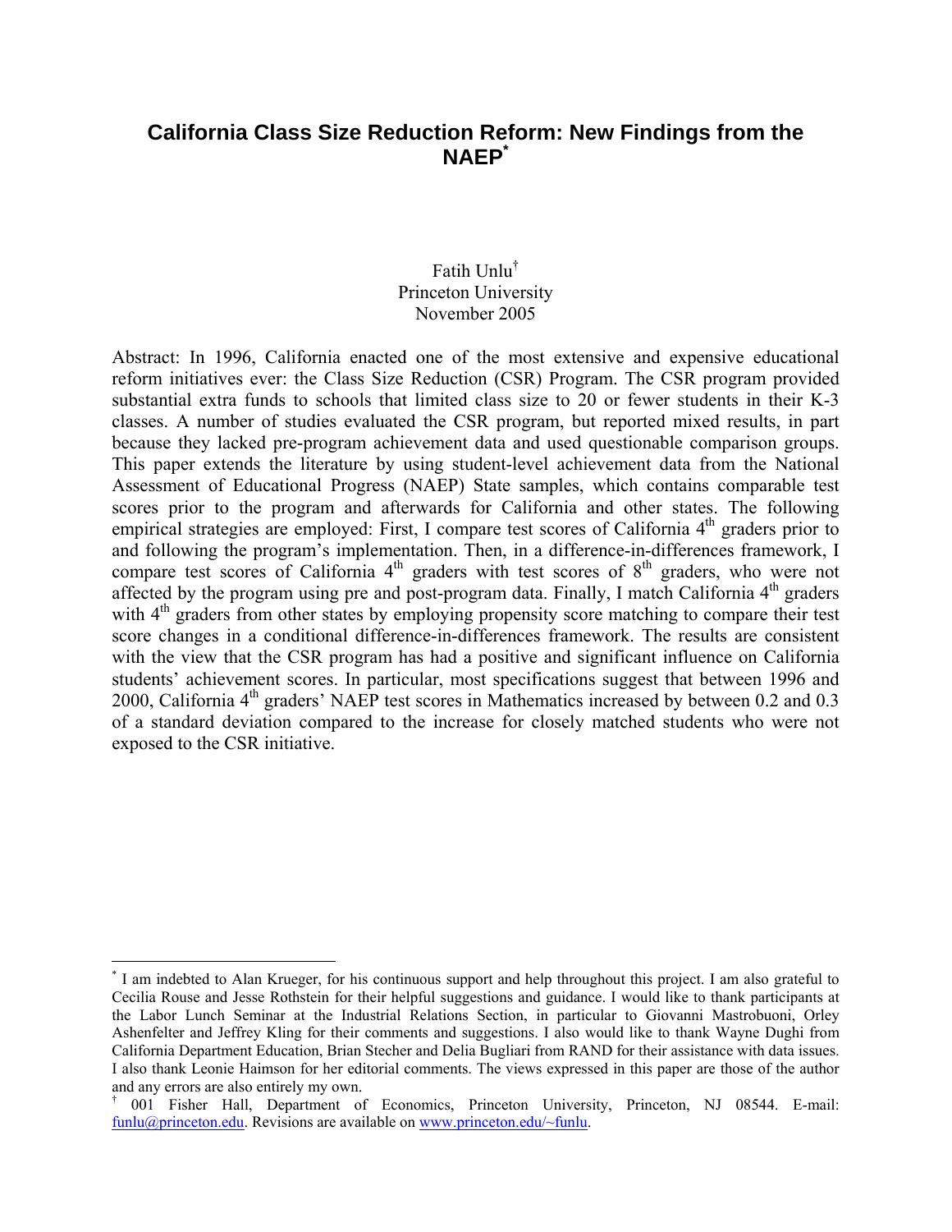# California Class Size Reduction Reform: New Findings from the NAEP[*]

Fatih Unlu[†]
Princeton University
November 2005

Abstract: In 1996, California enacted one of the most extensive and expensive educational reform initiatives ever: the Class Size Reduction (CSR) Program. The CSR program provided substantial extra funds to schools that limited class size to 20 or fewer students in their K-3 classes. A number of studies evaluated the CSR program, but reported mixed results, in part because they lacked pre-program achievement data and used questionable comparison groups. This paper extends the literature by using student-level achievement data from the National Assessment of Educational Progress (NAEP) State samples, which contains comparable test scores prior to the program and afterwards for California and other states. The following empirical strategies are employed: First, I compare test scores of California 4th graders prior to and following the program's implementation. Then, in a difference-in-differences framework, I compare test scores of California 4th graders with test scores of 8th graders, who were not affected by the program using pre and post-program data. Finally, I match California 4th graders with 4th graders from other states by employing propensity score matching to compare their test score changes in a conditional difference-in-differences framework. The results are consistent with the view that the CSR program has had a positive and significant influence on California students' achievement scores. In particular, most specifications suggest that between 1996 and 2000, California 4th graders' NAEP test scores in Mathematics increased by between 0.2 and 0.3 of a standard deviation compared to the increase for closely matched students who were not exposed to the CSR initiative.

---

[*] I am indebted to Alan Krueger, for his continuous support and help throughout this project. I am also grateful to Cecilia Rouse and Jesse Rothstein for their helpful suggestions and guidance. I would like to thank participants at the Labor Lunch Seminar at the Industrial Relations Section, in particular to Giovanni Mastrobuoni, Orley Ashenfelter and Jeffrey Kling for their comments and suggestions. I also would like to thank Wayne Dughi from California Department Education, Brian Stecher and Delia Bugliari from RAND for their assistance with data issues. I also thank Leonie Haimson for her editorial comments. The views expressed in this paper are those of the author and any errors are also entirely my own.

[†] 001 Fisher Hall, Department of Economics, Princeton University, Princeton, NJ 08544. E-mail: funlu@princeton.edu. Revisions are available on www.princeton.edu/~funlu.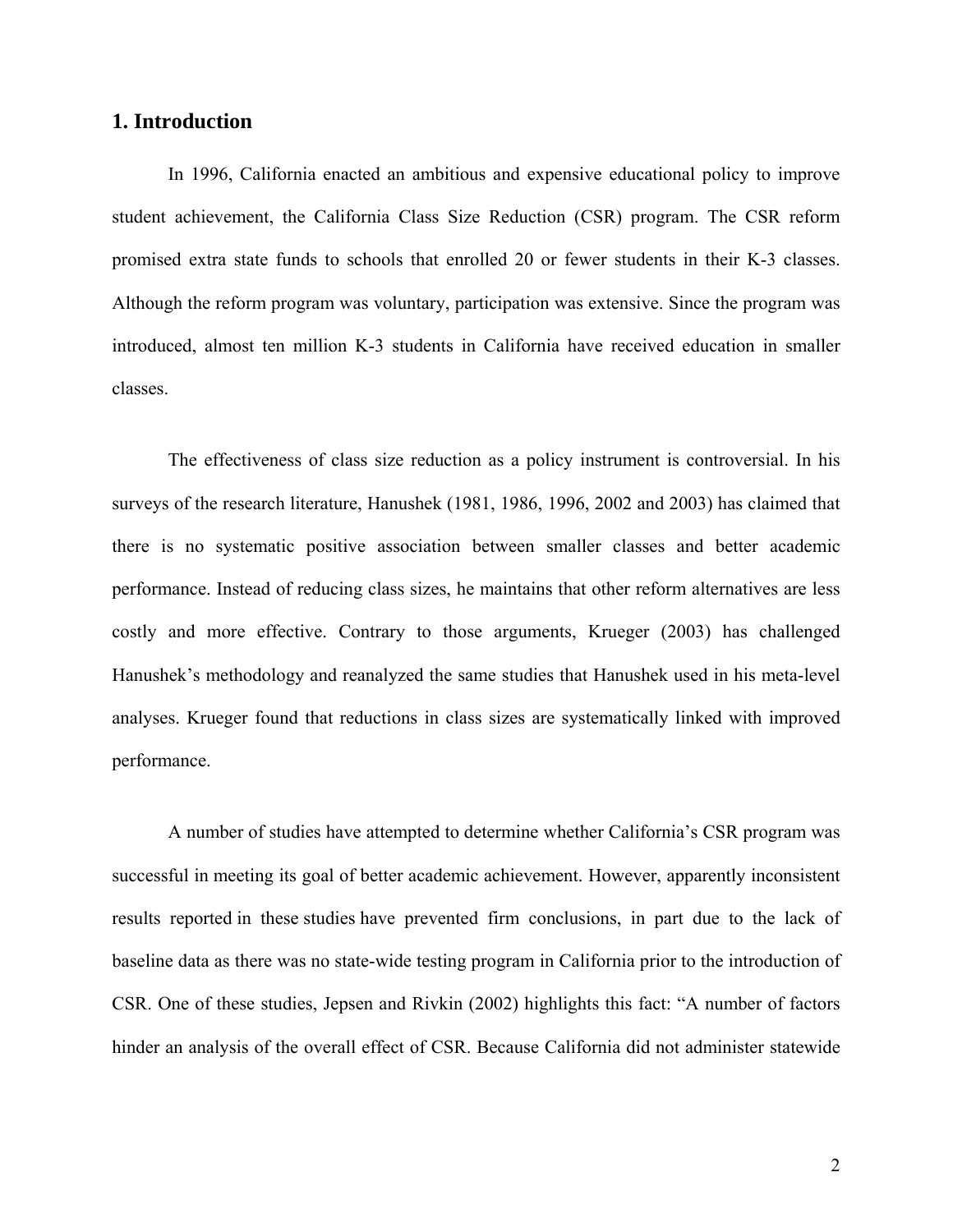## 1. Introduction

In 1996, California enacted an ambitious and expensive educational policy to improve student achievement, the California Class Size Reduction (CSR) program. The CSR reform promised extra state funds to schools that enrolled 20 or fewer students in their K-3 classes. Although the reform program was voluntary, participation was extensive. Since the program was introduced, almost ten million K-3 students in California have received education in smaller classes.

The effectiveness of class size reduction as a policy instrument is controversial. In his surveys of the research literature, Hanushek (1981, 1986, 1996, 2002 and 2003) has claimed that there is no systematic positive association between smaller classes and better academic performance. Instead of reducing class sizes, he maintains that other reform alternatives are less costly and more effective. Contrary to those arguments, Krueger (2003) has challenged Hanushek's methodology and reanalyzed the same studies that Hanushek used in his meta-level analyses. Krueger found that reductions in class sizes are systematically linked with improved performance.

A number of studies have attempted to determine whether California's CSR program was successful in meeting its goal of better academic achievement. However, apparently inconsistent results reported in these studies have prevented firm conclusions, in part due to the lack of baseline data as there was no state-wide testing program in California prior to the introduction of CSR. One of these studies, Jepsen and Rivkin (2002) highlights this fact: "A number of factors hinder an analysis of the overall effect of CSR. Because California did not administer statewide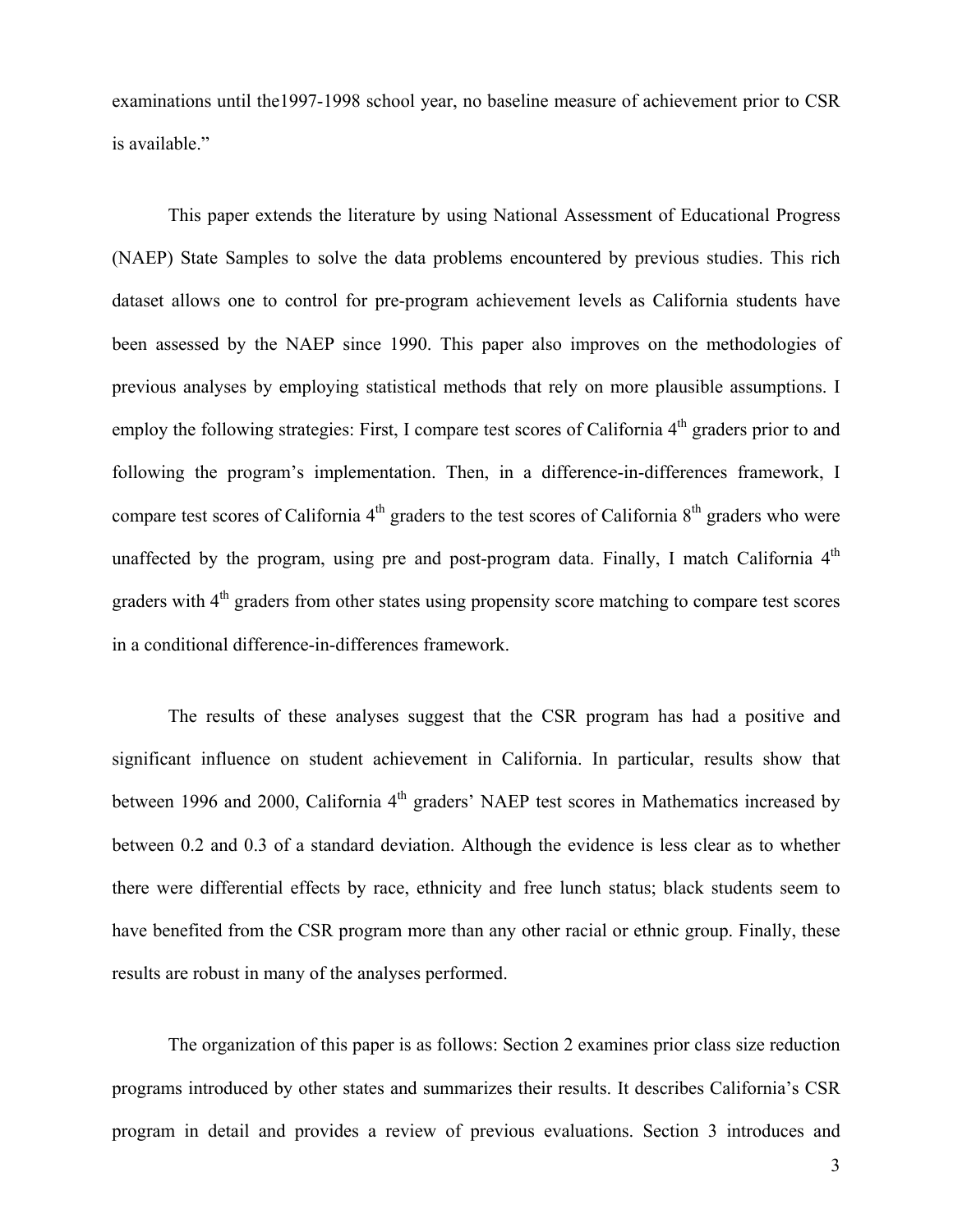examinations until the1997-1998 school year, no baseline measure of achievement prior to CSR is available."

This paper extends the literature by using National Assessment of Educational Progress (NAEP) State Samples to solve the data problems encountered by previous studies. This rich dataset allows one to control for pre-program achievement levels as California students have been assessed by the NAEP since 1990. This paper also improves on the methodologies of previous analyses by employing statistical methods that rely on more plausible assumptions. I employ the following strategies: First, I compare test scores of California 4th graders prior to and following the program's implementation. Then, in a difference-in-differences framework, I compare test scores of California 4th graders to the test scores of California 8th graders who were unaffected by the program, using pre and post-program data. Finally, I match California 4th graders with 4th graders from other states using propensity score matching to compare test scores in a conditional difference-in-differences framework.

The results of these analyses suggest that the CSR program has had a positive and significant influence on student achievement in California. In particular, results show that between 1996 and 2000, California 4th graders' NAEP test scores in Mathematics increased by between 0.2 and 0.3 of a standard deviation. Although the evidence is less clear as to whether there were differential effects by race, ethnicity and free lunch status; black students seem to have benefited from the CSR program more than any other racial or ethnic group. Finally, these results are robust in many of the analyses performed.

The organization of this paper is as follows: Section 2 examines prior class size reduction programs introduced by other states and summarizes their results. It describes California's CSR program in detail and provides a review of previous evaluations. Section 3 introduces and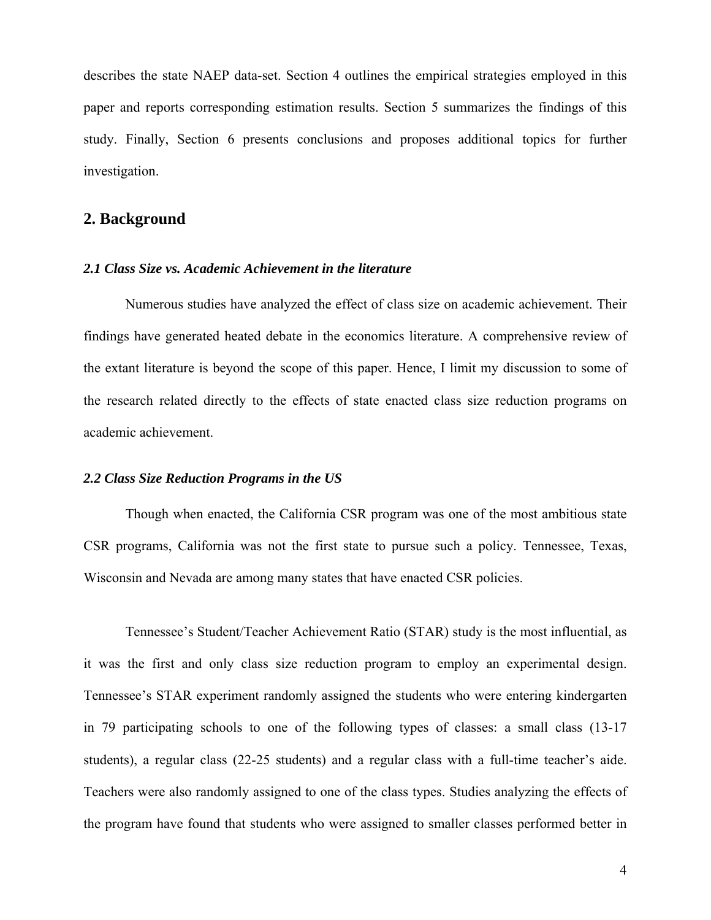describes the state NAEP data-set. Section 4 outlines the empirical strategies employed in this paper and reports corresponding estimation results. Section 5 summarizes the findings of this study. Finally, Section 6 presents conclusions and proposes additional topics for further investigation.

## 2. Background

### *2.1 Class Size vs. Academic Achievement in the literature*

Numerous studies have analyzed the effect of class size on academic achievement. Their findings have generated heated debate in the economics literature. A comprehensive review of the extant literature is beyond the scope of this paper. Hence, I limit my discussion to some of the research related directly to the effects of state enacted class size reduction programs on academic achievement.

### *2.2 Class Size Reduction Programs in the US*

Though when enacted, the California CSR program was one of the most ambitious state CSR programs, California was not the first state to pursue such a policy. Tennessee, Texas, Wisconsin and Nevada are among many states that have enacted CSR policies.

Tennessee's Student/Teacher Achievement Ratio (STAR) study is the most influential, as it was the first and only class size reduction program to employ an experimental design. Tennessee's STAR experiment randomly assigned the students who were entering kindergarten in 79 participating schools to one of the following types of classes: a small class (13-17 students), a regular class (22-25 students) and a regular class with a full-time teacher's aide. Teachers were also randomly assigned to one of the class types. Studies analyzing the effects of the program have found that students who were assigned to smaller classes performed better in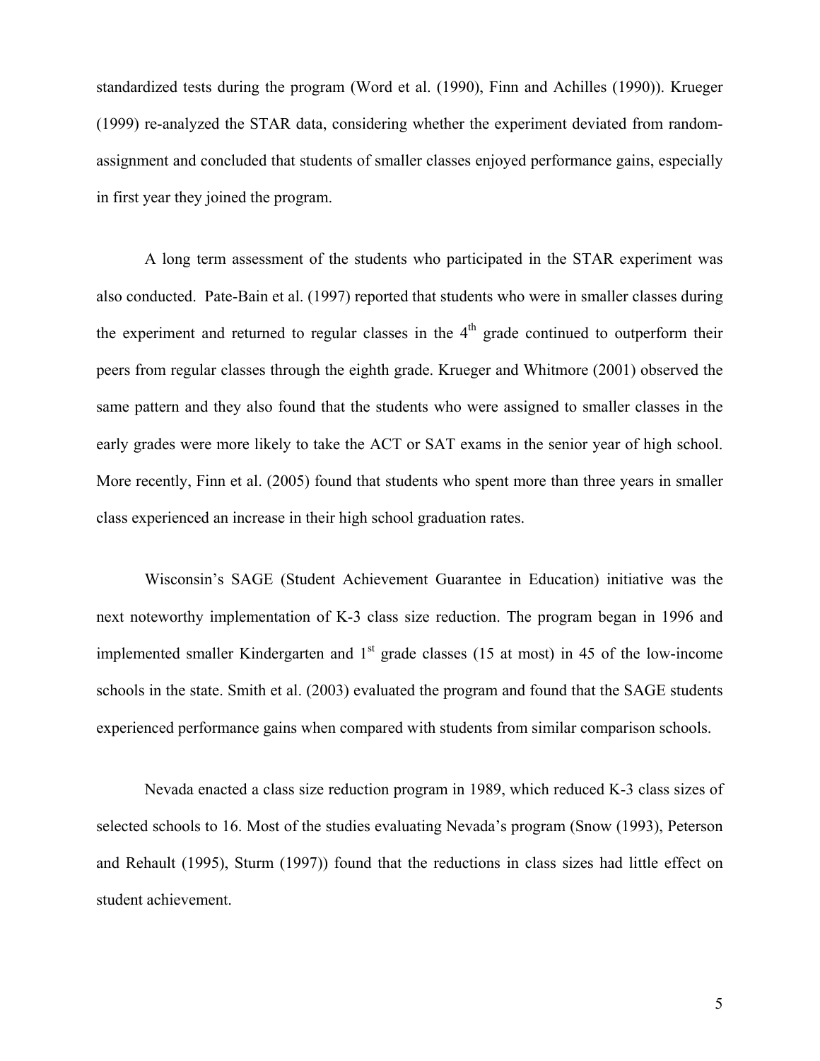standardized tests during the program (Word et al. (1990), Finn and Achilles (1990)). Krueger (1999) re-analyzed the STAR data, considering whether the experiment deviated from random-assignment and concluded that students of smaller classes enjoyed performance gains, especially in first year they joined the program.

A long term assessment of the students who participated in the STAR experiment was also conducted. Pate-Bain et al. (1997) reported that students who were in smaller classes during the experiment and returned to regular classes in the 4th grade continued to outperform their peers from regular classes through the eighth grade. Krueger and Whitmore (2001) observed the same pattern and they also found that the students who were assigned to smaller classes in the early grades were more likely to take the ACT or SAT exams in the senior year of high school. More recently, Finn et al. (2005) found that students who spent more than three years in smaller class experienced an increase in their high school graduation rates.

Wisconsin's SAGE (Student Achievement Guarantee in Education) initiative was the next noteworthy implementation of K-3 class size reduction. The program began in 1996 and implemented smaller Kindergarten and 1st grade classes (15 at most) in 45 of the low-income schools in the state. Smith et al. (2003) evaluated the program and found that the SAGE students experienced performance gains when compared with students from similar comparison schools.

Nevada enacted a class size reduction program in 1989, which reduced K-3 class sizes of selected schools to 16. Most of the studies evaluating Nevada's program (Snow (1993), Peterson and Rehault (1995), Sturm (1997)) found that the reductions in class sizes had little effect on student achievement.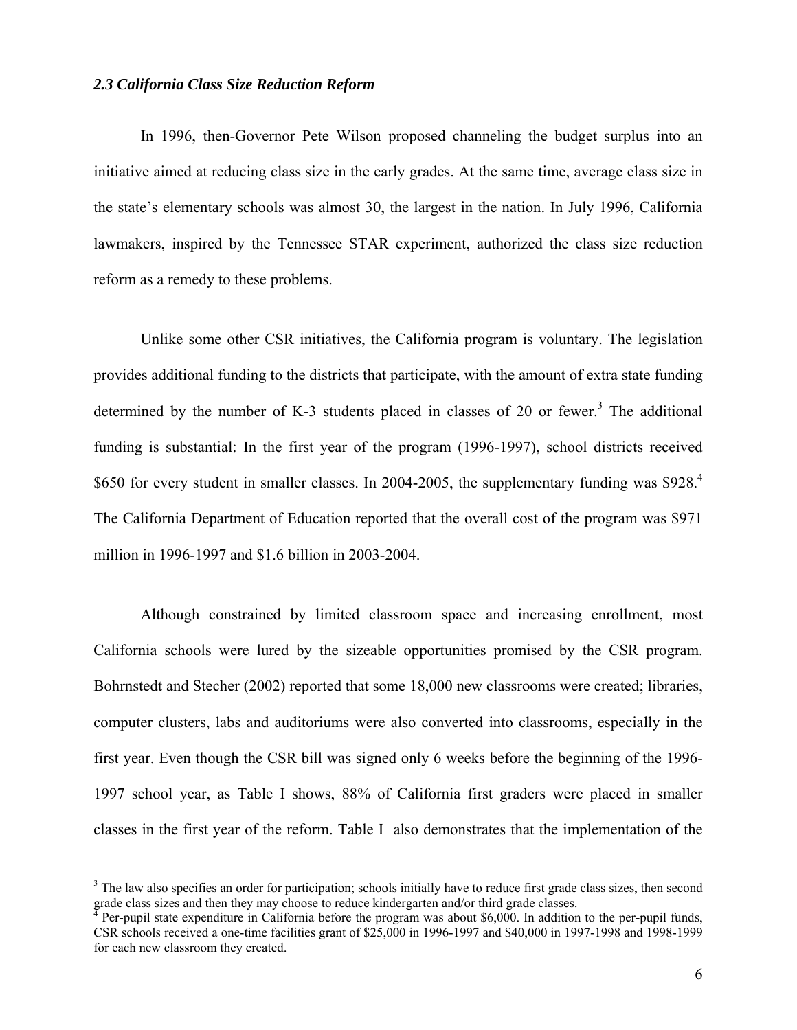### *2.3 California Class Size Reduction Reform*

In 1996, then-Governor Pete Wilson proposed channeling the budget surplus into an initiative aimed at reducing class size in the early grades. At the same time, average class size in the state's elementary schools was almost 30, the largest in the nation. In July 1996, California lawmakers, inspired by the Tennessee STAR experiment, authorized the class size reduction reform as a remedy to these problems.

Unlike some other CSR initiatives, the California program is voluntary. The legislation provides additional funding to the districts that participate, with the amount of extra state funding determined by the number of K-3 students placed in classes of 20 or fewer.[3] The additional funding is substantial: In the first year of the program (1996-1997), school districts received \$650 for every student in smaller classes. In 2004-2005, the supplementary funding was \$928.[4] The California Department of Education reported that the overall cost of the program was \$971 million in 1996-1997 and \$1.6 billion in 2003-2004.

Although constrained by limited classroom space and increasing enrollment, most California schools were lured by the sizeable opportunities promised by the CSR program. Bohrnstedt and Stecher (2002) reported that some 18,000 new classrooms were created; libraries, computer clusters, labs and auditoriums were also converted into classrooms, especially in the first year. Even though the CSR bill was signed only 6 weeks before the beginning of the 1996-1997 school year, as Table I shows, 88% of California first graders were placed in smaller classes in the first year of the reform. Table I also demonstrates that the implementation of the

---

[3] The law also specifies an order for participation; schools initially have to reduce first grade class sizes, then second grade class sizes and then they may choose to reduce kindergarten and/or third grade classes.

[4] Per-pupil state expenditure in California before the program was about \$6,000. In addition to the per-pupil funds, CSR schools received a one-time facilities grant of \$25,000 in 1996-1997 and \$40,000 in 1997-1998 and 1998-1999 for each new classroom they created.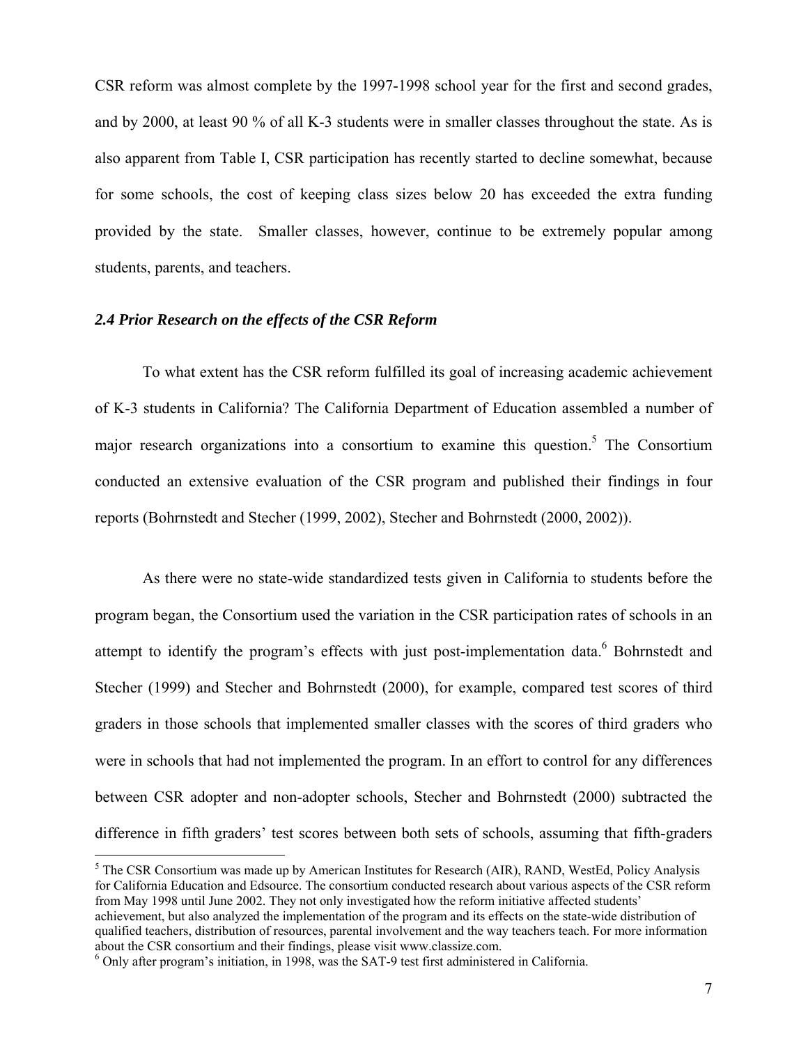CSR reform was almost complete by the 1997-1998 school year for the first and second grades, and by 2000, at least 90 % of all K-3 students were in smaller classes throughout the state. As is also apparent from Table I, CSR participation has recently started to decline somewhat, because for some schools, the cost of keeping class sizes below 20 has exceeded the extra funding provided by the state. Smaller classes, however, continue to be extremely popular among students, parents, and teachers.

### *2.4 Prior Research on the effects of the CSR Reform*

To what extent has the CSR reform fulfilled its goal of increasing academic achievement of K-3 students in California? The California Department of Education assembled a number of major research organizations into a consortium to examine this question.[5] The Consortium conducted an extensive evaluation of the CSR program and published their findings in four reports (Bohrnstedt and Stecher (1999, 2002), Stecher and Bohrnstedt (2000, 2002)).

As there were no state-wide standardized tests given in California to students before the program began, the Consortium used the variation in the CSR participation rates of schools in an attempt to identify the program's effects with just post-implementation data.[6] Bohrnstedt and Stecher (1999) and Stecher and Bohrnstedt (2000), for example, compared test scores of third graders in those schools that implemented smaller classes with the scores of third graders who were in schools that had not implemented the program. In an effort to control for any differences between CSR adopter and non-adopter schools, Stecher and Bohrnstedt (2000) subtracted the difference in fifth graders' test scores between both sets of schools, assuming that fifth-graders

---

[5] The CSR Consortium was made up by American Institutes for Research (AIR), RAND, WestEd, Policy Analysis for California Education and Edsource. The consortium conducted research about various aspects of the CSR reform from May 1998 until June 2002. They not only investigated how the reform initiative affected students' achievement, but also analyzed the implementation of the program and its effects on the state-wide distribution of qualified teachers, distribution of resources, parental involvement and the way teachers teach. For more information about the CSR consortium and their findings, please visit www.classize.com.

[6] Only after program's initiation, in 1998, was the SAT-9 test first administered in California.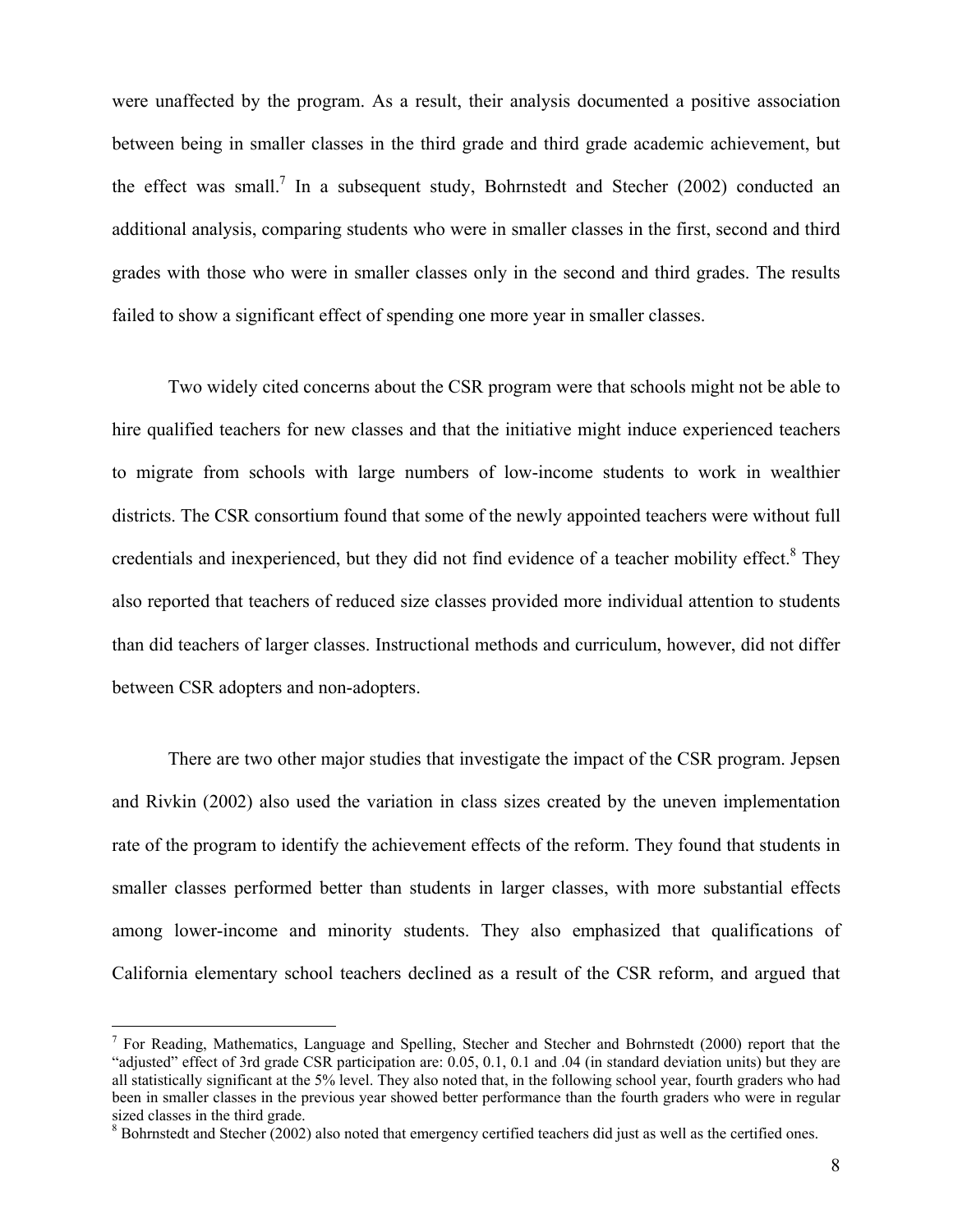were unaffected by the program. As a result, their analysis documented a positive association between being in smaller classes in the third grade and third grade academic achievement, but the effect was small.[7] In a subsequent study, Bohrnstedt and Stecher (2002) conducted an additional analysis, comparing students who were in smaller classes in the first, second and third grades with those who were in smaller classes only in the second and third grades. The results failed to show a significant effect of spending one more year in smaller classes.

Two widely cited concerns about the CSR program were that schools might not be able to hire qualified teachers for new classes and that the initiative might induce experienced teachers to migrate from schools with large numbers of low-income students to work in wealthier districts. The CSR consortium found that some of the newly appointed teachers were without full credentials and inexperienced, but they did not find evidence of a teacher mobility effect.[8] They also reported that teachers of reduced size classes provided more individual attention to students than did teachers of larger classes. Instructional methods and curriculum, however, did not differ between CSR adopters and non-adopters.

There are two other major studies that investigate the impact of the CSR program. Jepsen and Rivkin (2002) also used the variation in class sizes created by the uneven implementation rate of the program to identify the achievement effects of the reform. They found that students in smaller classes performed better than students in larger classes, with more substantial effects among lower-income and minority students. They also emphasized that qualifications of California elementary school teachers declined as a result of the CSR reform, and argued that

---

[7] For Reading, Mathematics, Language and Spelling, Stecher and Stecher and Bohrnstedt (2000) report that the "adjusted" effect of 3rd grade CSR participation are: 0.05, 0.1, 0.1 and .04 (in standard deviation units) but they are all statistically significant at the 5% level. They also noted that, in the following school year, fourth graders who had been in smaller classes in the previous year showed better performance than the fourth graders who were in regular sized classes in the third grade.

[8] Bohrnstedt and Stecher (2002) also noted that emergency certified teachers did just as well as the certified ones.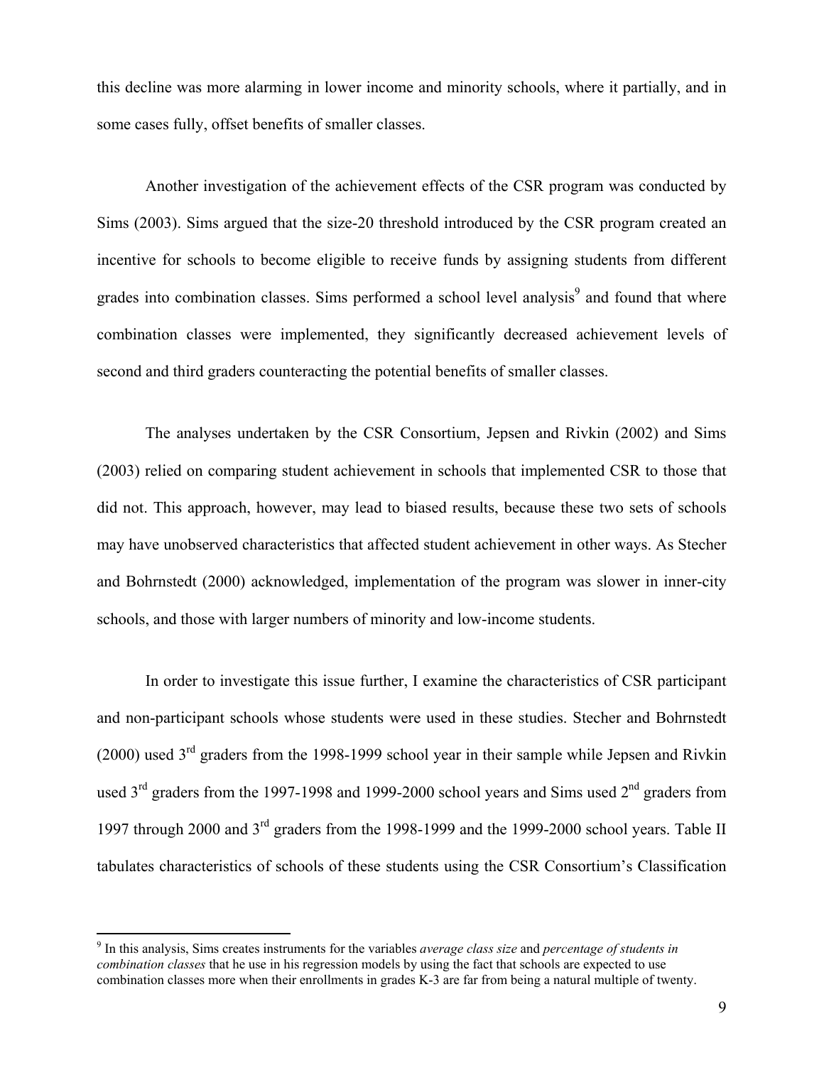this decline was more alarming in lower income and minority schools, where it partially, and in some cases fully, offset benefits of smaller classes.

Another investigation of the achievement effects of the CSR program was conducted by Sims (2003). Sims argued that the size-20 threshold introduced by the CSR program created an incentive for schools to become eligible to receive funds by assigning students from different grades into combination classes. Sims performed a school level analysis[9] and found that where combination classes were implemented, they significantly decreased achievement levels of second and third graders counteracting the potential benefits of smaller classes.

The analyses undertaken by the CSR Consortium, Jepsen and Rivkin (2002) and Sims (2003) relied on comparing student achievement in schools that implemented CSR to those that did not. This approach, however, may lead to biased results, because these two sets of schools may have unobserved characteristics that affected student achievement in other ways. As Stecher and Bohrnstedt (2000) acknowledged, implementation of the program was slower in inner-city schools, and those with larger numbers of minority and low-income students.

In order to investigate this issue further, I examine the characteristics of CSR participant and non-participant schools whose students were used in these studies. Stecher and Bohrnstedt (2000) used 3rd graders from the 1998-1999 school year in their sample while Jepsen and Rivkin used 3rd graders from the 1997-1998 and 1999-2000 school years and Sims used 2nd graders from 1997 through 2000 and 3rd graders from the 1998-1999 and the 1999-2000 school years. Table II tabulates characteristics of schools of these students using the CSR Consortium's Classification

---

[9] In this analysis, Sims creates instruments for the variables *average class size* and *percentage of students in combination classes* that he use in his regression models by using the fact that schools are expected to use combination classes more when their enrollments in grades K-3 are far from being a natural multiple of twenty.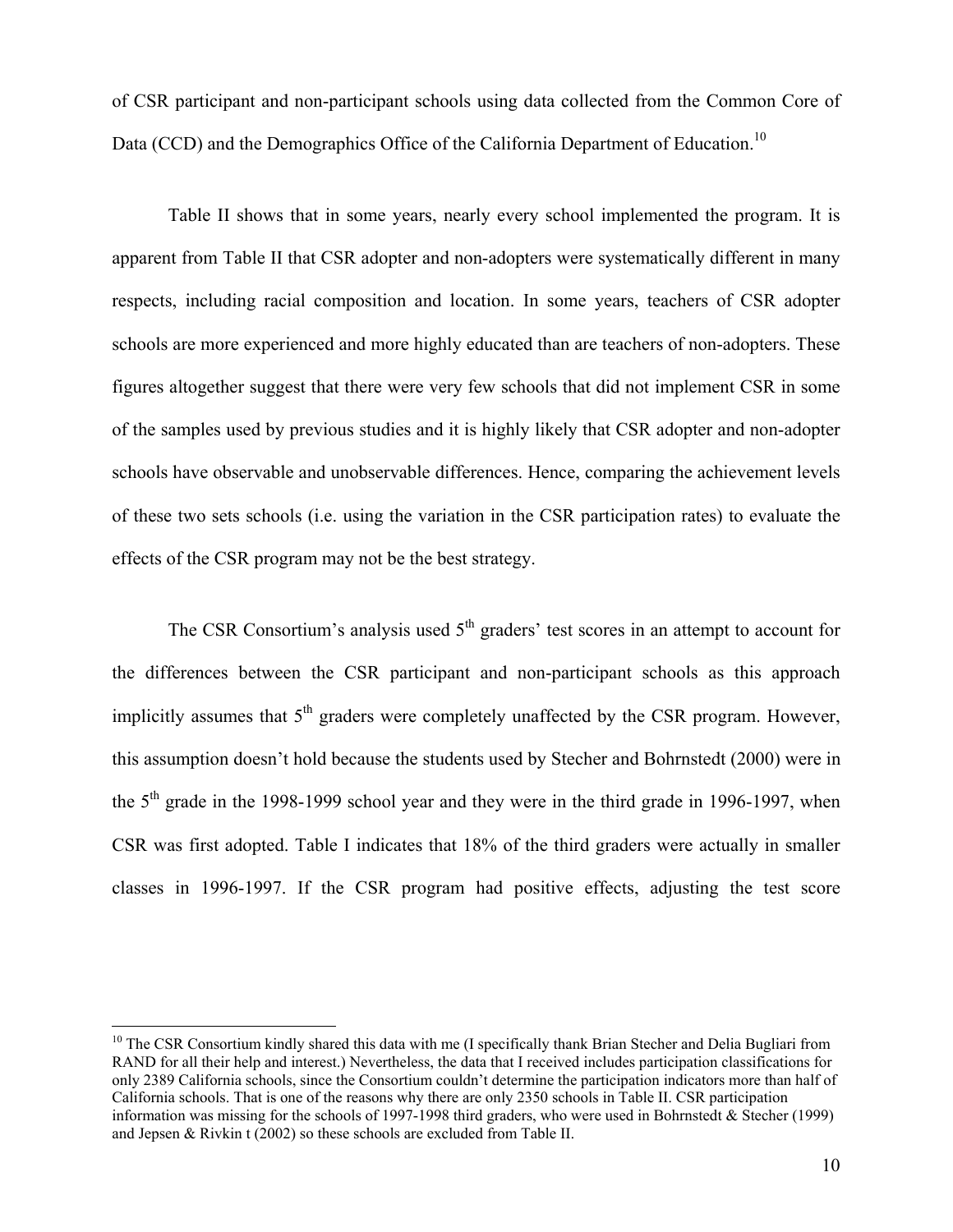of CSR participant and non-participant schools using data collected from the Common Core of Data (CCD) and the Demographics Office of the California Department of Education.[10]

Table II shows that in some years, nearly every school implemented the program. It is apparent from Table II that CSR adopter and non-adopters were systematically different in many respects, including racial composition and location. In some years, teachers of CSR adopter schools are more experienced and more highly educated than are teachers of non-adopters. These figures altogether suggest that there were very few schools that did not implement CSR in some of the samples used by previous studies and it is highly likely that CSR adopter and non-adopter schools have observable and unobservable differences. Hence, comparing the achievement levels of these two sets schools (i.e. using the variation in the CSR participation rates) to evaluate the effects of the CSR program may not be the best strategy.

The CSR Consortium's analysis used 5th graders' test scores in an attempt to account for the differences between the CSR participant and non-participant schools as this approach implicitly assumes that 5th graders were completely unaffected by the CSR program. However, this assumption doesn't hold because the students used by Stecher and Bohrnstedt (2000) were in the 5th grade in the 1998-1999 school year and they were in the third grade in 1996-1997, when CSR was first adopted. Table I indicates that 18% of the third graders were actually in smaller classes in 1996-1997. If the CSR program had positive effects, adjusting the test score

[10] The CSR Consortium kindly shared this data with me (I specifically thank Brian Stecher and Delia Bugliari from RAND for all their help and interest.) Nevertheless, the data that I received includes participation classifications for only 2389 California schools, since the Consortium couldn't determine the participation indicators more than half of California schools. That is one of the reasons why there are only 2350 schools in Table II. CSR participation information was missing for the schools of 1997-1998 third graders, who were used in Bohrnstedt & Stecher (1999) and Jepsen & Rivkin t (2002) so these schools are excluded from Table II.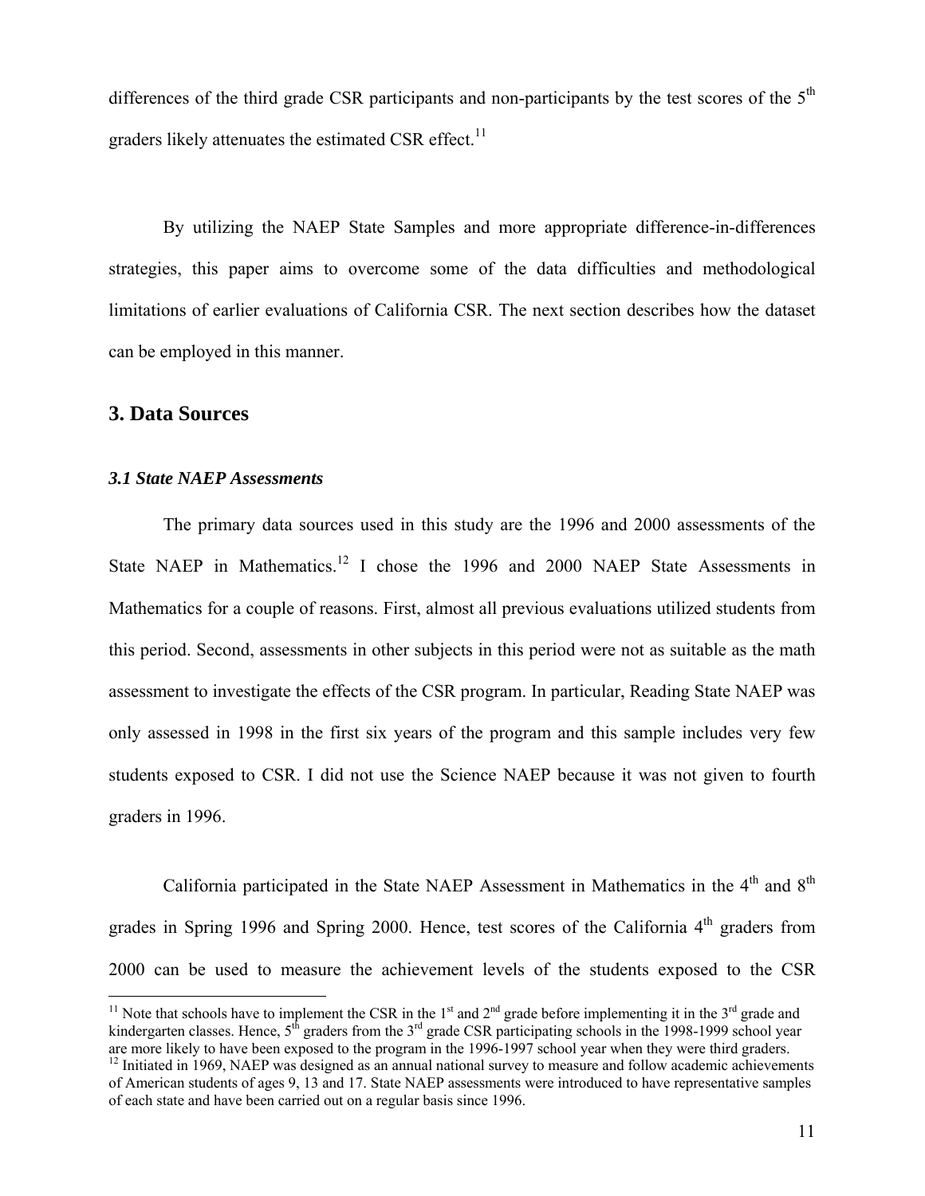differences of the third grade CSR participants and non-participants by the test scores of the 5th graders likely attenuates the estimated CSR effect.[11]

By utilizing the NAEP State Samples and more appropriate difference-in-differences strategies, this paper aims to overcome some of the data difficulties and methodological limitations of earlier evaluations of California CSR. The next section describes how the dataset can be employed in this manner.

## 3. Data Sources

### *3.1 State NAEP Assessments*

The primary data sources used in this study are the 1996 and 2000 assessments of the State NAEP in Mathematics.[12] I chose the 1996 and 2000 NAEP State Assessments in Mathematics for a couple of reasons. First, almost all previous evaluations utilized students from this period. Second, assessments in other subjects in this period were not as suitable as the math assessment to investigate the effects of the CSR program. In particular, Reading State NAEP was only assessed in 1998 in the first six years of the program and this sample includes very few students exposed to CSR. I did not use the Science NAEP because it was not given to fourth graders in 1996.

California participated in the State NAEP Assessment in Mathematics in the 4th and 8th grades in Spring 1996 and Spring 2000. Hence, test scores of the California 4th graders from 2000 can be used to measure the achievement levels of the students exposed to the CSR

---

[11] Note that schools have to implement the CSR in the 1st and 2nd grade before implementing it in the 3rd grade and kindergarten classes. Hence, 5th graders from the 3rd grade CSR participating schools in the 1998-1999 school year are more likely to have been exposed to the program in the 1996-1997 school year when they were third graders.

[12] Initiated in 1969, NAEP was designed as an annual national survey to measure and follow academic achievements of American students of ages 9, 13 and 17. State NAEP assessments were introduced to have representative samples of each state and have been carried out on a regular basis since 1996.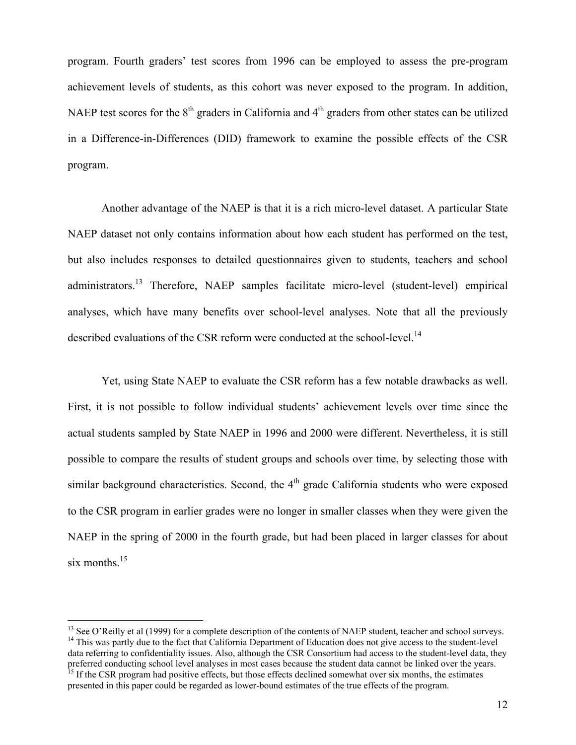program. Fourth graders' test scores from 1996 can be employed to assess the pre-program achievement levels of students, as this cohort was never exposed to the program. In addition, NAEP test scores for the 8th graders in California and 4th graders from other states can be utilized in a Difference-in-Differences (DID) framework to examine the possible effects of the CSR program.

Another advantage of the NAEP is that it is a rich micro-level dataset. A particular State NAEP dataset not only contains information about how each student has performed on the test, but also includes responses to detailed questionnaires given to students, teachers and school administrators.[13] Therefore, NAEP samples facilitate micro-level (student-level) empirical analyses, which have many benefits over school-level analyses. Note that all the previously described evaluations of the CSR reform were conducted at the school-level.[14]

Yet, using State NAEP to evaluate the CSR reform has a few notable drawbacks as well. First, it is not possible to follow individual students' achievement levels over time since the actual students sampled by State NAEP in 1996 and 2000 were different. Nevertheless, it is still possible to compare the results of student groups and schools over time, by selecting those with similar background characteristics. Second, the 4th grade California students who were exposed to the CSR program in earlier grades were no longer in smaller classes when they were given the NAEP in the spring of 2000 in the fourth grade, but had been placed in larger classes for about six months.[15]

---

[13] See O'Reilly et al (1999) for a complete description of the contents of NAEP student, teacher and school surveys.

[14] This was partly due to the fact that California Department of Education does not give access to the student-level data referring to confidentiality issues. Also, although the CSR Consortium had access to the student-level data, they preferred conducting school level analyses in most cases because the student data cannot be linked over the years.

[15] If the CSR program had positive effects, but those effects declined somewhat over six months, the estimates presented in this paper could be regarded as lower-bound estimates of the true effects of the program.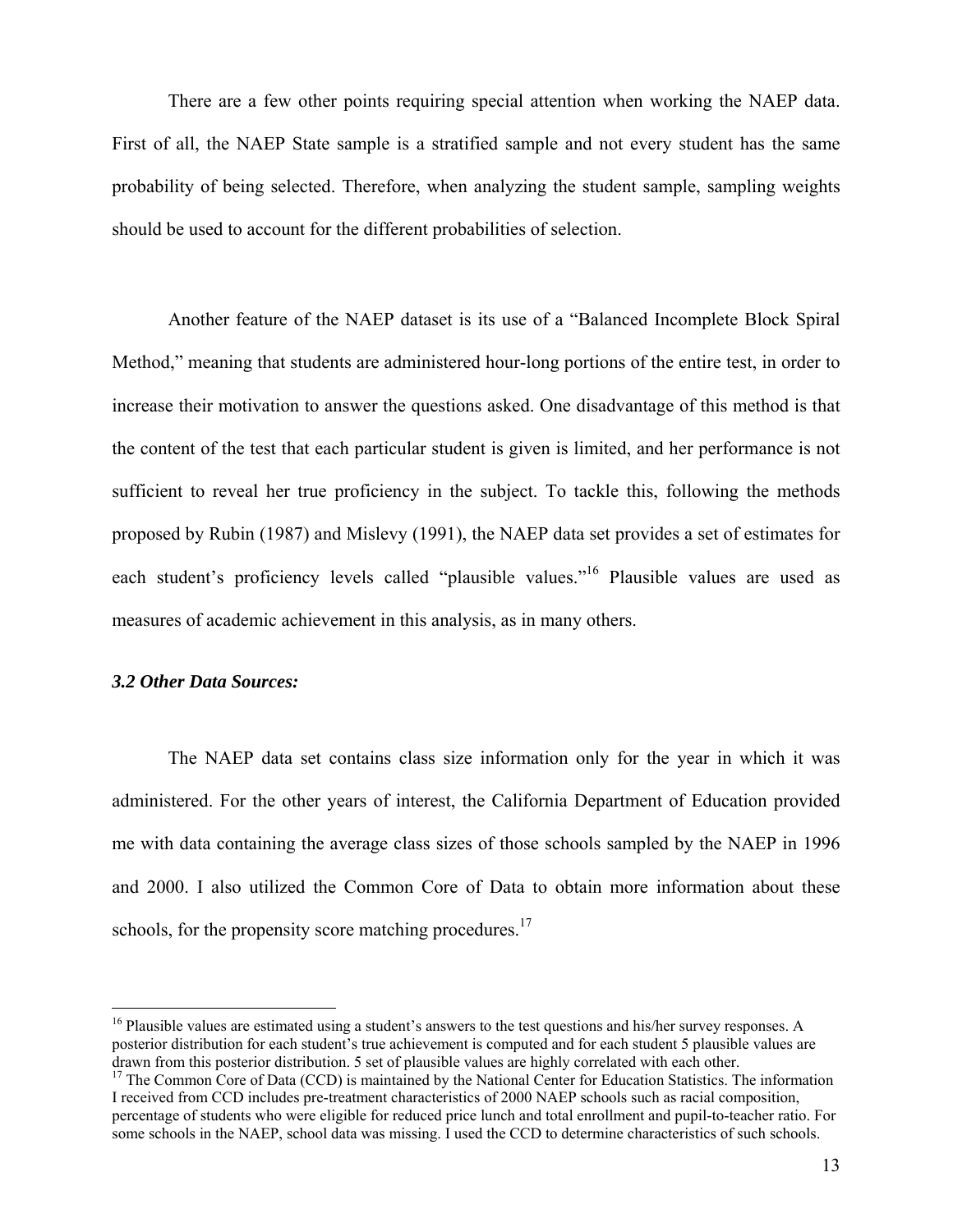There are a few other points requiring special attention when working the NAEP data. First of all, the NAEP State sample is a stratified sample and not every student has the same probability of being selected. Therefore, when analyzing the student sample, sampling weights should be used to account for the different probabilities of selection.

Another feature of the NAEP dataset is its use of a "Balanced Incomplete Block Spiral Method," meaning that students are administered hour-long portions of the entire test, in order to increase their motivation to answer the questions asked. One disadvantage of this method is that the content of the test that each particular student is given is limited, and her performance is not sufficient to reveal her true proficiency in the subject. To tackle this, following the methods proposed by Rubin (1987) and Mislevy (1991), the NAEP data set provides a set of estimates for each student's proficiency levels called "plausible values."[16] Plausible values are used as measures of academic achievement in this analysis, as in many others.

### *3.2 Other Data Sources:*

The NAEP data set contains class size information only for the year in which it was administered. For the other years of interest, the California Department of Education provided me with data containing the average class sizes of those schools sampled by the NAEP in 1996 and 2000. I also utilized the Common Core of Data to obtain more information about these schools, for the propensity score matching procedures.[17]

---

[16] Plausible values are estimated using a student's answers to the test questions and his/her survey responses. A posterior distribution for each student's true achievement is computed and for each student 5 plausible values are drawn from this posterior distribution. 5 set of plausible values are highly correlated with each other.

[17] The Common Core of Data (CCD) is maintained by the National Center for Education Statistics. The information I received from CCD includes pre-treatment characteristics of 2000 NAEP schools such as racial composition, percentage of students who were eligible for reduced price lunch and total enrollment and pupil-to-teacher ratio. For some schools in the NAEP, school data was missing. I used the CCD to determine characteristics of such schools.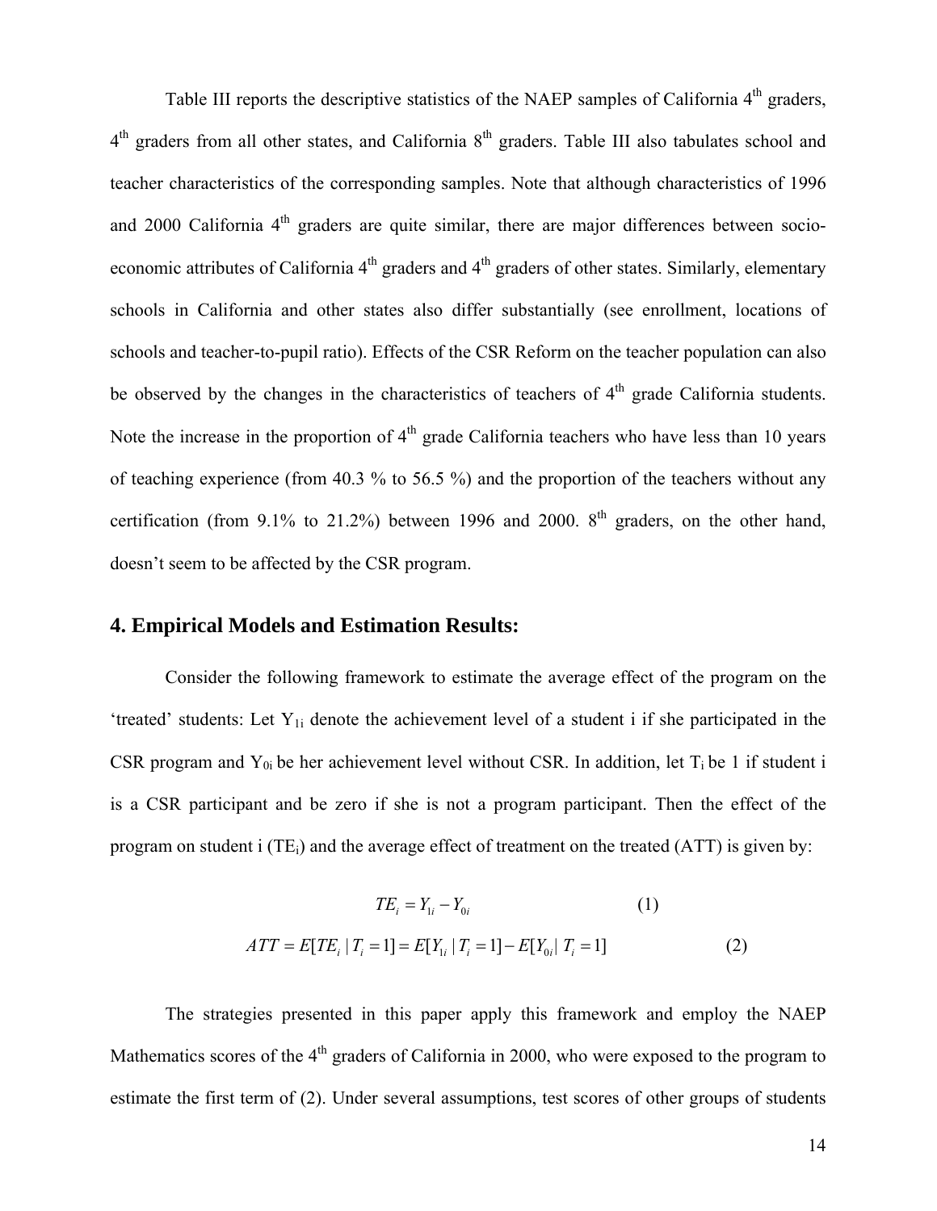Table III reports the descriptive statistics of the NAEP samples of California 4th graders, 4th graders from all other states, and California 8th graders. Table III also tabulates school and teacher characteristics of the corresponding samples. Note that although characteristics of 1996 and 2000 California 4th graders are quite similar, there are major differences between socio-economic attributes of California 4th graders and 4th graders of other states. Similarly, elementary schools in California and other states also differ substantially (see enrollment, locations of schools and teacher-to-pupil ratio). Effects of the CSR Reform on the teacher population can also be observed by the changes in the characteristics of teachers of 4th grade California students. Note the increase in the proportion of 4th grade California teachers who have less than 10 years of teaching experience (from 40.3 % to 56.5 %) and the proportion of the teachers without any certification (from 9.1% to 21.2%) between 1996 and 2000. 8th graders, on the other hand, doesn't seem to be affected by the CSR program.

## 4. Empirical Models and Estimation Results:

Consider the following framework to estimate the average effect of the program on the 'treated' students: Let $Y_{1i}$ denote the achievement level of a student i if she participated in the CSR program and $Y_{0i}$ be her achievement level without CSR. In addition, let $T_i$ be 1 if student i is a CSR participant and be zero if she is not a program participant. Then the effect of the program on student i ($TE_i$) and the average effect of treatment on the treated (ATT) is given by:

$$TE_i = Y_{1i} - Y_{0i} \qquad (1)$$

$$ATT = E[TE_i \mid T_i = 1] = E[Y_{1i} \mid T_i = 1] - E[Y_{0i} \mid T_i = 1] \qquad (2)$$

The strategies presented in this paper apply this framework and employ the NAEP Mathematics scores of the 4th graders of California in 2000, who were exposed to the program to estimate the first term of (2). Under several assumptions, test scores of other groups of students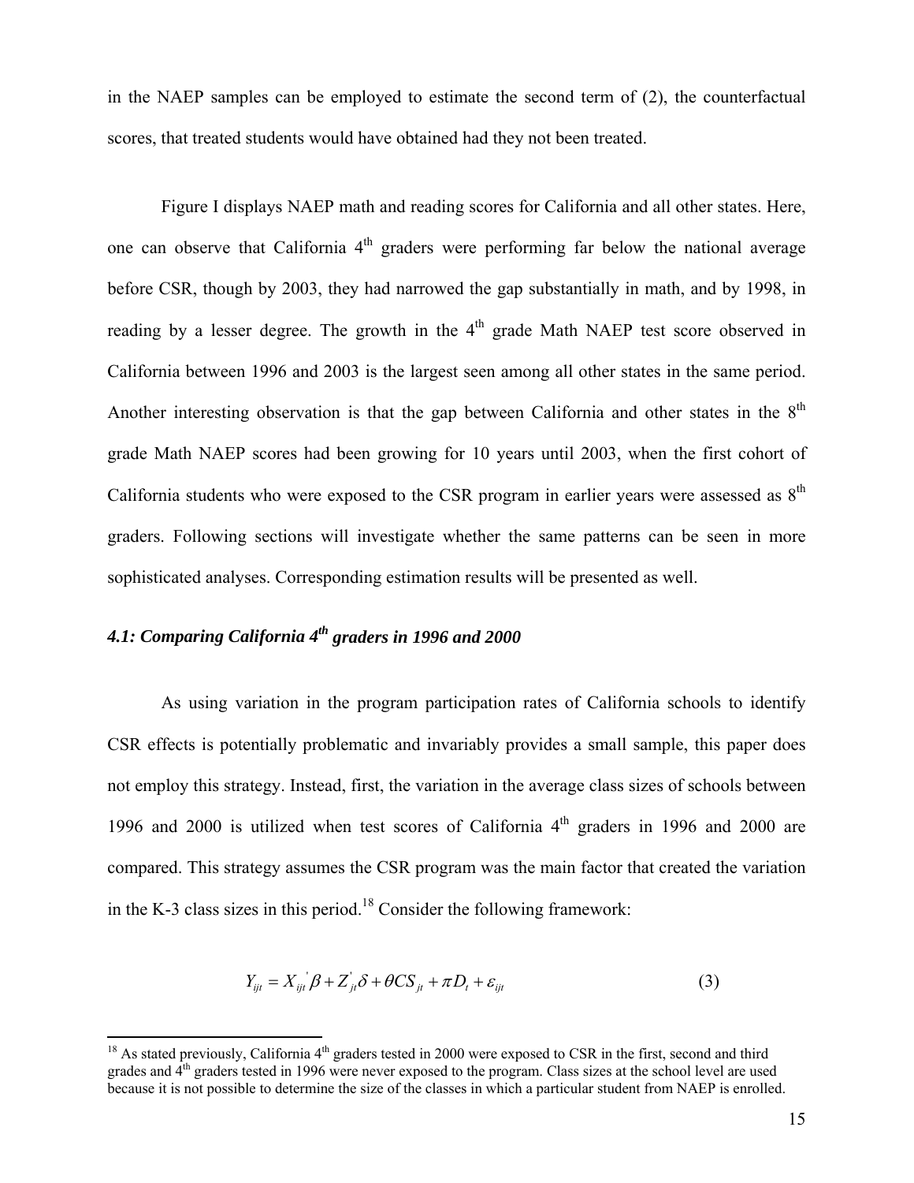in the NAEP samples can be employed to estimate the second term of (2), the counterfactual scores, that treated students would have obtained had they not been treated.

Figure I displays NAEP math and reading scores for California and all other states. Here, one can observe that California 4th graders were performing far below the national average before CSR, though by 2003, they had narrowed the gap substantially in math, and by 1998, in reading by a lesser degree. The growth in the 4th grade Math NAEP test score observed in California between 1996 and 2003 is the largest seen among all other states in the same period. Another interesting observation is that the gap between California and other states in the 8th grade Math NAEP scores had been growing for 10 years until 2003, when the first cohort of California students who were exposed to the CSR program in earlier years were assessed as 8th graders. Following sections will investigate whether the same patterns can be seen in more sophisticated analyses. Corresponding estimation results will be presented as well.

### *4.1: Comparing California 4th graders in 1996 and 2000*

As using variation in the program participation rates of California schools to identify CSR effects is potentially problematic and invariably provides a small sample, this paper does not employ this strategy. Instead, first, the variation in the average class sizes of schools between 1996 and 2000 is utilized when test scores of California 4th graders in 1996 and 2000 are compared. This strategy assumes the CSR program was the main factor that created the variation in the K-3 class sizes in this period.[18] Consider the following framework:

$$Y_{ijt} = X_{ijt}^{'}\beta + Z_{jt}^{'}\delta + \theta CS_{jt} + \pi D_{t} + \varepsilon_{ijt} \tag{3}$$

---

[18] As stated previously, California 4th graders tested in 2000 were exposed to CSR in the first, second and third grades and 4th graders tested in 1996 were never exposed to the program. Class sizes at the school level are used because it is not possible to determine the size of the classes in which a particular student from NAEP is enrolled.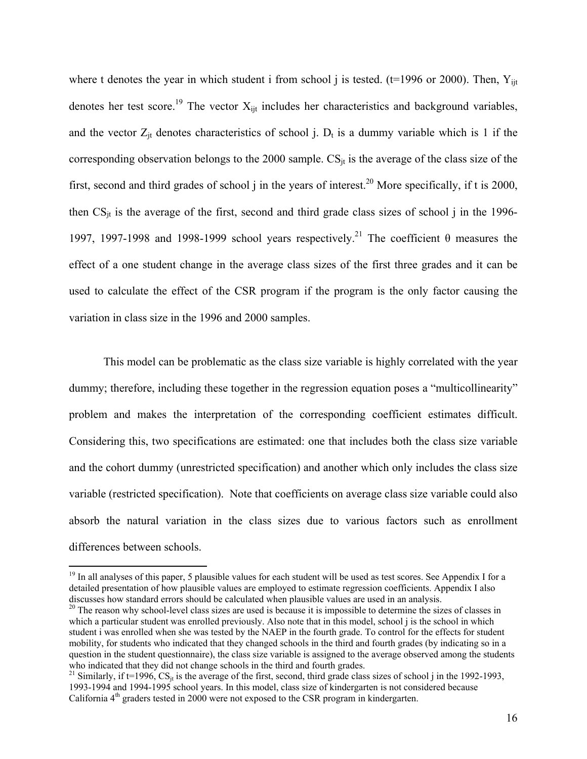where t denotes the year in which student i from school j is tested. (t=1996 or 2000). Then, $Y_{ijt}$ denotes her test score.[19] The vector $X_{ijt}$ includes her characteristics and background variables, and the vector $Z_{jt}$ denotes characteristics of school j. $D_t$ is a dummy variable which is 1 if the corresponding observation belongs to the 2000 sample. $CS_{jt}$ is the average of the class size of the first, second and third grades of school j in the years of interest.[20] More specifically, if t is 2000, then $CS_{jt}$ is the average of the first, second and third grade class sizes of school j in the 1996-1997, 1997-1998 and 1998-1999 school years respectively.[21] The coefficient $\theta$ measures the effect of a one student change in the average class sizes of the first three grades and it can be used to calculate the effect of the CSR program if the program is the only factor causing the variation in class size in the 1996 and 2000 samples.

This model can be problematic as the class size variable is highly correlated with the year dummy; therefore, including these together in the regression equation poses a "multicollinearity" problem and makes the interpretation of the corresponding coefficient estimates difficult. Considering this, two specifications are estimated: one that includes both the class size variable and the cohort dummy (unrestricted specification) and another which only includes the class size variable (restricted specification). Note that coefficients on average class size variable could also absorb the natural variation in the class sizes due to various factors such as enrollment differences between schools.

---

[19] In all analyses of this paper, 5 plausible values for each student will be used as test scores. See Appendix I for a detailed presentation of how plausible values are employed to estimate regression coefficients. Appendix I also discusses how standard errors should be calculated when plausible values are used in an analysis.

[20] The reason why school-level class sizes are used is because it is impossible to determine the sizes of classes in which a particular student was enrolled previously. Also note that in this model, school j is the school in which student i was enrolled when she was tested by the NAEP in the fourth grade. To control for the effects for student mobility, for students who indicated that they changed schools in the third and fourth grades (by indicating so in a question in the student questionnaire), the class size variable is assigned to the average observed among the students who indicated that they did not change schools in the third and fourth grades.

[21] Similarly, if t=1996, $CS_{jt}$ is the average of the first, second, third grade class sizes of school j in the 1992-1993, 1993-1994 and 1994-1995 school years. In this model, class size of kindergarten is not considered because California 4th graders tested in 2000 were not exposed to the CSR program in kindergarten.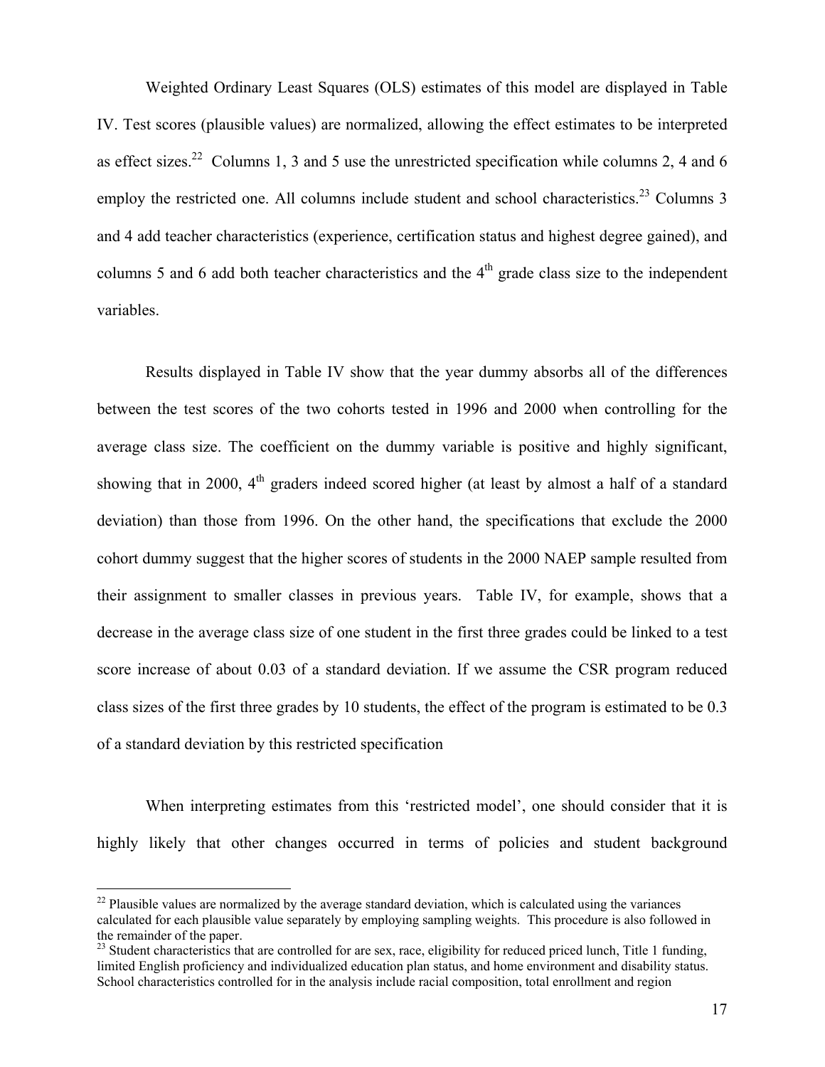Weighted Ordinary Least Squares (OLS) estimates of this model are displayed in Table IV. Test scores (plausible values) are normalized, allowing the effect estimates to be interpreted as effect sizes.[22] Columns 1, 3 and 5 use the unrestricted specification while columns 2, 4 and 6 employ the restricted one. All columns include student and school characteristics.[23] Columns 3 and 4 add teacher characteristics (experience, certification status and highest degree gained), and columns 5 and 6 add both teacher characteristics and the 4th grade class size to the independent variables.

Results displayed in Table IV show that the year dummy absorbs all of the differences between the test scores of the two cohorts tested in 1996 and 2000 when controlling for the average class size. The coefficient on the dummy variable is positive and highly significant, showing that in 2000, 4th graders indeed scored higher (at least by almost a half of a standard deviation) than those from 1996. On the other hand, the specifications that exclude the 2000 cohort dummy suggest that the higher scores of students in the 2000 NAEP sample resulted from their assignment to smaller classes in previous years. Table IV, for example, shows that a decrease in the average class size of one student in the first three grades could be linked to a test score increase of about 0.03 of a standard deviation. If we assume the CSR program reduced class sizes of the first three grades by 10 students, the effect of the program is estimated to be 0.3 of a standard deviation by this restricted specification

When interpreting estimates from this 'restricted model', one should consider that it is highly likely that other changes occurred in terms of policies and student background

---

[22] Plausible values are normalized by the average standard deviation, which is calculated using the variances calculated for each plausible value separately by employing sampling weights. This procedure is also followed in the remainder of the paper.

[23] Student characteristics that are controlled for are sex, race, eligibility for reduced priced lunch, Title 1 funding, limited English proficiency and individualized education plan status, and home environment and disability status. School characteristics controlled for in the analysis include racial composition, total enrollment and region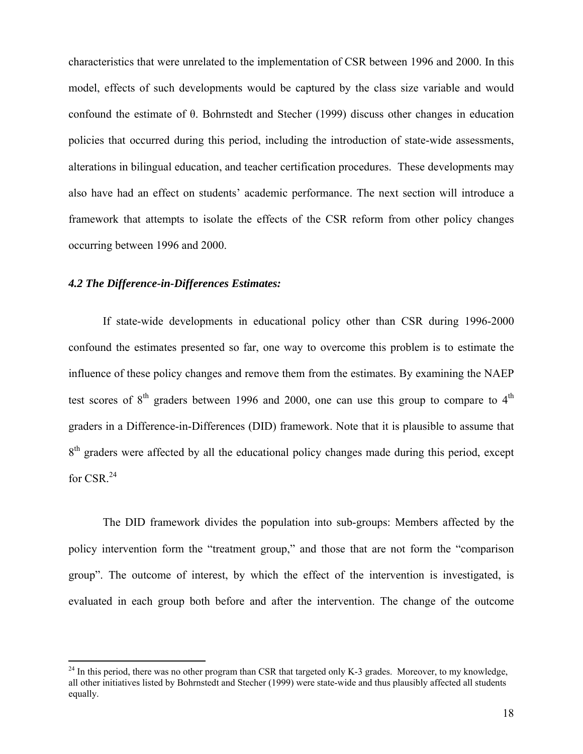characteristics that were unrelated to the implementation of CSR between 1996 and 2000. In this model, effects of such developments would be captured by the class size variable and would confound the estimate of θ. Bohrnstedt and Stecher (1999) discuss other changes in education policies that occurred during this period, including the introduction of state-wide assessments, alterations in bilingual education, and teacher certification procedures. These developments may also have had an effect on students' academic performance. The next section will introduce a framework that attempts to isolate the effects of the CSR reform from other policy changes occurring between 1996 and 2000.

### *4.2 The Difference-in-Differences Estimates:*

If state-wide developments in educational policy other than CSR during 1996-2000 confound the estimates presented so far, one way to overcome this problem is to estimate the influence of these policy changes and remove them from the estimates. By examining the NAEP test scores of 8th graders between 1996 and 2000, one can use this group to compare to 4th graders in a Difference-in-Differences (DID) framework. Note that it is plausible to assume that 8th graders were affected by all the educational policy changes made during this period, except for CSR.[24]

The DID framework divides the population into sub-groups: Members affected by the policy intervention form the "treatment group," and those that are not form the "comparison group". The outcome of interest, by which the effect of the intervention is investigated, is evaluated in each group both before and after the intervention. The change of the outcome

---

[24] In this period, there was no other program than CSR that targeted only K-3 grades. Moreover, to my knowledge, all other initiatives listed by Bohrnstedt and Stecher (1999) were state-wide and thus plausibly affected all students equally.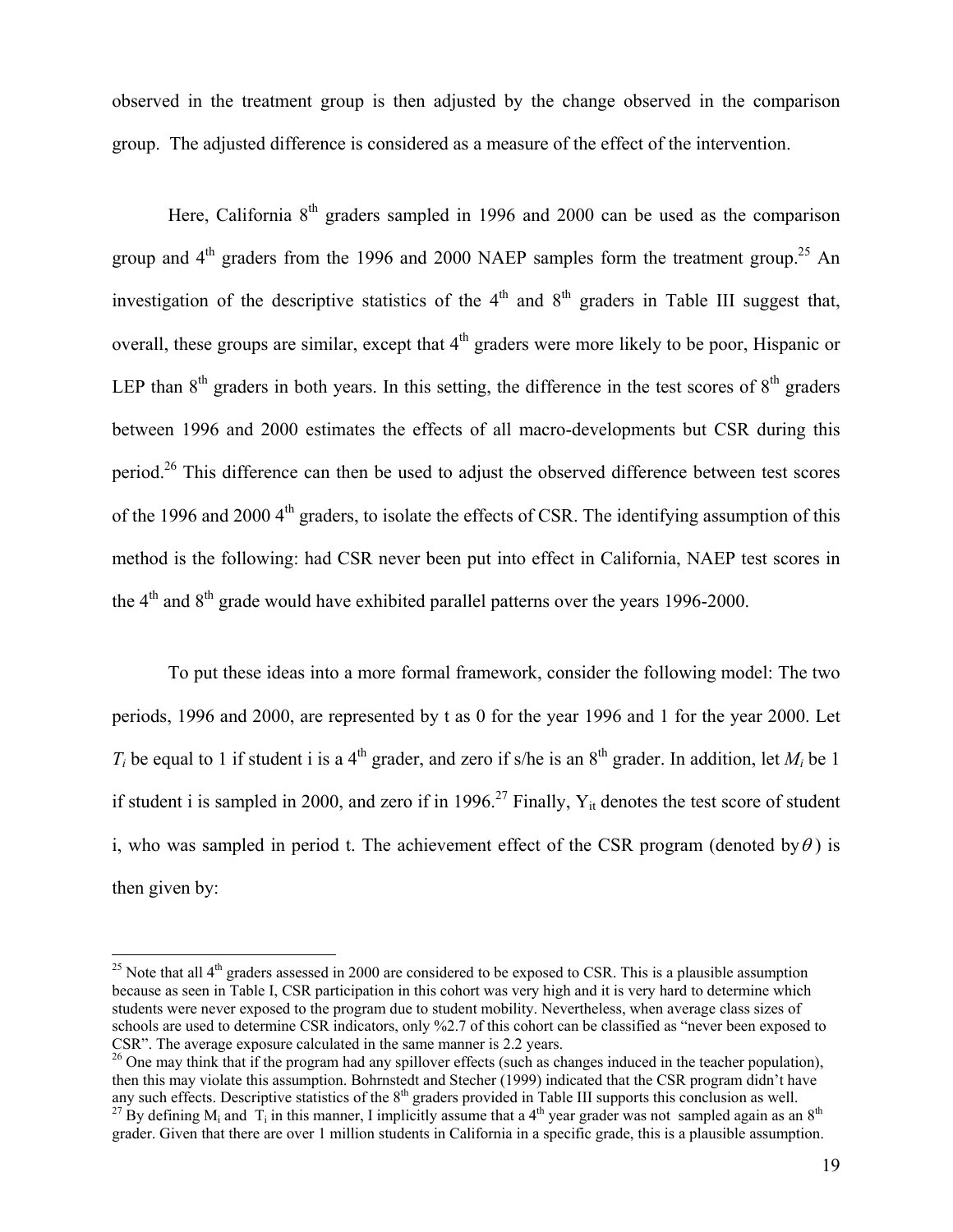observed in the treatment group is then adjusted by the change observed in the comparison group. The adjusted difference is considered as a measure of the effect of the intervention.

Here, California 8th graders sampled in 1996 and 2000 can be used as the comparison group and 4th graders from the 1996 and 2000 NAEP samples form the treatment group.[25] An investigation of the descriptive statistics of the 4th and 8th graders in Table III suggest that, overall, these groups are similar, except that 4th graders were more likely to be poor, Hispanic or LEP than 8th graders in both years. In this setting, the difference in the test scores of 8th graders between 1996 and 2000 estimates the effects of all macro-developments but CSR during this period.[26] This difference can then be used to adjust the observed difference between test scores of the 1996 and 2000 4th graders, to isolate the effects of CSR. The identifying assumption of this method is the following: had CSR never been put into effect in California, NAEP test scores in the 4th and 8th grade would have exhibited parallel patterns over the years 1996-2000.

To put these ideas into a more formal framework, consider the following model: The two periods, 1996 and 2000, are represented by t as 0 for the year 1996 and 1 for the year 2000. Let $T_i$ be equal to 1 if student i is a 4th grader, and zero if s/he is an 8th grader. In addition, let $M_i$ be 1 if student i is sampled in 2000, and zero if in 1996.[27] Finally, $Y_{it}$ denotes the test score of student i, who was sampled in period t. The achievement effect of the CSR program (denoted by $\theta$) is then given by:

[25] Note that all 4th graders assessed in 2000 are considered to be exposed to CSR. This is a plausible assumption because as seen in Table I, CSR participation in this cohort was very high and it is very hard to determine which students were never exposed to the program due to student mobility. Nevertheless, when average class sizes of schools are used to determine CSR indicators, only %2.7 of this cohort can be classified as "never been exposed to CSR". The average exposure calculated in the same manner is 2.2 years.

[26] One may think that if the program had any spillover effects (such as changes induced in the teacher population), then this may violate this assumption. Bohrnstedt and Stecher (1999) indicated that the CSR program didn't have any such effects. Descriptive statistics of the 8th graders provided in Table III supports this conclusion as well.

[27] By defining $M_i$ and $T_i$ in this manner, I implicitly assume that a 4th year grader was not sampled again as an 8th grader. Given that there are over 1 million students in California in a specific grade, this is a plausible assumption.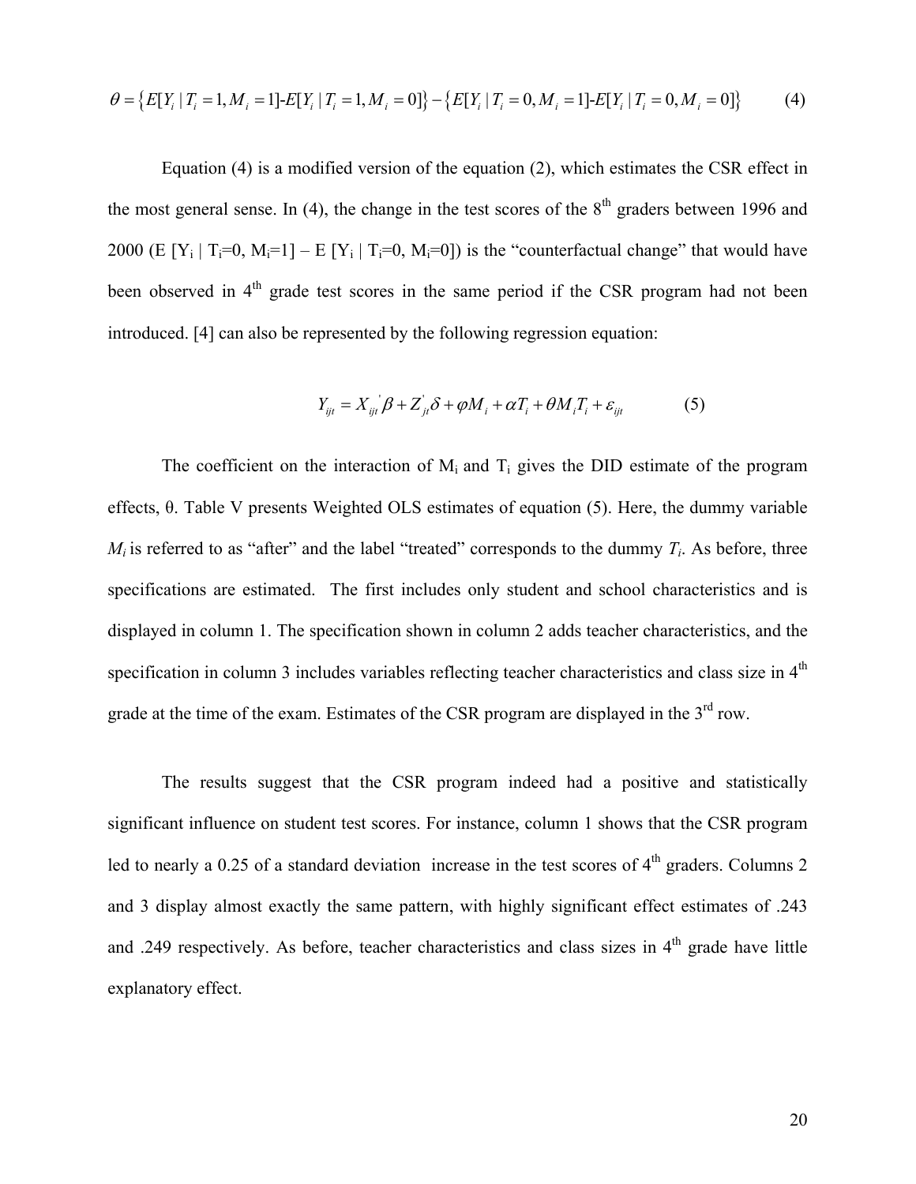$$\theta = \left\{ E[Y_i \mid T_i = 1, M_i = 1] \text{-} E[Y_i \mid T_i = 1, M_i = 0] \right\} - \left\{ E[Y_i \mid T_i = 0, M_i = 1] \text{-} E[Y_i \mid T_i = 0, M_i = 0] \right\} \qquad (4)$$

Equation (4) is a modified version of the equation (2), which estimates the CSR effect in the most general sense. In (4), the change in the test scores of the 8th graders between 1996 and 2000 ($E[Y_i \mid T_i=0, M_i=1] - E[Y_i \mid T_i=0, M_i=0]$) is the "counterfactual change" that would have been observed in 4th grade test scores in the same period if the CSR program had not been introduced. [4] can also be represented by the following regression equation:

$$Y_{ijt} = X_{ijt}{}'\beta + Z'_{jt}\delta + \varphi M_i + \alpha T_i + \theta M_i T_i + \varepsilon_{ijt} \qquad (5)$$

The coefficient on the interaction of $M_i$ and $T_i$ gives the DID estimate of the program effects, $\theta$. Table V presents Weighted OLS estimates of equation (5). Here, the dummy variable $M_i$ is referred to as "after" and the label "treated" corresponds to the dummy $T_i$. As before, three specifications are estimated. The first includes only student and school characteristics and is displayed in column 1. The specification shown in column 2 adds teacher characteristics, and the specification in column 3 includes variables reflecting teacher characteristics and class size in 4th grade at the time of the exam. Estimates of the CSR program are displayed in the 3rd row.

The results suggest that the CSR program indeed had a positive and statistically significant influence on student test scores. For instance, column 1 shows that the CSR program led to nearly a 0.25 of a standard deviation increase in the test scores of 4th graders. Columns 2 and 3 display almost exactly the same pattern, with highly significant effect estimates of .243 and .249 respectively. As before, teacher characteristics and class sizes in 4th grade have little explanatory effect.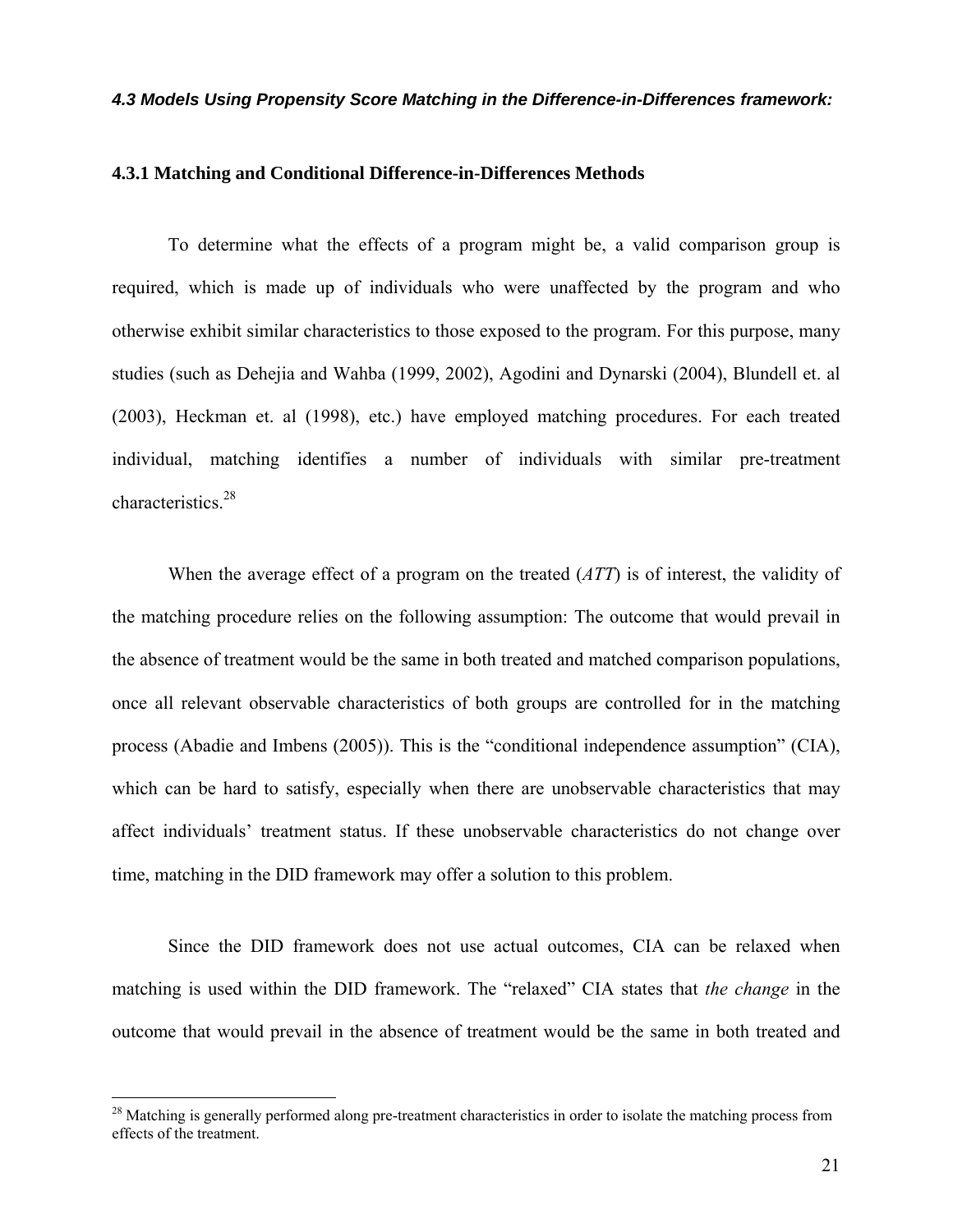### *4.3 Models Using Propensity Score Matching in the Difference-in-Differences framework:*

#### 4.3.1 Matching and Conditional Difference-in-Differences Methods

To determine what the effects of a program might be, a valid comparison group is required, which is made up of individuals who were unaffected by the program and who otherwise exhibit similar characteristics to those exposed to the program. For this purpose, many studies (such as Dehejia and Wahba (1999, 2002), Agodini and Dynarski (2004), Blundell et. al (2003), Heckman et. al (1998), etc.) have employed matching procedures. For each treated individual, matching identifies a number of individuals with similar pre-treatment characteristics.[28]

When the average effect of a program on the treated (*ATT*) is of interest, the validity of the matching procedure relies on the following assumption: The outcome that would prevail in the absence of treatment would be the same in both treated and matched comparison populations, once all relevant observable characteristics of both groups are controlled for in the matching process (Abadie and Imbens (2005)). This is the "conditional independence assumption" (CIA), which can be hard to satisfy, especially when there are unobservable characteristics that may affect individuals' treatment status. If these unobservable characteristics do not change over time, matching in the DID framework may offer a solution to this problem.

Since the DID framework does not use actual outcomes, CIA can be relaxed when matching is used within the DID framework. The "relaxed" CIA states that *the change* in the outcome that would prevail in the absence of treatment would be the same in both treated and

---

[28] Matching is generally performed along pre-treatment characteristics in order to isolate the matching process from effects of the treatment.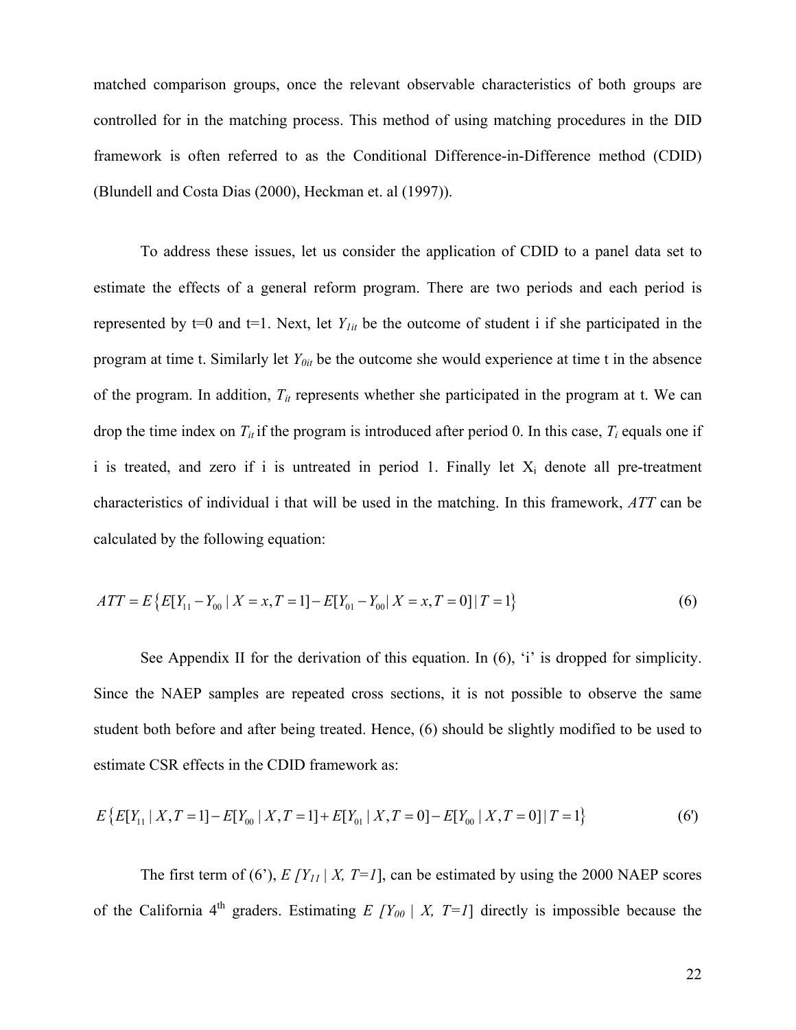matched comparison groups, once the relevant observable characteristics of both groups are controlled for in the matching process. This method of using matching procedures in the DID framework is often referred to as the Conditional Difference-in-Difference method (CDID) (Blundell and Costa Dias (2000), Heckman et. al (1997)).

To address these issues, let us consider the application of CDID to a panel data set to estimate the effects of a general reform program. There are two periods and each period is represented by t=0 and t=1. Next, let $Y_{1it}$ be the outcome of student i if she participated in the program at time t. Similarly let $Y_{0it}$ be the outcome she would experience at time t in the absence of the program. In addition, $T_{it}$ represents whether she participated in the program at t. We can drop the time index on $T_{it}$ if the program is introduced after period 0. In this case, $T_i$ equals one if i is treated, and zero if i is untreated in period 1. Finally let $X_i$ denote all pre-treatment characteristics of individual i that will be used in the matching. In this framework, *ATT* can be calculated by the following equation:

$$ATT = E\left\{E[Y_{11} - Y_{00} \mid X = x, T = 1] - E[Y_{01} - Y_{00} \mid X = x, T = 0] \mid T = 1\right\} \tag{6}$$

See Appendix II for the derivation of this equation. In (6), 'i' is dropped for simplicity. Since the NAEP samples are repeated cross sections, it is not possible to observe the same student both before and after being treated. Hence, (6) should be slightly modified to be used to estimate CSR effects in the CDID framework as:

$$E\left\{E[Y_{11} \mid X, T = 1] - E[Y_{00} \mid X, T = 1] + E[Y_{01} \mid X, T = 0] - E[Y_{00} \mid X, T = 0] \mid T = 1\right\} \tag{6'}$$

The first term of (6'), $E\,[Y_{11} \mid X, T=1]$, can be estimated by using the 2000 NAEP scores of the California 4th graders. Estimating $E\,[Y_{00} \mid X, T=1]$ directly is impossible because the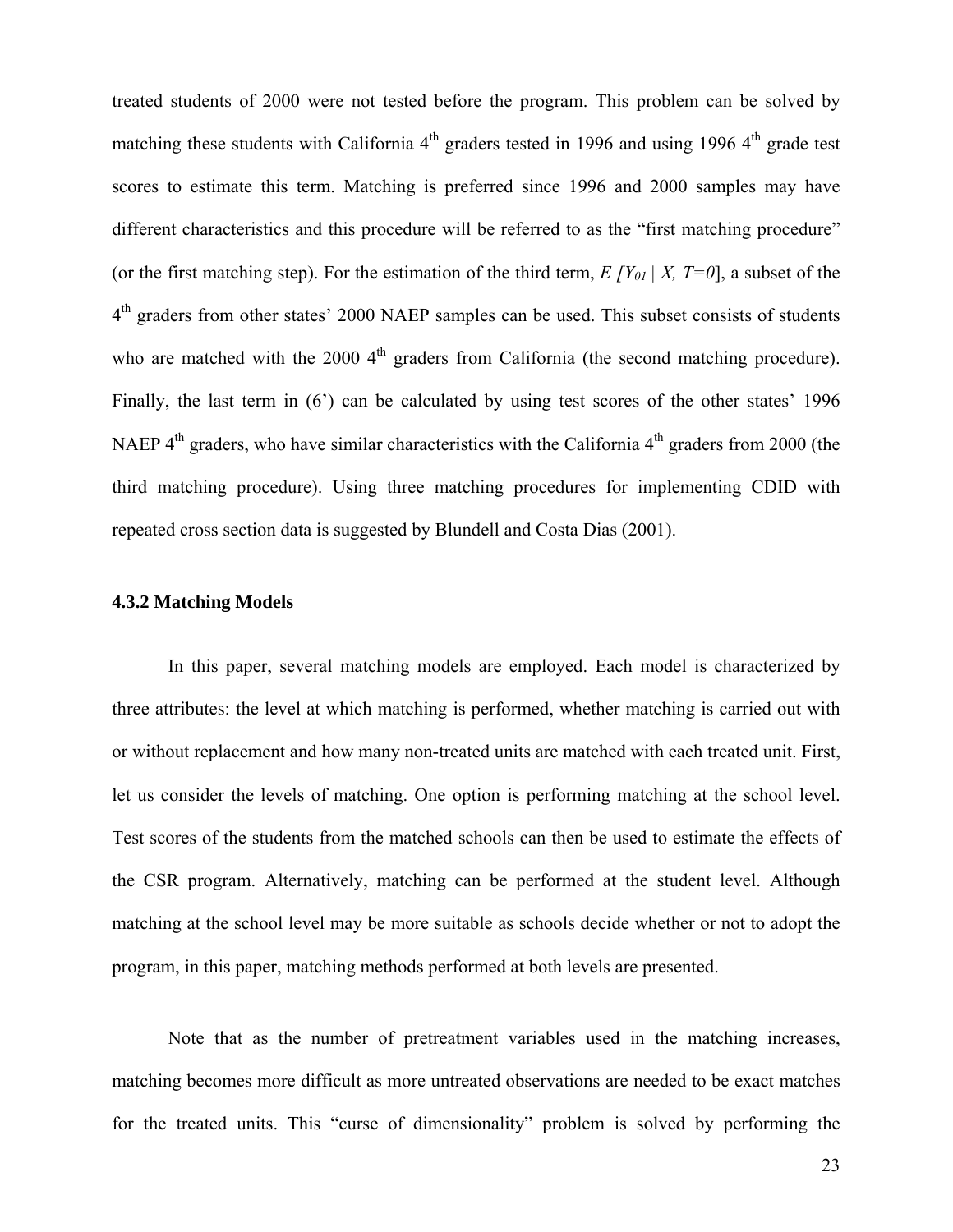treated students of 2000 were not tested before the program. This problem can be solved by matching these students with California 4th graders tested in 1996 and using 1996 4th grade test scores to estimate this term. Matching is preferred since 1996 and 2000 samples may have different characteristics and this procedure will be referred to as the "first matching procedure" (or the first matching step). For the estimation of the third term, $E[Y_{01} \mid X, T=0]$, a subset of the 4th graders from other states' 2000 NAEP samples can be used. This subset consists of students who are matched with the 2000 4th graders from California (the second matching procedure). Finally, the last term in (6') can be calculated by using test scores of the other states' 1996 NAEP 4th graders, who have similar characteristics with the California 4th graders from 2000 (the third matching procedure). Using three matching procedures for implementing CDID with repeated cross section data is suggested by Blundell and Costa Dias (2001).

### 4.3.2 Matching Models

In this paper, several matching models are employed. Each model is characterized by three attributes: the level at which matching is performed, whether matching is carried out with or without replacement and how many non-treated units are matched with each treated unit. First, let us consider the levels of matching. One option is performing matching at the school level. Test scores of the students from the matched schools can then be used to estimate the effects of the CSR program. Alternatively, matching can be performed at the student level. Although matching at the school level may be more suitable as schools decide whether or not to adopt the program, in this paper, matching methods performed at both levels are presented.

Note that as the number of pretreatment variables used in the matching increases, matching becomes more difficult as more untreated observations are needed to be exact matches for the treated units. This "curse of dimensionality" problem is solved by performing the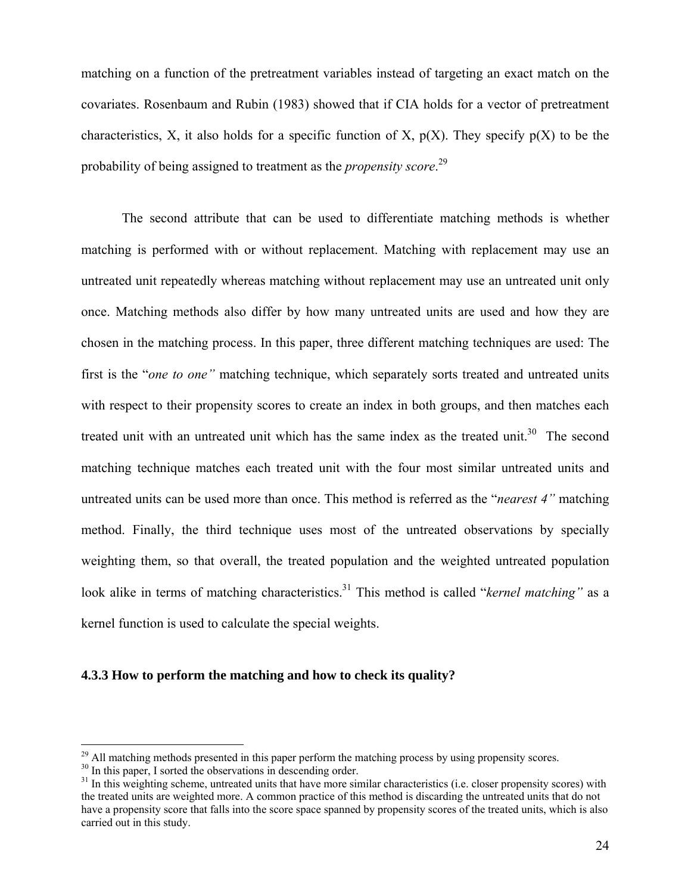matching on a function of the pretreatment variables instead of targeting an exact match on the covariates. Rosenbaum and Rubin (1983) showed that if CIA holds for a vector of pretreatment characteristics, X, it also holds for a specific function of X, p(X). They specify p(X) to be the probability of being assigned to treatment as the *propensity score*.[29]

The second attribute that can be used to differentiate matching methods is whether matching is performed with or without replacement. Matching with replacement may use an untreated unit repeatedly whereas matching without replacement may use an untreated unit only once. Matching methods also differ by how many untreated units are used and how they are chosen in the matching process. In this paper, three different matching techniques are used: The first is the "*one to one"* matching technique, which separately sorts treated and untreated units with respect to their propensity scores to create an index in both groups, and then matches each treated unit with an untreated unit which has the same index as the treated unit.[30] The second matching technique matches each treated unit with the four most similar untreated units and untreated units can be used more than once. This method is referred as the "*nearest 4"* matching method. Finally, the third technique uses most of the untreated observations by specially weighting them, so that overall, the treated population and the weighted untreated population look alike in terms of matching characteristics.[31] This method is called "*kernel matching"* as a kernel function is used to calculate the special weights.

### 4.3.3 How to perform the matching and how to check its quality?

---

[29] All matching methods presented in this paper perform the matching process by using propensity scores.

[30] In this paper, I sorted the observations in descending order.

[31] In this weighting scheme, untreated units that have more similar characteristics (i.e. closer propensity scores) with the treated units are weighted more. A common practice of this method is discarding the untreated units that do not have a propensity score that falls into the score space spanned by propensity scores of the treated units, which is also carried out in this study.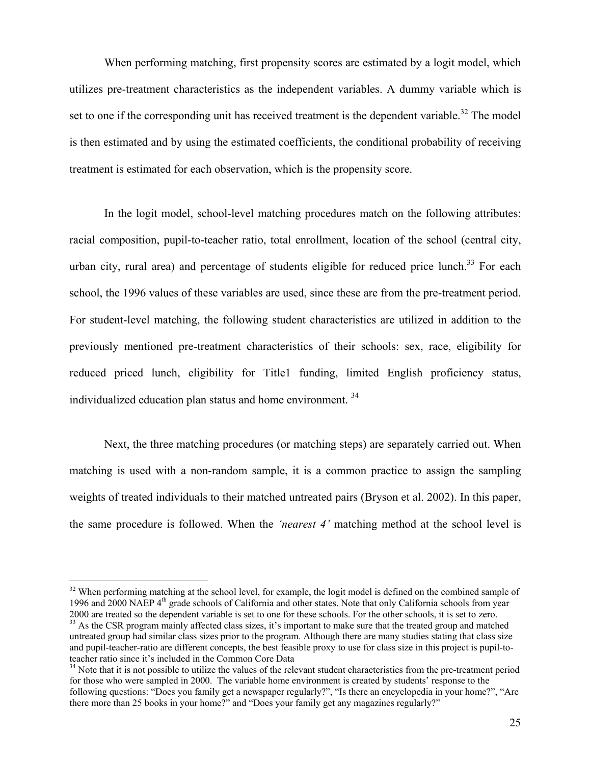When performing matching, first propensity scores are estimated by a logit model, which utilizes pre-treatment characteristics as the independent variables. A dummy variable which is set to one if the corresponding unit has received treatment is the dependent variable.[32] The model is then estimated and by using the estimated coefficients, the conditional probability of receiving treatment is estimated for each observation, which is the propensity score.

In the logit model, school-level matching procedures match on the following attributes: racial composition, pupil-to-teacher ratio, total enrollment, location of the school (central city, urban city, rural area) and percentage of students eligible for reduced price lunch.[33] For each school, the 1996 values of these variables are used, since these are from the pre-treatment period. For student-level matching, the following student characteristics are utilized in addition to the previously mentioned pre-treatment characteristics of their schools: sex, race, eligibility for reduced priced lunch, eligibility for Title1 funding, limited English proficiency status, individualized education plan status and home environment. [34]

Next, the three matching procedures (or matching steps) are separately carried out. When matching is used with a non-random sample, it is a common practice to assign the sampling weights of treated individuals to their matched untreated pairs (Bryson et al. 2002). In this paper, the same procedure is followed. When the *'nearest 4'* matching method at the school level is

---

[32] When performing matching at the school level, for example, the logit model is defined on the combined sample of 1996 and 2000 NAEP 4th grade schools of California and other states. Note that only California schools from year 2000 are treated so the dependent variable is set to one for these schools. For the other schools, it is set to zero.

[33] As the CSR program mainly affected class sizes, it's important to make sure that the treated group and matched untreated group had similar class sizes prior to the program. Although there are many studies stating that class size and pupil-teacher-ratio are different concepts, the best feasible proxy to use for class size in this project is pupil-to-teacher ratio since it's included in the Common Core Data

[34] Note that it is not possible to utilize the values of the relevant student characteristics from the pre-treatment period for those who were sampled in 2000. The variable home environment is created by students' response to the following questions: "Does you family get a newspaper regularly?", "Is there an encyclopedia in your home?", "Are there more than 25 books in your home?" and "Does your family get any magazines regularly?"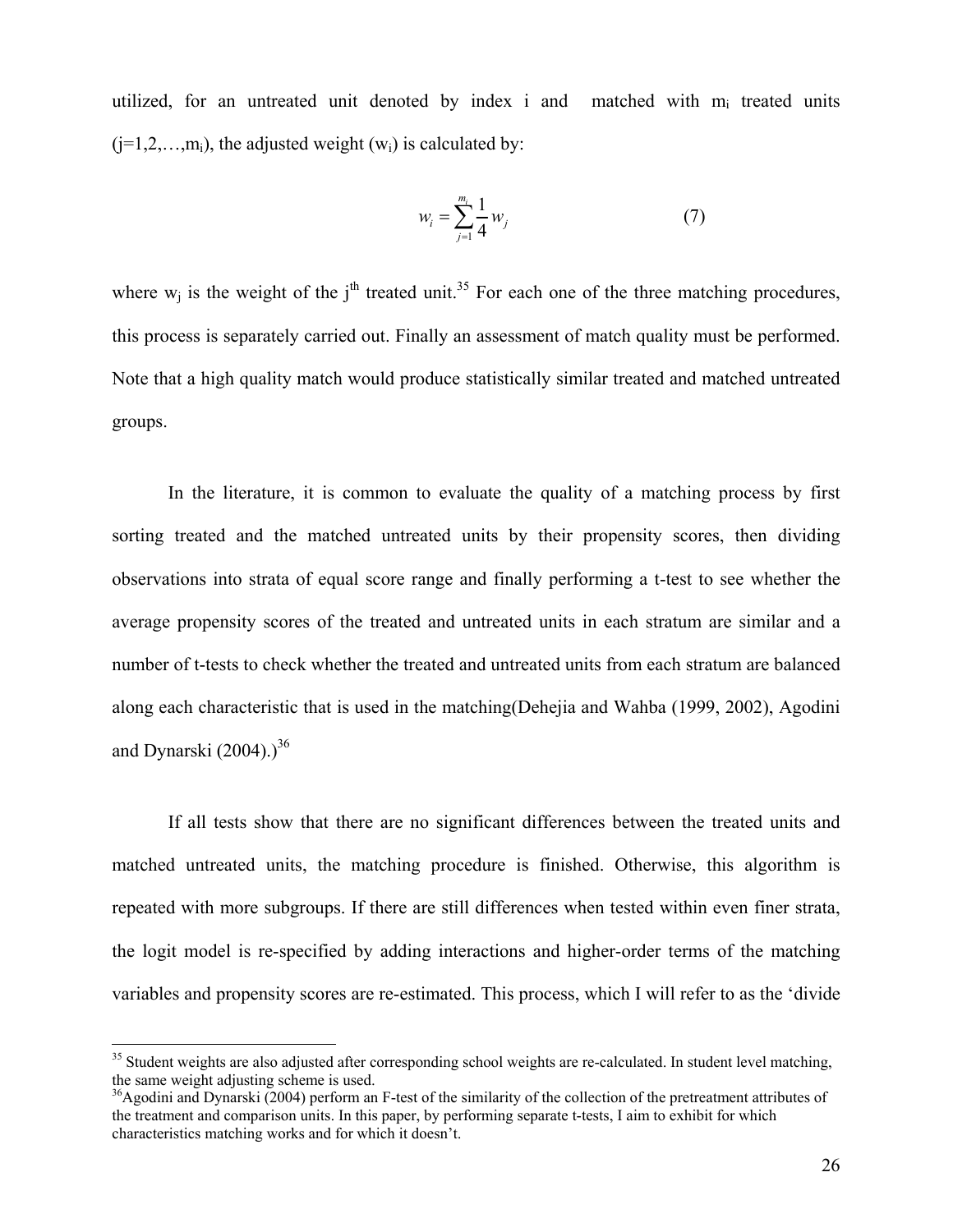utilized, for an untreated unit denoted by index i and matched with $m_i$ treated units ($j=1,2,\ldots,m_i$), the adjusted weight ($w_i$) is calculated by:

$$w_i = \sum_{j=1}^{m_i} \frac{1}{4} w_j \tag{7}$$

where $w_j$ is the weight of the $j^{th}$ treated unit.[35] For each one of the three matching procedures, this process is separately carried out. Finally an assessment of match quality must be performed. Note that a high quality match would produce statistically similar treated and matched untreated groups.

In the literature, it is common to evaluate the quality of a matching process by first sorting treated and the matched untreated units by their propensity scores, then dividing observations into strata of equal score range and finally performing a t-test to see whether the average propensity scores of the treated and untreated units in each stratum are similar and a number of t-tests to check whether the treated and untreated units from each stratum are balanced along each characteristic that is used in the matching(Dehejia and Wahba (1999, 2002), Agodini and Dynarski (2004).)[36]

If all tests show that there are no significant differences between the treated units and matched untreated units, the matching procedure is finished. Otherwise, this algorithm is repeated with more subgroups. If there are still differences when tested within even finer strata, the logit model is re-specified by adding interactions and higher-order terms of the matching variables and propensity scores are re-estimated. This process, which I will refer to as the 'divide

---

[35] Student weights are also adjusted after corresponding school weights are re-calculated. In student level matching, the same weight adjusting scheme is used.

[36] Agodini and Dynarski (2004) perform an F-test of the similarity of the collection of the pretreatment attributes of the treatment and comparison units. In this paper, by performing separate t-tests, I aim to exhibit for which characteristics matching works and for which it doesn't.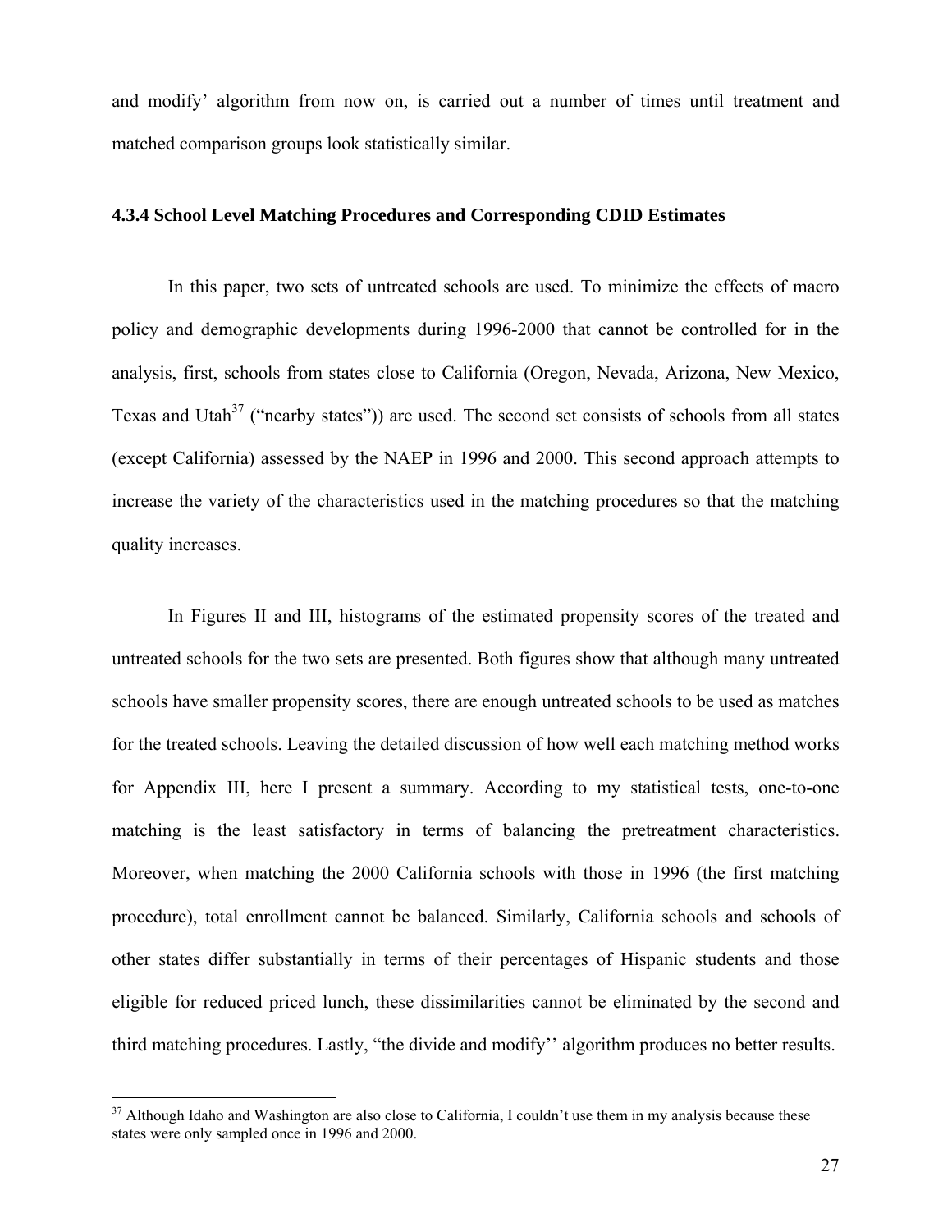and modify' algorithm from now on, is carried out a number of times until treatment and matched comparison groups look statistically similar.

### 4.3.4 School Level Matching Procedures and Corresponding CDID Estimates

In this paper, two sets of untreated schools are used. To minimize the effects of macro policy and demographic developments during 1996-2000 that cannot be controlled for in the analysis, first, schools from states close to California (Oregon, Nevada, Arizona, New Mexico, Texas and Utah[37] ("nearby states")) are used. The second set consists of schools from all states (except California) assessed by the NAEP in 1996 and 2000. This second approach attempts to increase the variety of the characteristics used in the matching procedures so that the matching quality increases.

In Figures II and III, histograms of the estimated propensity scores of the treated and untreated schools for the two sets are presented. Both figures show that although many untreated schools have smaller propensity scores, there are enough untreated schools to be used as matches for the treated schools. Leaving the detailed discussion of how well each matching method works for Appendix III, here I present a summary. According to my statistical tests, one-to-one matching is the least satisfactory in terms of balancing the pretreatment characteristics. Moreover, when matching the 2000 California schools with those in 1996 (the first matching procedure), total enrollment cannot be balanced. Similarly, California schools and schools of other states differ substantially in terms of their percentages of Hispanic students and those eligible for reduced priced lunch, these dissimilarities cannot be eliminated by the second and third matching procedures. Lastly, "the divide and modify'' algorithm produces no better results.

[37] Although Idaho and Washington are also close to California, I couldn't use them in my analysis because these states were only sampled once in 1996 and 2000.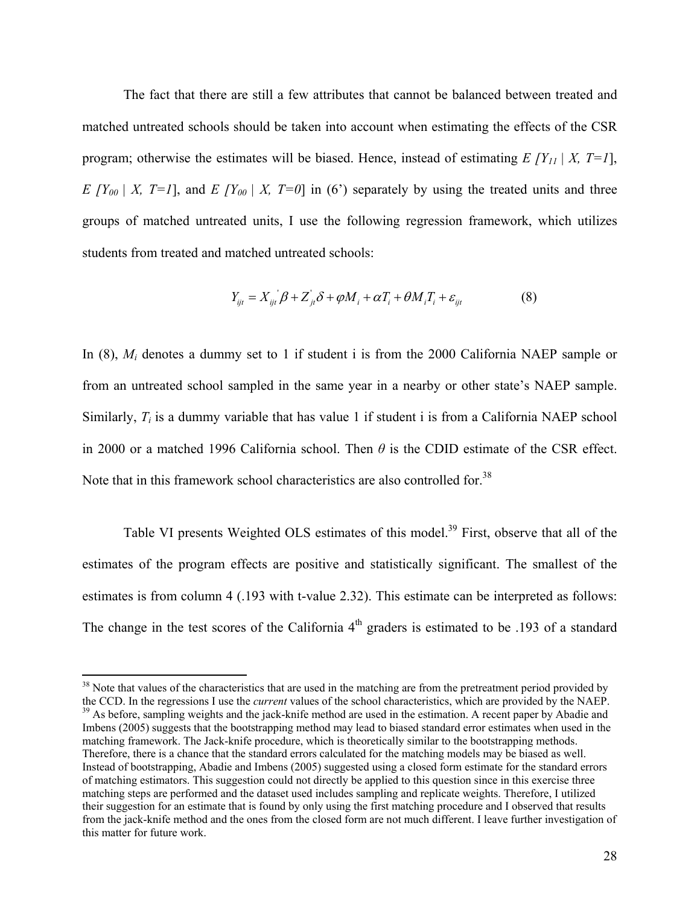The fact that there are still a few attributes that cannot be balanced between treated and matched untreated schools should be taken into account when estimating the effects of the CSR program; otherwise the estimates will be biased. Hence, instead of estimating $E[Y_{11} \mid X, T=1]$, $E[Y_{00} \mid X, T=1]$, and $E[Y_{00} \mid X, T=0]$ in (6') separately by using the treated units and three groups of matched untreated units, I use the following regression framework, which utilizes students from treated and matched untreated schools:

$$Y_{ijt} = X_{ijt}^{'}\beta + Z_{jt}^{'}\delta + \varphi M_i + \alpha T_i + \theta M_i T_i + \varepsilon_{ijt} \qquad (8)$$

In (8), $M_i$ denotes a dummy set to 1 if student i is from the 2000 California NAEP sample or from an untreated school sampled in the same year in a nearby or other state's NAEP sample. Similarly, $T_i$ is a dummy variable that has value 1 if student i is from a California NAEP school in 2000 or a matched 1996 California school. Then $\theta$ is the CDID estimate of the CSR effect. Note that in this framework school characteristics are also controlled for.[38]

Table VI presents Weighted OLS estimates of this model.[39] First, observe that all of the estimates of the program effects are positive and statistically significant. The smallest of the estimates is from column 4 (.193 with t-value 2.32). This estimate can be interpreted as follows: The change in the test scores of the California 4th graders is estimated to be .193 of a standard

---

[38] Note that values of the characteristics that are used in the matching are from the pretreatment period provided by the CCD. In the regressions I use the *current* values of the school characteristics, which are provided by the NAEP.

[39] As before, sampling weights and the jack-knife method are used in the estimation. A recent paper by Abadie and Imbens (2005) suggests that the bootstrapping method may lead to biased standard error estimates when used in the matching framework. The Jack-knife procedure, which is theoretically similar to the bootstrapping methods. Therefore, there is a chance that the standard errors calculated for the matching models may be biased as well. Instead of bootstrapping, Abadie and Imbens (2005) suggested using a closed form estimate for the standard errors of matching estimators. This suggestion could not directly be applied to this question since in this exercise three matching steps are performed and the dataset used includes sampling and replicate weights. Therefore, I utilized their suggestion for an estimate that is found by only using the first matching procedure and I observed that results from the jack-knife method and the ones from the closed form are not much different. I leave further investigation of this matter for future work.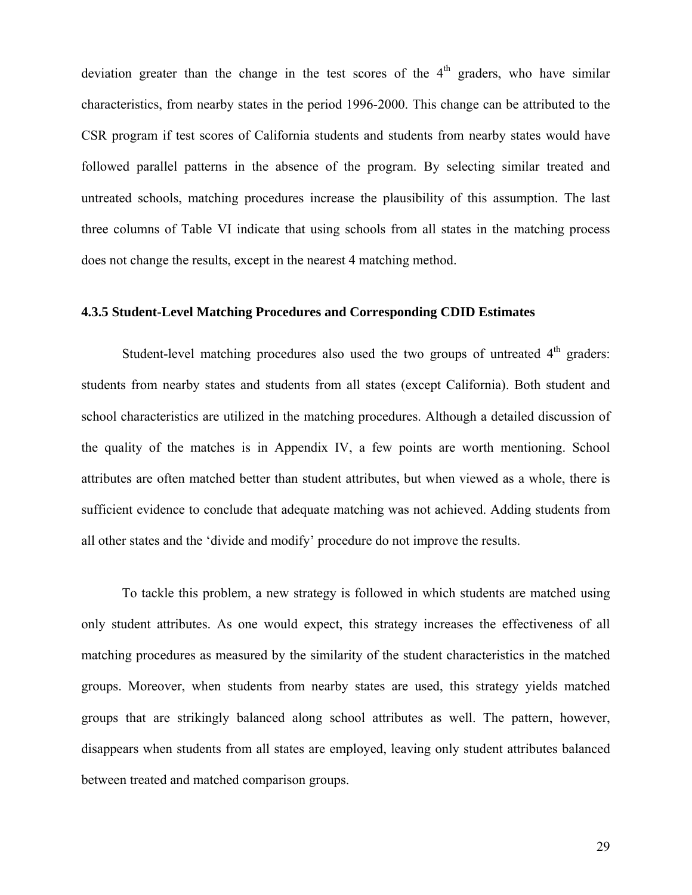deviation greater than the change in the test scores of the $4^{th}$ graders, who have similar characteristics, from nearby states in the period 1996-2000. This change can be attributed to the CSR program if test scores of California students and students from nearby states would have followed parallel patterns in the absence of the program. By selecting similar treated and untreated schools, matching procedures increase the plausibility of this assumption. The last three columns of Table VI indicate that using schools from all states in the matching process does not change the results, except in the nearest 4 matching method.

#### 4.3.5 Student-Level Matching Procedures and Corresponding CDID Estimates

Student-level matching procedures also used the two groups of untreated $4^{th}$ graders: students from nearby states and students from all states (except California). Both student and school characteristics are utilized in the matching procedures. Although a detailed discussion of the quality of the matches is in Appendix IV, a few points are worth mentioning. School attributes are often matched better than student attributes, but when viewed as a whole, there is sufficient evidence to conclude that adequate matching was not achieved. Adding students from all other states and the 'divide and modify' procedure do not improve the results.

To tackle this problem, a new strategy is followed in which students are matched using only student attributes. As one would expect, this strategy increases the effectiveness of all matching procedures as measured by the similarity of the student characteristics in the matched groups. Moreover, when students from nearby states are used, this strategy yields matched groups that are strikingly balanced along school attributes as well. The pattern, however, disappears when students from all states are employed, leaving only student attributes balanced between treated and matched comparison groups.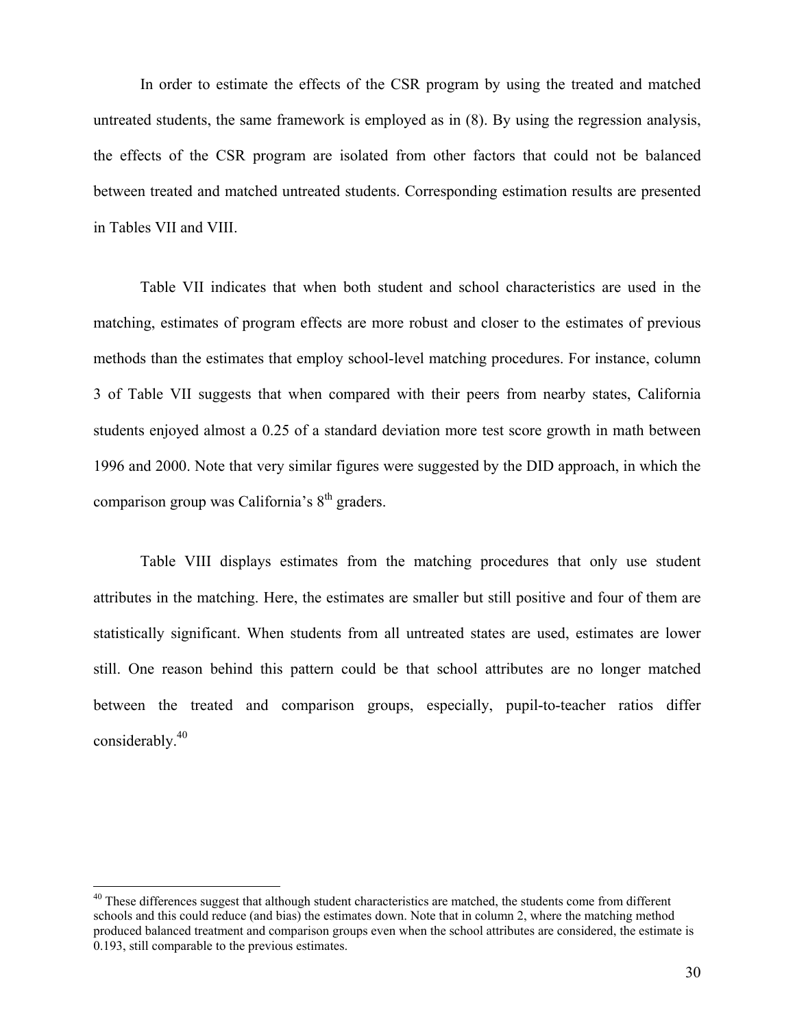In order to estimate the effects of the CSR program by using the treated and matched untreated students, the same framework is employed as in (8). By using the regression analysis, the effects of the CSR program are isolated from other factors that could not be balanced between treated and matched untreated students. Corresponding estimation results are presented in Tables VII and VIII.

Table VII indicates that when both student and school characteristics are used in the matching, estimates of program effects are more robust and closer to the estimates of previous methods than the estimates that employ school-level matching procedures. For instance, column 3 of Table VII suggests that when compared with their peers from nearby states, California students enjoyed almost a 0.25 of a standard deviation more test score growth in math between 1996 and 2000. Note that very similar figures were suggested by the DID approach, in which the comparison group was California's 8$^{th}$ graders.

Table VIII displays estimates from the matching procedures that only use student attributes in the matching. Here, the estimates are smaller but still positive and four of them are statistically significant. When students from all untreated states are used, estimates are lower still. One reason behind this pattern could be that school attributes are no longer matched between the treated and comparison groups, especially, pupil-to-teacher ratios differ considerably.[40]

---

[40] These differences suggest that although student characteristics are matched, the students come from different schools and this could reduce (and bias) the estimates down. Note that in column 2, where the matching method produced balanced treatment and comparison groups even when the school attributes are considered, the estimate is 0.193, still comparable to the previous estimates.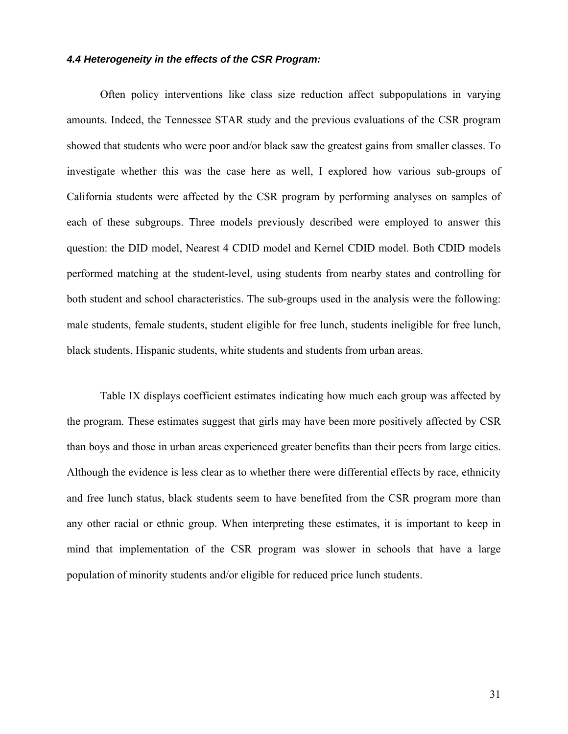### *4.4 Heterogeneity in the effects of the CSR Program:*

Often policy interventions like class size reduction affect subpopulations in varying amounts. Indeed, the Tennessee STAR study and the previous evaluations of the CSR program showed that students who were poor and/or black saw the greatest gains from smaller classes. To investigate whether this was the case here as well, I explored how various sub-groups of California students were affected by the CSR program by performing analyses on samples of each of these subgroups. Three models previously described were employed to answer this question: the DID model, Nearest 4 CDID model and Kernel CDID model. Both CDID models performed matching at the student-level, using students from nearby states and controlling for both student and school characteristics. The sub-groups used in the analysis were the following: male students, female students, student eligible for free lunch, students ineligible for free lunch, black students, Hispanic students, white students and students from urban areas.

Table IX displays coefficient estimates indicating how much each group was affected by the program. These estimates suggest that girls may have been more positively affected by CSR than boys and those in urban areas experienced greater benefits than their peers from large cities. Although the evidence is less clear as to whether there were differential effects by race, ethnicity and free lunch status, black students seem to have benefited from the CSR program more than any other racial or ethnic group. When interpreting these estimates, it is important to keep in mind that implementation of the CSR program was slower in schools that have a large population of minority students and/or eligible for reduced price lunch students.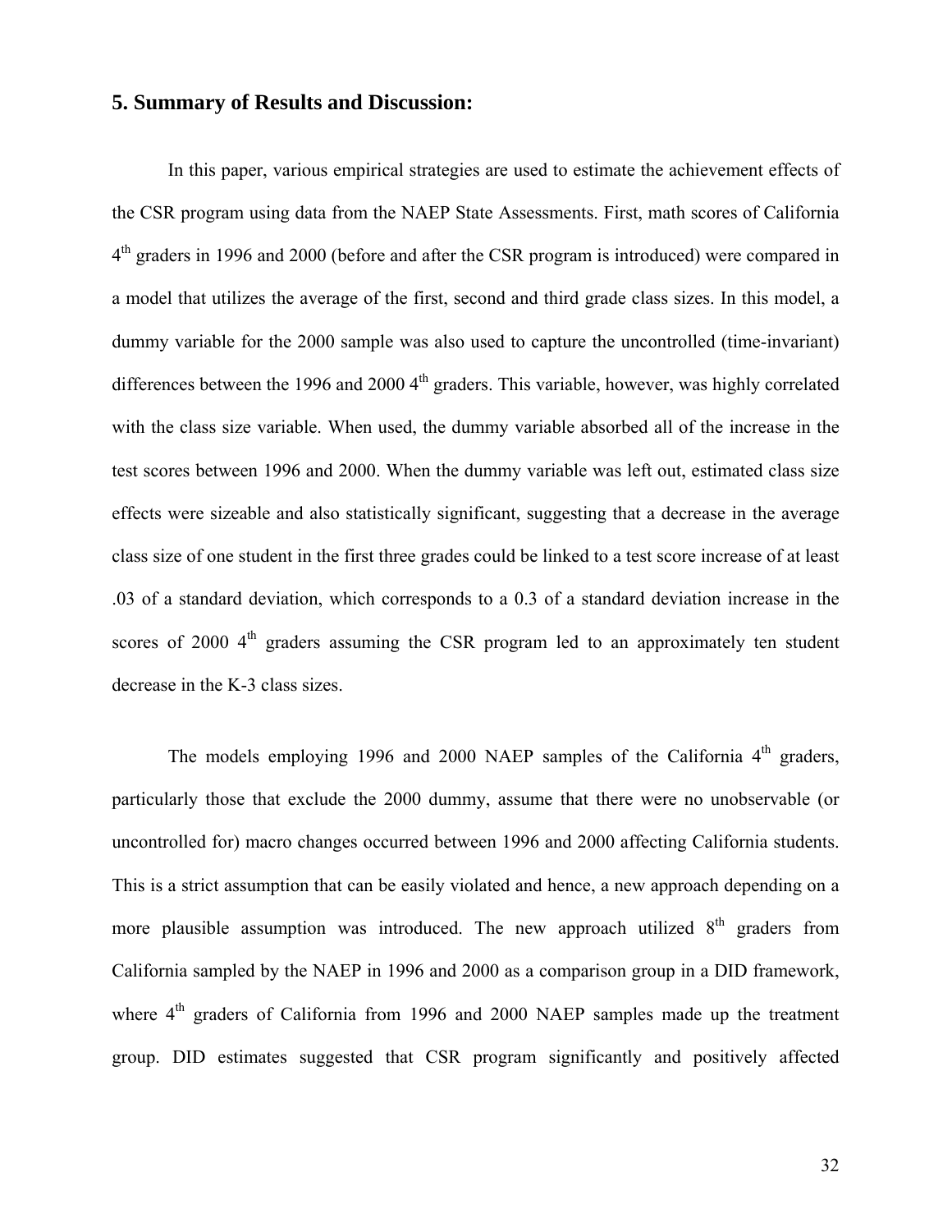## 5. Summary of Results and Discussion:

In this paper, various empirical strategies are used to estimate the achievement effects of the CSR program using data from the NAEP State Assessments. First, math scores of California 4$^{th}$ graders in 1996 and 2000 (before and after the CSR program is introduced) were compared in a model that utilizes the average of the first, second and third grade class sizes. In this model, a dummy variable for the 2000 sample was also used to capture the uncontrolled (time-invariant) differences between the 1996 and 2000 4$^{th}$ graders. This variable, however, was highly correlated with the class size variable. When used, the dummy variable absorbed all of the increase in the test scores between 1996 and 2000. When the dummy variable was left out, estimated class size effects were sizeable and also statistically significant, suggesting that a decrease in the average class size of one student in the first three grades could be linked to a test score increase of at least .03 of a standard deviation, which corresponds to a 0.3 of a standard deviation increase in the scores of 2000 4$^{th}$ graders assuming the CSR program led to an approximately ten student decrease in the K-3 class sizes.

The models employing 1996 and 2000 NAEP samples of the California 4$^{th}$ graders, particularly those that exclude the 2000 dummy, assume that there were no unobservable (or uncontrolled for) macro changes occurred between 1996 and 2000 affecting California students. This is a strict assumption that can be easily violated and hence, a new approach depending on a more plausible assumption was introduced. The new approach utilized 8$^{th}$ graders from California sampled by the NAEP in 1996 and 2000 as a comparison group in a DID framework, where 4$^{th}$ graders of California from 1996 and 2000 NAEP samples made up the treatment group. DID estimates suggested that CSR program significantly and positively affected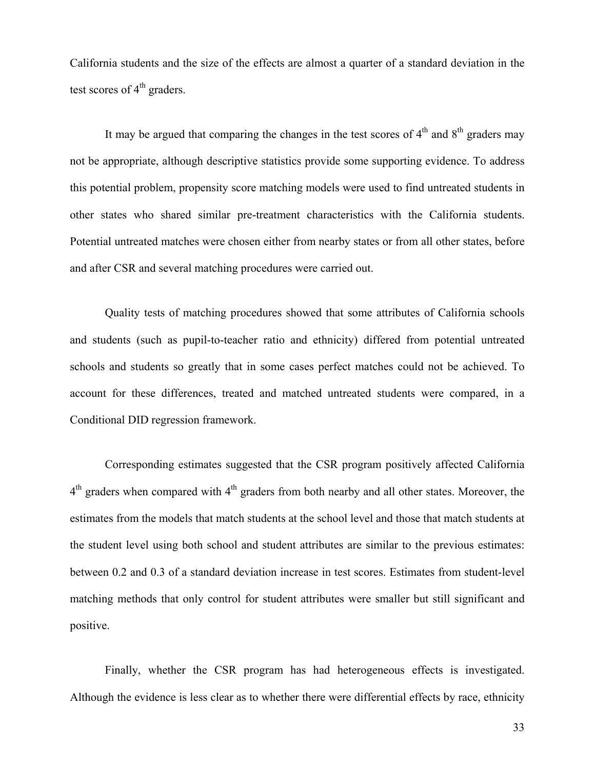California students and the size of the effects are almost a quarter of a standard deviation in the test scores of 4th graders.

It may be argued that comparing the changes in the test scores of 4th and 8th graders may not be appropriate, although descriptive statistics provide some supporting evidence. To address this potential problem, propensity score matching models were used to find untreated students in other states who shared similar pre-treatment characteristics with the California students. Potential untreated matches were chosen either from nearby states or from all other states, before and after CSR and several matching procedures were carried out.

Quality tests of matching procedures showed that some attributes of California schools and students (such as pupil-to-teacher ratio and ethnicity) differed from potential untreated schools and students so greatly that in some cases perfect matches could not be achieved. To account for these differences, treated and matched untreated students were compared, in a Conditional DID regression framework.

Corresponding estimates suggested that the CSR program positively affected California 4th graders when compared with 4th graders from both nearby and all other states. Moreover, the estimates from the models that match students at the school level and those that match students at the student level using both school and student attributes are similar to the previous estimates: between 0.2 and 0.3 of a standard deviation increase in test scores. Estimates from student-level matching methods that only control for student attributes were smaller but still significant and positive.

Finally, whether the CSR program has had heterogeneous effects is investigated. Although the evidence is less clear as to whether there were differential effects by race, ethnicity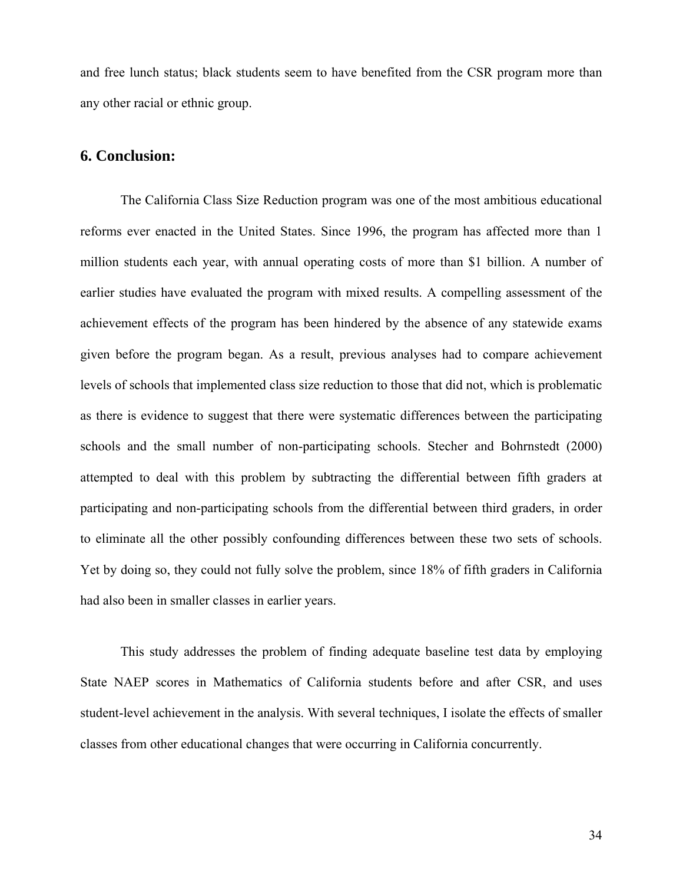and free lunch status; black students seem to have benefited from the CSR program more than any other racial or ethnic group.

## 6. Conclusion:

The California Class Size Reduction program was one of the most ambitious educational reforms ever enacted in the United States. Since 1996, the program has affected more than 1 million students each year, with annual operating costs of more than $1 billion. A number of earlier studies have evaluated the program with mixed results. A compelling assessment of the achievement effects of the program has been hindered by the absence of any statewide exams given before the program began. As a result, previous analyses had to compare achievement levels of schools that implemented class size reduction to those that did not, which is problematic as there is evidence to suggest that there were systematic differences between the participating schools and the small number of non-participating schools. Stecher and Bohrnstedt (2000) attempted to deal with this problem by subtracting the differential between fifth graders at participating and non-participating schools from the differential between third graders, in order to eliminate all the other possibly confounding differences between these two sets of schools. Yet by doing so, they could not fully solve the problem, since 18% of fifth graders in California had also been in smaller classes in earlier years.

This study addresses the problem of finding adequate baseline test data by employing State NAEP scores in Mathematics of California students before and after CSR, and uses student-level achievement in the analysis. With several techniques, I isolate the effects of smaller classes from other educational changes that were occurring in California concurrently.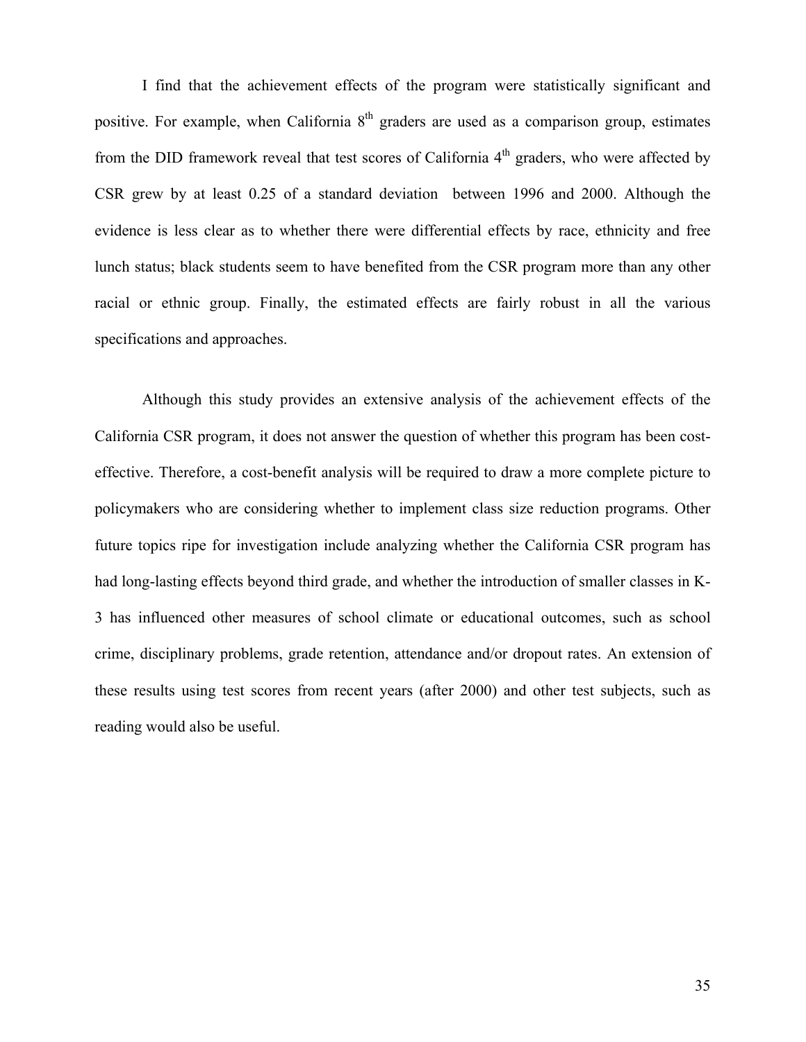I find that the achievement effects of the program were statistically significant and positive. For example, when California 8th graders are used as a comparison group, estimates from the DID framework reveal that test scores of California 4th graders, who were affected by CSR grew by at least 0.25 of a standard deviation between 1996 and 2000. Although the evidence is less clear as to whether there were differential effects by race, ethnicity and free lunch status; black students seem to have benefited from the CSR program more than any other racial or ethnic group. Finally, the estimated effects are fairly robust in all the various specifications and approaches.

Although this study provides an extensive analysis of the achievement effects of the California CSR program, it does not answer the question of whether this program has been cost-effective. Therefore, a cost-benefit analysis will be required to draw a more complete picture to policymakers who are considering whether to implement class size reduction programs. Other future topics ripe for investigation include analyzing whether the California CSR program has had long-lasting effects beyond third grade, and whether the introduction of smaller classes in K-3 has influenced other measures of school climate or educational outcomes, such as school crime, disciplinary problems, grade retention, attendance and/or dropout rates. An extension of these results using test scores from recent years (after 2000) and other test subjects, such as reading would also be useful.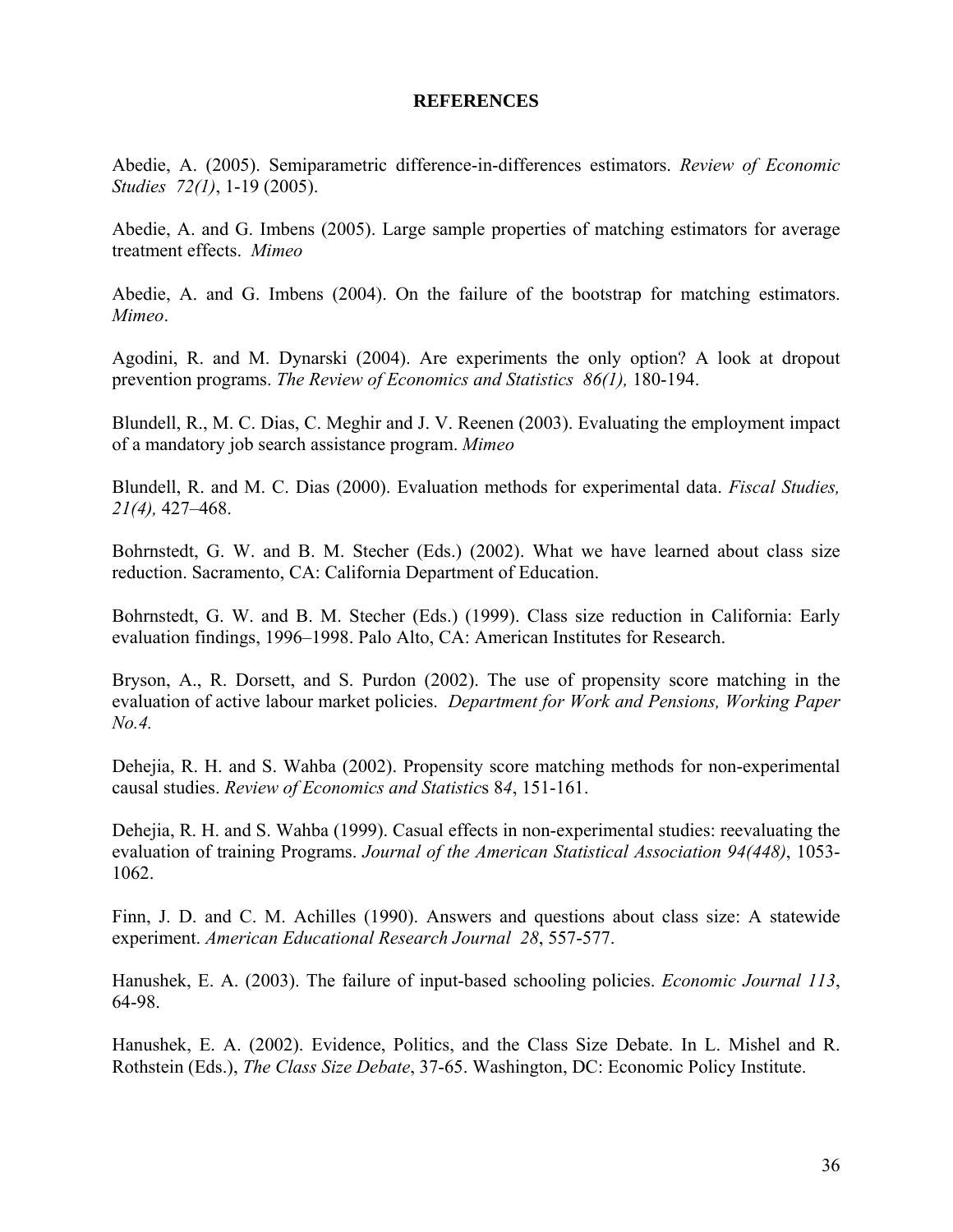**REFERENCES**

Abedie, A. (2005). Semiparametric difference-in-differences estimators. *Review of Economic Studies 72(1)*, 1-19 (2005).

Abedie, A. and G. Imbens (2005). Large sample properties of matching estimators for average treatment effects. *Mimeo*

Abedie, A. and G. Imbens (2004). On the failure of the bootstrap for matching estimators. *Mimeo*.

Agodini, R. and M. Dynarski (2004). Are experiments the only option? A look at dropout prevention programs. *The Review of Economics and Statistics 86(1),* 180-194.

Blundell, R., M. C. Dias, C. Meghir and J. V. Reenen (2003). Evaluating the employment impact of a mandatory job search assistance program. *Mimeo*

Blundell, R. and M. C. Dias (2000). Evaluation methods for experimental data. *Fiscal Studies, 21(4),* 427–468.

Bohrnstedt, G. W. and B. M. Stecher (Eds.) (2002). What we have learned about class size reduction. Sacramento, CA: California Department of Education.

Bohrnstedt, G. W. and B. M. Stecher (Eds.) (1999). Class size reduction in California: Early evaluation findings, 1996–1998. Palo Alto, CA: American Institutes for Research.

Bryson, A., R. Dorsett, and S. Purdon (2002). The use of propensity score matching in the evaluation of active labour market policies. *Department for Work and Pensions, Working Paper No.4.*

Dehejia, R. H. and S. Wahba (2002). Propensity score matching methods for non-experimental causal studies. *Review of Economics and Statistics 84*, 151-161.

Dehejia, R. H. and S. Wahba (1999). Casual effects in non-experimental studies: reevaluating the evaluation of training Programs. *Journal of the American Statistical Association 94(448)*, 1053-1062.

Finn, J. D. and C. M. Achilles (1990). Answers and questions about class size: A statewide experiment. *American Educational Research Journal 28*, 557-577.

Hanushek, E. A. (2003). The failure of input-based schooling policies. *Economic Journal 113*, 64-98.

Hanushek, E. A. (2002). Evidence, Politics, and the Class Size Debate. In L. Mishel and R. Rothstein (Eds.), *The Class Size Debate*, 37-65. Washington, DC: Economic Policy Institute.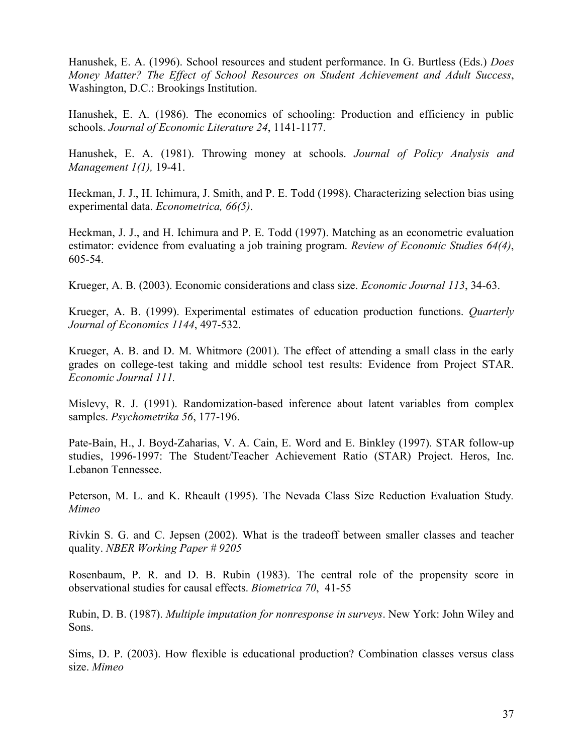Hanushek, E. A. (1996). School resources and student performance. In G. Burtless (Eds.) *Does Money Matter? The Effect of School Resources on Student Achievement and Adult Success*, Washington, D.C.: Brookings Institution.

Hanushek, E. A. (1986). The economics of schooling: Production and efficiency in public schools. *Journal of Economic Literature 24*, 1141-1177.

Hanushek, E. A. (1981). Throwing money at schools. *Journal of Policy Analysis and Management 1(1),* 19-41.

Heckman, J. J., H. Ichimura, J. Smith, and P. E. Todd (1998). Characterizing selection bias using experimental data. *Econometrica, 66(5)*.

Heckman, J. J., and H. Ichimura and P. E. Todd (1997). Matching as an econometric evaluation estimator: evidence from evaluating a job training program. *Review of Economic Studies 64(4)*, 605-54.

Krueger, A. B. (2003). Economic considerations and class size. *Economic Journal 113*, 34-63.

Krueger, A. B. (1999). Experimental estimates of education production functions. *Quarterly Journal of Economics 1144*, 497-532.

Krueger, A. B. and D. M. Whitmore (2001). The effect of attending a small class in the early grades on college-test taking and middle school test results: Evidence from Project STAR. *Economic Journal 111.*

Mislevy, R. J. (1991). Randomization-based inference about latent variables from complex samples. *Psychometrika 56*, 177-196.

Pate-Bain, H., J. Boyd-Zaharias, V. A. Cain, E. Word and E. Binkley (1997). STAR follow-up studies, 1996-1997: The Student/Teacher Achievement Ratio (STAR) Project. Heros, Inc. Lebanon Tennessee.

Peterson, M. L. and K. Rheault (1995). The Nevada Class Size Reduction Evaluation Study. *Mimeo*

Rivkin S. G. and C. Jepsen (2002). What is the tradeoff between smaller classes and teacher quality. *NBER Working Paper # 9205*

Rosenbaum, P. R. and D. B. Rubin (1983). The central role of the propensity score in observational studies for causal effects. *Biometrica 70*, 41-55

Rubin, D. B. (1987). *Multiple imputation for nonresponse in surveys*. New York: John Wiley and Sons.

Sims, D. P. (2003). How flexible is educational production? Combination classes versus class size. *Mimeo*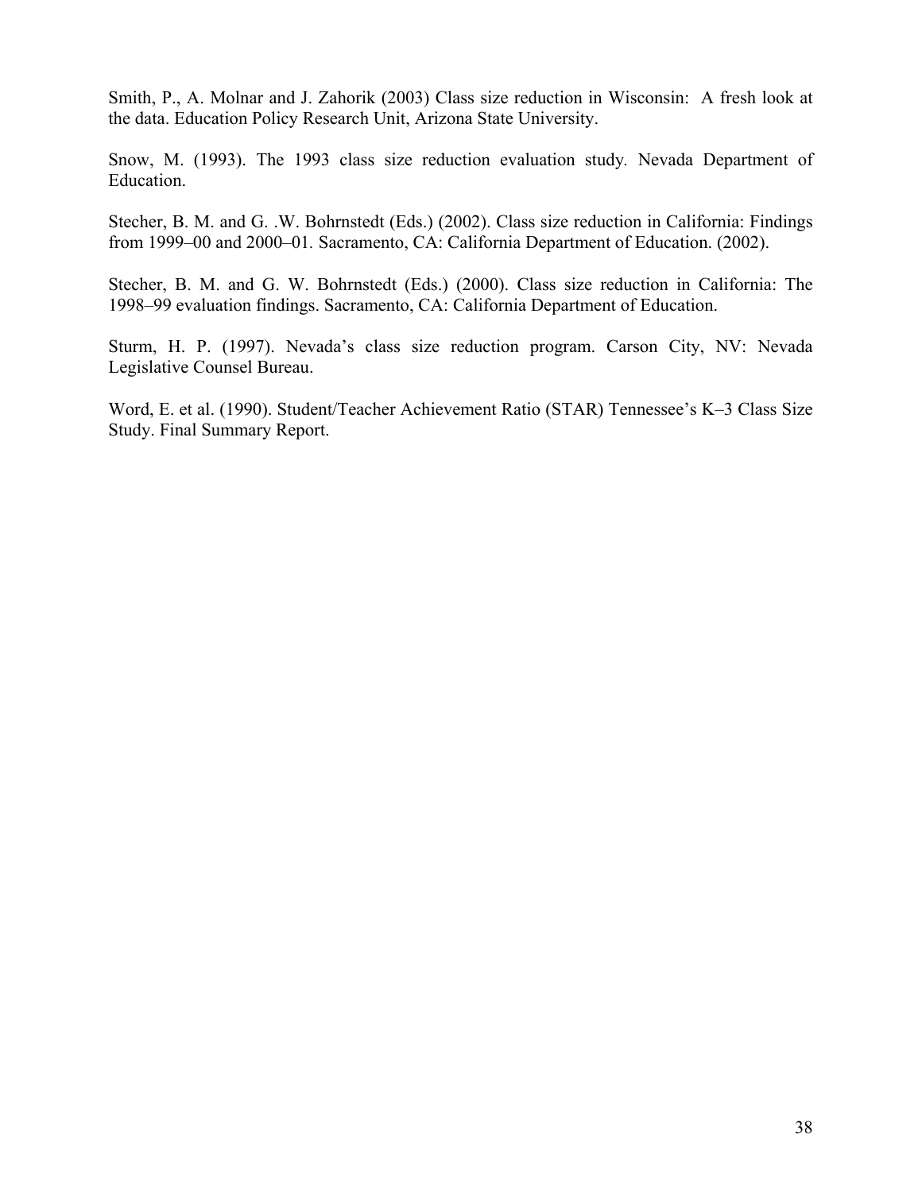Smith, P., A. Molnar and J. Zahorik (2003) Class size reduction in Wisconsin: A fresh look at the data. Education Policy Research Unit, Arizona State University.

Snow, M. (1993). The 1993 class size reduction evaluation study. Nevada Department of Education.

Stecher, B. M. and G. .W. Bohrnstedt (Eds.) (2002). Class size reduction in California: Findings from 1999–00 and 2000–01. Sacramento, CA: California Department of Education. (2002).

Stecher, B. M. and G. W. Bohrnstedt (Eds.) (2000). Class size reduction in California: The 1998–99 evaluation findings. Sacramento, CA: California Department of Education.

Sturm, H. P. (1997). Nevada's class size reduction program. Carson City, NV: Nevada Legislative Counsel Bureau.

Word, E. et al. (1990). Student/Teacher Achievement Ratio (STAR) Tennessee's K–3 Class Size Study. Final Summary Report.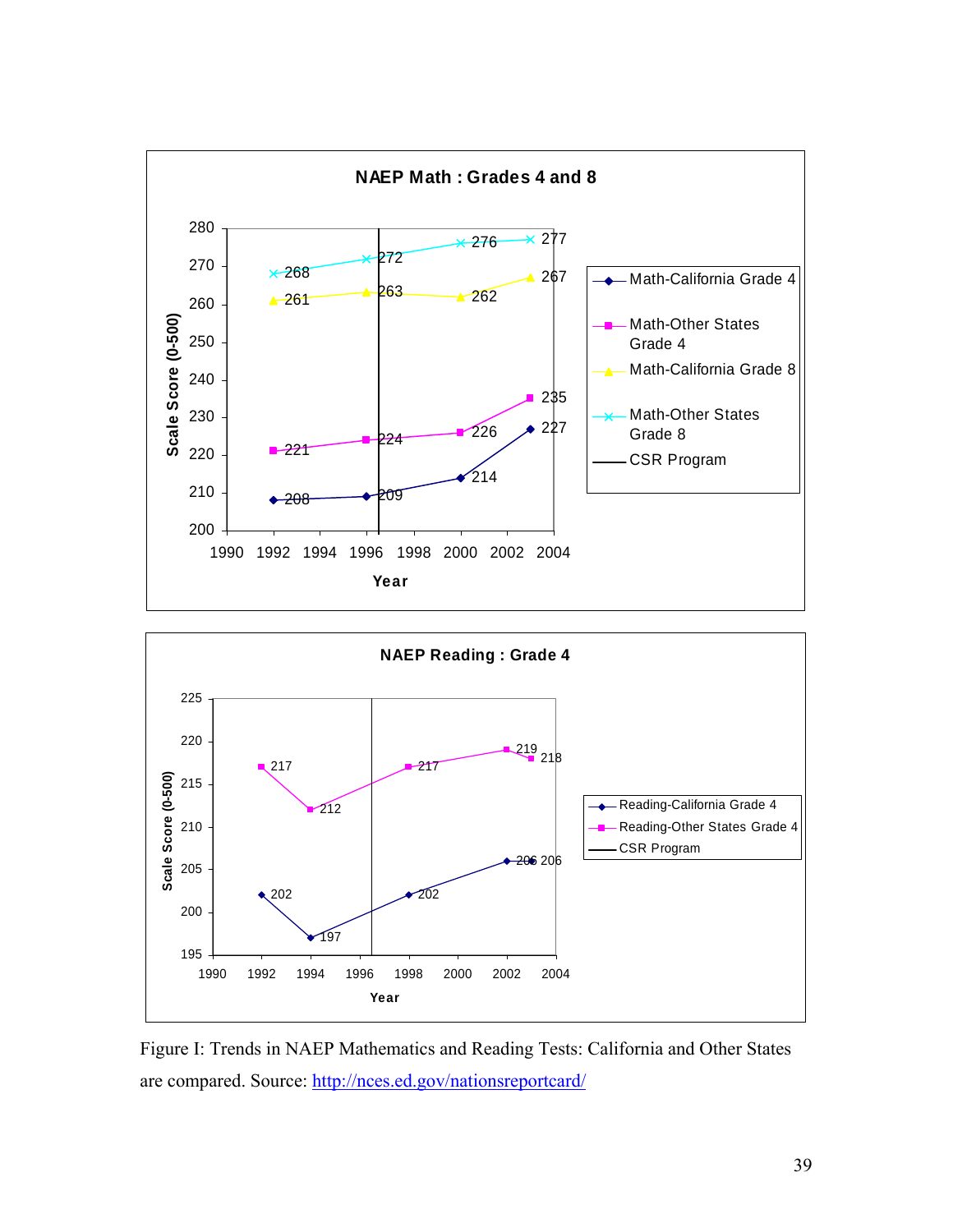**NAEP Math : Grades 4 and 8**

| Year | Math-California Grade 4 | Math-Other States Grade 4 | Math-California Grade 8 | Math-Other States Grade 8 |
|---|---|---|---|---|
| 1992 | 208 | 221 | 261 | 268 |
| 1996 | 209 | 224 | 263 | 272 |
| 2000 | 214 | 226 | 262 | 276 |
| 2003 | 227 | 235 | 267 | 277 |

The vertical line between 1996 and 1998 marks the CSR Program. Axes: Scale Score (0-500) by Year.

**NAEP Reading : Grade 4**

| Year | Reading-California Grade 4 | Reading-Other States Grade 4 |
|---|---|---|
| 1992 | 202 | 217 |
| 1994 | 197 | 212 |
| 1998 | 202 | 217 |
| 2002 | 206 | 219 |
| 2003 | 206 | 218 |

The vertical line between 1996 and 1998 marks the CSR Program. Axes: Scale Score (0-500) by Year.

Figure I: Trends in NAEP Mathematics and Reading Tests: California and Other States are compared. Source: http://nces.ed.gov/nationsreportcard/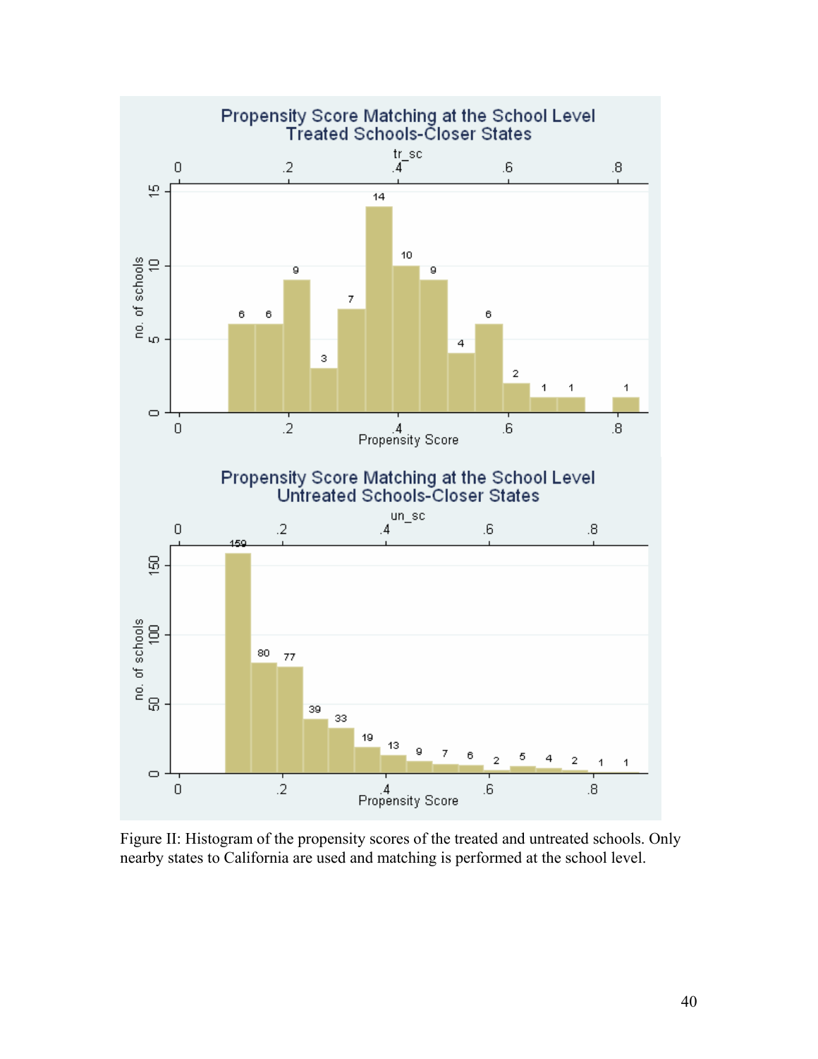Figure II: Histogram of the propensity scores of the treated and untreated schools. Only nearby states to California are used and matching is performed at the school level.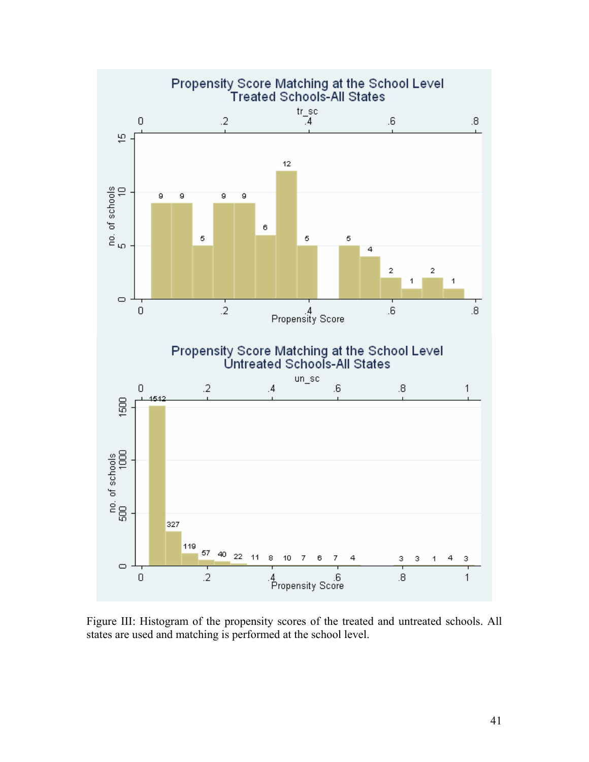Figure III: Histogram of the propensity scores of the treated and untreated schools. All states are used and matching is performed at the school level.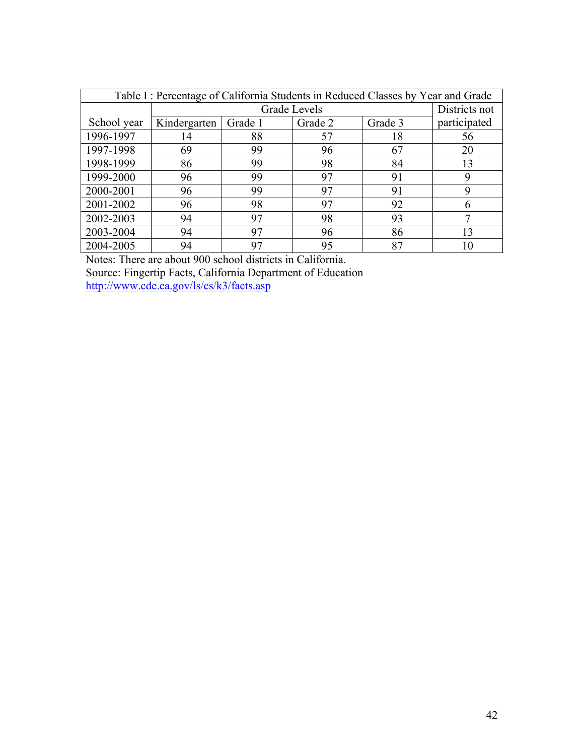Table I : Percentage of California Students in Reduced Classes by Year and Grade

| School year | Grade Levels | | | | Districts not participated |
|---|---|---|---|---|---|
| | Kindergarten | Grade 1 | Grade 2 | Grade 3 | |
| 1996-1997 | 14 | 88 | 57 | 18 | 56 |
| 1997-1998 | 69 | 99 | 96 | 67 | 20 |
| 1998-1999 | 86 | 99 | 98 | 84 | 13 |
| 1999-2000 | 96 | 99 | 97 | 91 | 9 |
| 2000-2001 | 96 | 99 | 97 | 91 | 9 |
| 2001-2002 | 96 | 98 | 97 | 92 | 6 |
| 2002-2003 | 94 | 97 | 98 | 93 | 7 |
| 2003-2004 | 94 | 97 | 96 | 86 | 13 |
| 2004-2005 | 94 | 97 | 95 | 87 | 10 |

Notes: There are about 900 school districts in California.
Source: Fingertip Facts, California Department of Education
http://www.cde.ca.gov/ls/cs/k3/facts.asp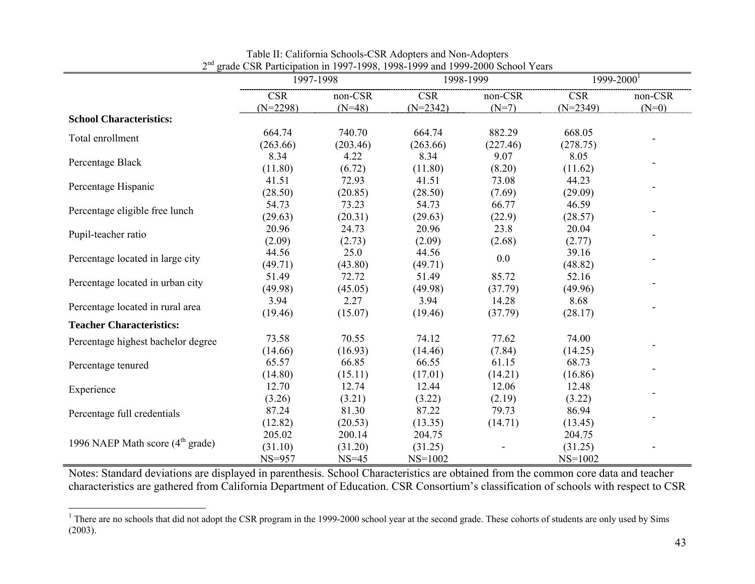Table II: California Schools-CSR Adopters and Non-Adopters
2nd grade CSR Participation in 1997-1998, 1998-1999 and 1999-2000 School Years

| | 1997-1998 | | 1998-1999 | | 1999-2000[1] | |
|---|---|---|---|---|---|---|
| | CSR (N=2298) | non-CSR (N=48) | CSR (N=2342) | non-CSR (N=7) | CSR (N=2349) | non-CSR (N=0) |
| **School Characteristics:** | | | | | | |
| Total enrollment | 664.74 (263.66) | 740.70 (203.46) | 664.74 (263.66) | 882.29 (227.46) | 668.05 (278.75) | - |
| Percentage Black | 8.34 (11.80) | 4.22 (6.72) | 8.34 (11.80) | 9.07 (8.20) | 8.05 (11.62) | - |
| Percentage Hispanic | 41.51 (28.50) | 72.93 (20.85) | 41.51 (28.50) | 73.08 (7.69) | 44.23 (29.09) | - |
| Percentage eligible free lunch | 54.73 (29.63) | 73.23 (20.31) | 54.73 (29.63) | 66.77 (22.9) | 46.59 (28.57) | - |
| Pupil-teacher ratio | 20.96 (2.09) | 24.73 (2.73) | 20.96 (2.09) | 23.8 (2.68) | 20.04 (2.77) | - |
| Percentage located in large city | 44.56 (49.71) | 25.0 (43.80) | 44.56 (49.71) | 0.0 | 39.16 (48.82) | - |
| Percentage located in urban city | 51.49 (49.98) | 72.72 (45.05) | 51.49 (49.98) | 85.72 (37.79) | 52.16 (49.96) | - |
| Percentage located in rural area | 3.94 (19.46) | 2.27 (15.07) | 3.94 (19.46) | 14.28 (37.79) | 8.68 (28.17) | - |
| **Teacher Characteristics:** | | | | | | |
| Percentage highest bachelor degree | 73.58 (14.66) | 70.55 (16.93) | 74.12 (14.46) | 77.62 (7.84) | 74.00 (14.25) | - |
| Percentage tenured | 65.57 (14.80) | 66.85 (15.11) | 66.55 (17.01) | 61.15 (14.21) | 68.73 (16.86) | - |
| Experience | 12.70 (3.26) | 12.74 (3.21) | 12.44 (3.22) | 12.06 (2.19) | 12.48 (3.22) | - |
| Percentage full credentials | 87.24 (12.82) | 81.30 (20.53) | 87.22 (13.35) | 79.73 (14.71) | 86.94 (13.45) | - |
| 1996 NAEP Math score (4th grade) | 205.02 (31.10) NS=957 | 200.14 (31.20) NS=45 | 204.75 (31.25) NS=1002 | - | 204.75 (31.25) NS=1002 | - |

Notes: Standard deviations are displayed in parenthesis. School Characteristics are obtained from the common core data and teacher characteristics are gathered from California Department of Education. CSR Consortium's classification of schools with respect to CSR

[1] There are no schools that did not adopt the CSR program in the 1999-2000 school year at the second grade. These cohorts of students are only used by Sims (2003).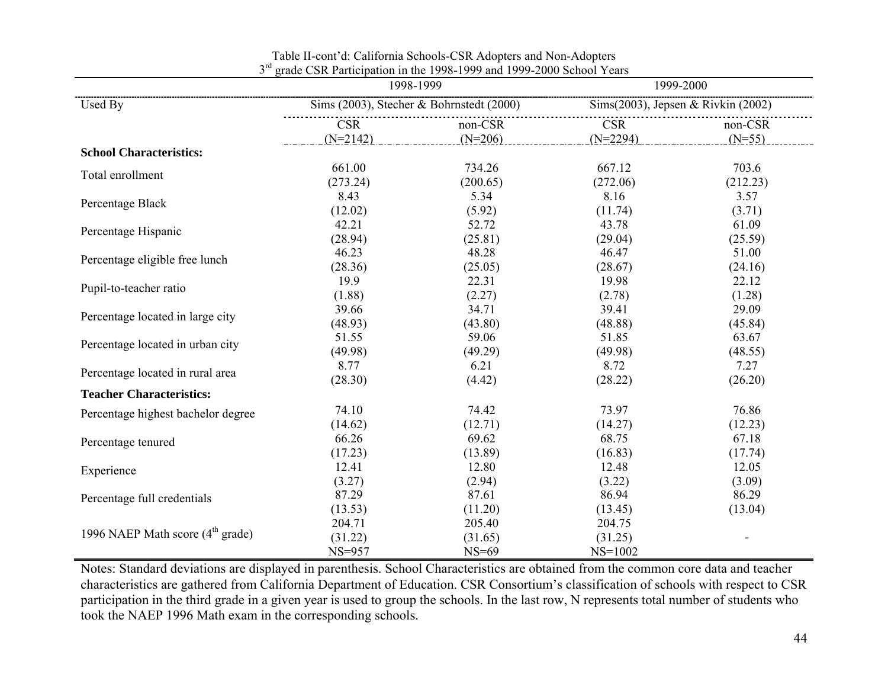Table II-cont'd: California Schools-CSR Adopters and Non-Adopters
3rd grade CSR Participation in the 1998-1999 and 1999-2000 School Years

| | 1998-1999 | | 1999-2000 | |
|---|---|---|---|---|
| Used By | Sims (2003), Stecher & Bohrnstedt (2000) | | Sims(2003), Jepsen & Rivkin (2002) | |
| | CSR (N=2142) | non-CSR (N=206) | CSR (N=2294) | non-CSR (N=55) |
| **School Characteristics:** | | | | |
| Total enrollment | 661.00 (273.24) | 734.26 (200.65) | 667.12 (272.06) | 703.6 (212.23) |
| Percentage Black | 8.43 (12.02) | 5.34 (5.92) | 8.16 (11.74) | 3.57 (3.71) |
| Percentage Hispanic | 42.21 (28.94) | 52.72 (25.81) | 43.78 (29.04) | 61.09 (25.59) |
| Percentage eligible free lunch | 46.23 (28.36) | 48.28 (25.05) | 46.47 (28.67) | 51.00 (24.16) |
| Pupil-to-teacher ratio | 19.9 (1.88) | 22.31 (2.27) | 19.98 (2.78) | 22.12 (1.28) |
| Percentage located in large city | 39.66 (48.93) | 34.71 (43.80) | 39.41 (48.88) | 29.09 (45.84) |
| Percentage located in urban city | 51.55 (49.98) | 59.06 (49.29) | 51.85 (49.98) | 63.67 (48.55) |
| Percentage located in rural area | 8.77 (28.30) | 6.21 (4.42) | 8.72 (28.22) | 7.27 (26.20) |
| **Teacher Characteristics:** | | | | |
| Percentage highest bachelor degree | 74.10 (14.62) | 74.42 (12.71) | 73.97 (14.27) | 76.86 (12.23) |
| Percentage tenured | 66.26 (17.23) | 69.62 (13.89) | 68.75 (16.83) | 67.18 (17.74) |
| Experience | 12.41 (3.27) | 12.80 (2.94) | 12.48 (3.22) | 12.05 (3.09) |
| Percentage full credentials | 87.29 (13.53) | 87.61 (11.20) | 86.94 (13.45) | 86.29 (13.04) |
| 1996 NAEP Math score (4th grade) | 204.71 (31.22) NS=957 | 205.40 (31.65) NS=69 | 204.75 (31.25) NS=1002 | - |

Notes: Standard deviations are displayed in parenthesis. School Characteristics are obtained from the common core data and teacher characteristics are gathered from California Department of Education. CSR Consortium's classification of schools with respect to CSR participation in the third grade in a given year is used to group the schools. In the last row, N represents total number of students who took the NAEP 1996 Math exam in the corresponding schools.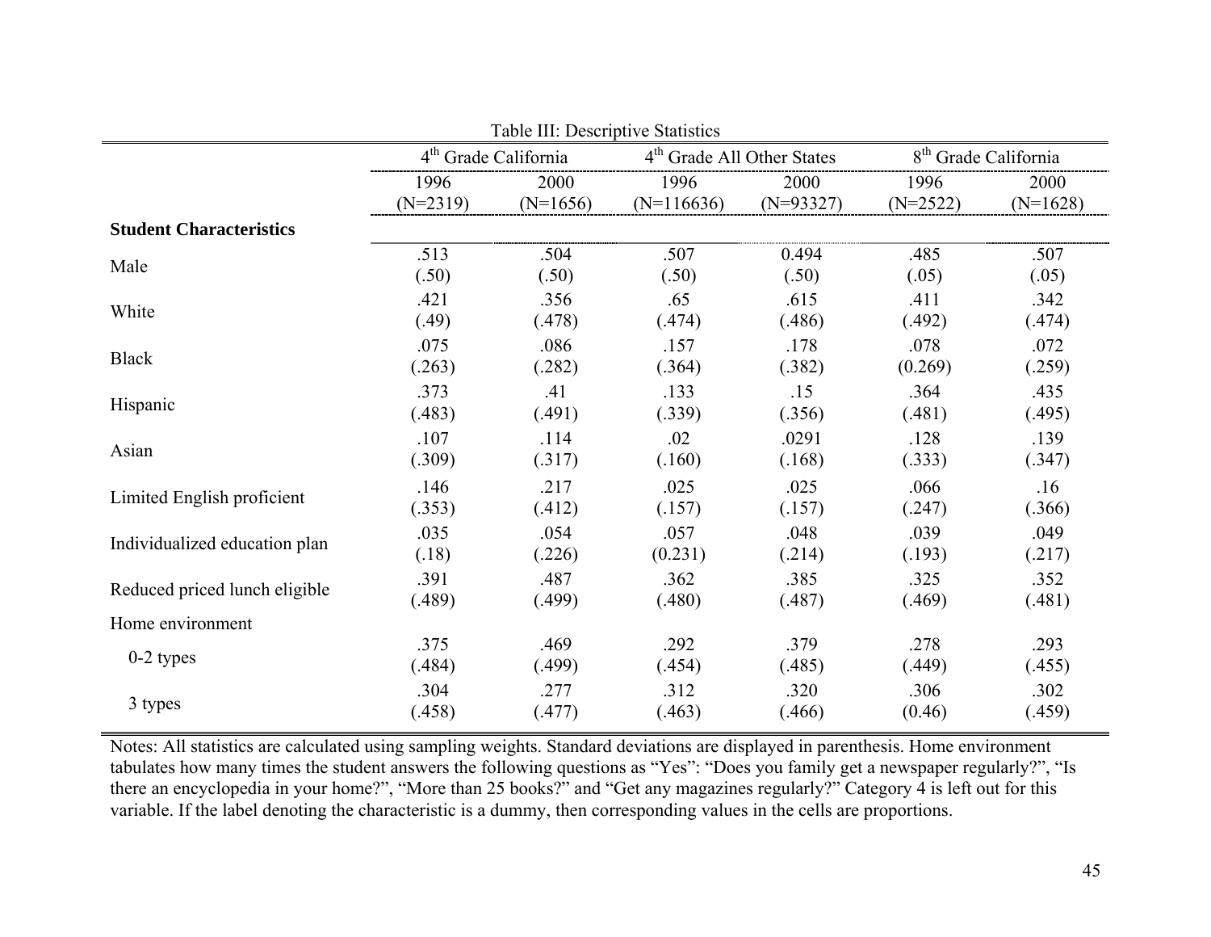Table III: Descriptive Statistics

| | 4th Grade California | | 4th Grade All Other States | | 8th Grade California | |
|---|---|---|---|---|---|---|
| | 1996 (N=2319) | 2000 (N=1656) | 1996 (N=116636) | 2000 (N=93327) | 1996 (N=2522) | 2000 (N=1628) |
| **Student Characteristics** | | | | | | |
| Male | .513 (.50) | .504 (.50) | .507 (.50) | 0.494 (.50) | .485 (.05) | .507 (.05) |
| White | .421 (.49) | .356 (.478) | .65 (.474) | .615 (.486) | .411 (.492) | .342 (.474) |
| Black | .075 (.263) | .086 (.282) | .157 (.364) | .178 (.382) | .078 (0.269) | .072 (.259) |
| Hispanic | .373 (.483) | .41 (.491) | .133 (.339) | .15 (.356) | .364 (.481) | .435 (.495) |
| Asian | .107 (.309) | .114 (.317) | .02 (.160) | .0291 (.168) | .128 (.333) | .139 (.347) |
| Limited English proficient | .146 (.353) | .217 (.412) | .025 (.157) | .025 (.157) | .066 (.247) | .16 (.366) |
| Individualized education plan | .035 (.18) | .054 (.226) | .057 (0.231) | .048 (.214) | .039 (.193) | .049 (.217) |
| Reduced priced lunch eligible | .391 (.489) | .487 (.499) | .362 (.480) | .385 (.487) | .325 (.469) | .352 (.481) |
| Home environment | | | | | | |
| 0-2 types | .375 (.484) | .469 (.499) | .292 (.454) | .379 (.485) | .278 (.449) | .293 (.455) |
| 3 types | .304 (.458) | .277 (.477) | .312 (.463) | .320 (.466) | .306 (0.46) | .302 (.459) |

Notes: All statistics are calculated using sampling weights. Standard deviations are displayed in parenthesis. Home environment tabulates how many times the student answers the following questions as "Yes": "Does you family get a newspaper regularly?", "Is there an encyclopedia in your home?", "More than 25 books?" and "Get any magazines regularly?" Category 4 is left out for this variable. If the label denoting the characteristic is a dummy, then corresponding values in the cells are proportions.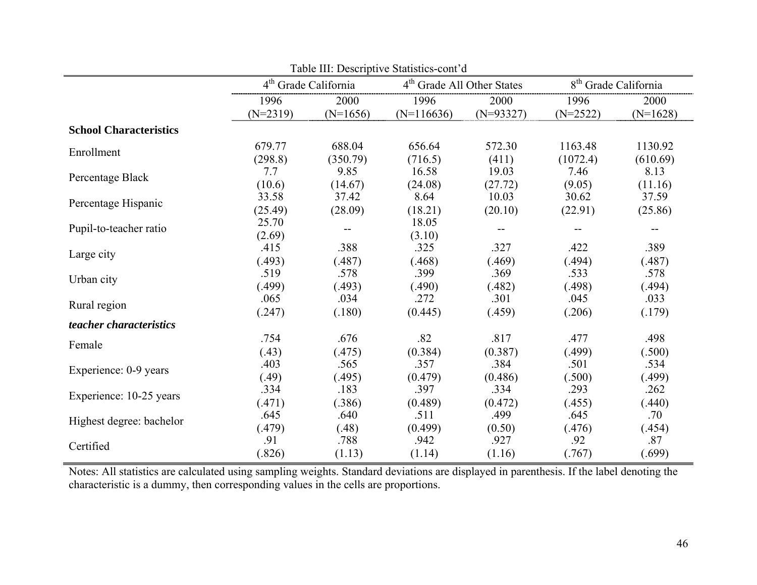Table III: Descriptive Statistics-cont'd

| | 4th Grade California | | 4th Grade All Other States | | 8th Grade California | |
|---|---|---|---|---|---|---|
| | 1996 (N=2319) | 2000 (N=1656) | 1996 (N=116636) | 2000 (N=93327) | 1996 (N=2522) | 2000 (N=1628) |
| **School Characteristics** | | | | | | |
| Enrollment | 679.77 | 688.04 | 656.64 | 572.30 | 1163.48 | 1130.92 |
| | (298.8) | (350.79) | (716.5) | (411) | (1072.4) | (610.69) |
| Percentage Black | 7.7 | 9.85 | 16.58 | 19.03 | 7.46 | 8.13 |
| | (10.6) | (14.67) | (24.08) | (27.72) | (9.05) | (11.16) |
| Percentage Hispanic | 33.58 | 37.42 | 8.64 | 10.03 | 30.62 | 37.59 |
| | (25.49) | (28.09) | (18.21) | (20.10) | (22.91) | (25.86) |
| Pupil-to-teacher ratio | 25.70 | -- | 18.05 | -- | -- | -- |
| | (2.69) | | (3.10) | | | |
| Large city | .415 | .388 | .325 | .327 | .422 | .389 |
| | (.493) | (.487) | (.468) | (.469) | (.494) | (.487) |
| Urban city | .519 | .578 | .399 | .369 | .533 | .578 |
| | (.499) | (.493) | (.490) | (.482) | (.498) | (.494) |
| Rural region | .065 | .034 | .272 | .301 | .045 | .033 |
| | (.247) | (.180) | (0.445) | (.459) | (.206) | (.179) |
| ***teacher characteristics*** | | | | | | |
| Female | .754 | .676 | .82 | .817 | .477 | .498 |
| | (.43) | (.475) | (0.384) | (0.387) | (.499) | (.500) |
| Experience: 0-9 years | .403 | .565 | .357 | .384 | .501 | .534 |
| | (.49) | (.495) | (0.479) | (0.486) | (.500) | (.499) |
| Experience: 10-25 years | .334 | .183 | .397 | .334 | .293 | .262 |
| | (.471) | (.386) | (0.489) | (0.472) | (.455) | (.440) |
| Highest degree: bachelor | .645 | .640 | .511 | .499 | .645 | .70 |
| | (.479) | (.48) | (0.499) | (0.50) | (.476) | (.454) |
| Certified | .91 | .788 | .942 | .927 | .92 | .87 |
| | (.826) | (1.13) | (1.14) | (1.16) | (.767) | (.699) |

Notes: All statistics are calculated using sampling weights. Standard deviations are displayed in parenthesis. If the label denoting the characteristic is a dummy, then corresponding values in the cells are proportions.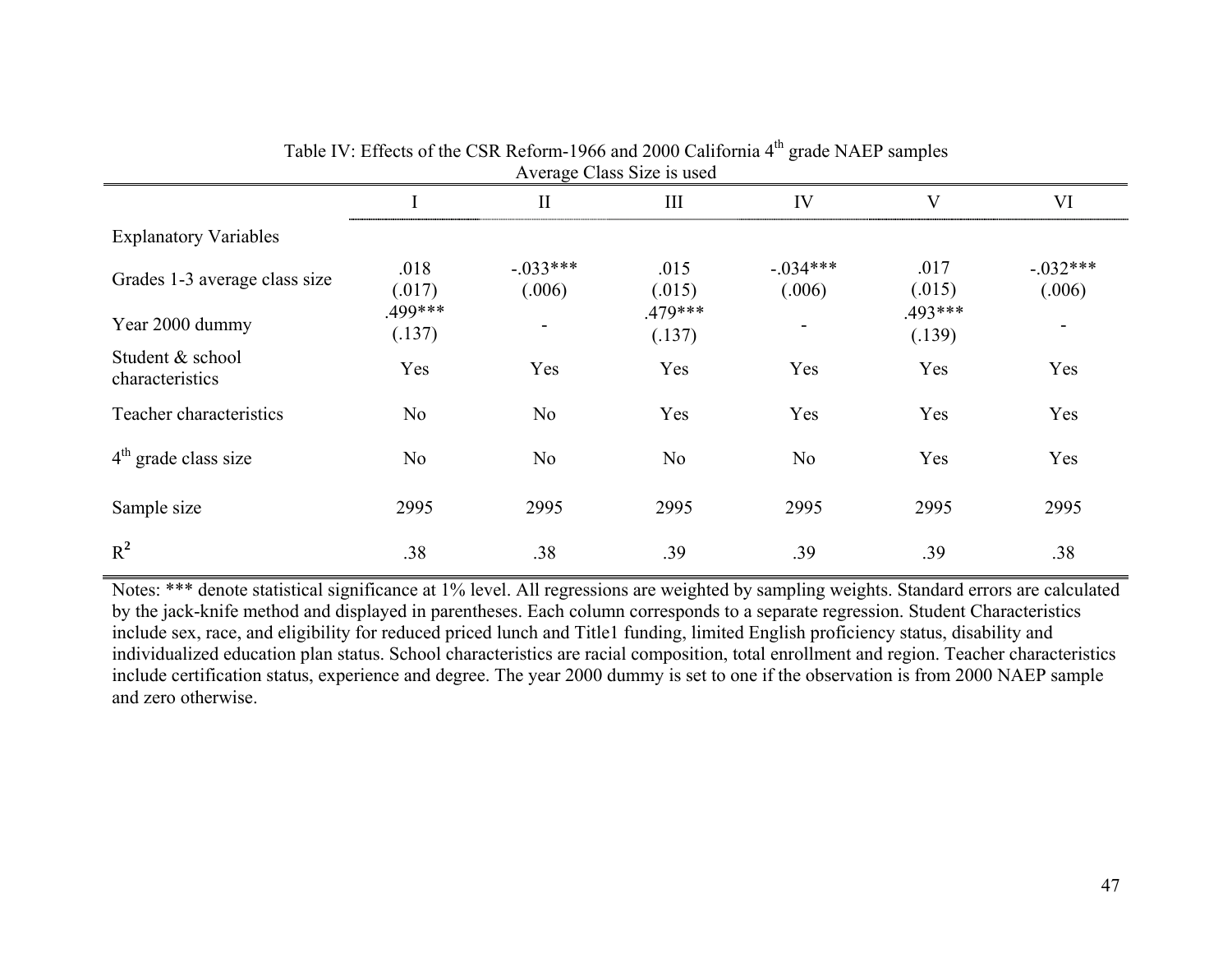Table IV: Effects of the CSR Reform-1966 and 2000 California 4th grade NAEP samples
Average Class Size is used

| | I | II | III | IV | V | VI |
|---|---|---|---|---|---|---|
| Explanatory Variables | | | | | | |
| Grades 1-3 average class size | .018 (.017) | -.033*** (.006) | .015 (.015) | -.034*** (.006) | .017 (.015) | -.032*** (.006) |
| Year 2000 dummy | .499*** (.137) | - | .479*** (.137) | - | .493*** (.139) | - |
| Student & school characteristics | Yes | Yes | Yes | Yes | Yes | Yes |
| Teacher characteristics | No | No | Yes | Yes | Yes | Yes |
| 4th grade class size | No | No | No | No | Yes | Yes |
| Sample size | 2995 | 2995 | 2995 | 2995 | 2995 | 2995 |
| $R^2$ | .38 | .38 | .39 | .39 | .39 | .38 |

Notes: *** denote statistical significance at 1% level. All regressions are weighted by sampling weights. Standard errors are calculated by the jack-knife method and displayed in parentheses. Each column corresponds to a separate regression. Student Characteristics include sex, race, and eligibility for reduced priced lunch and Title1 funding, limited English proficiency status, disability and individualized education plan status. School characteristics are racial composition, total enrollment and region. Teacher characteristics include certification status, experience and degree. The year 2000 dummy is set to one if the observation is from 2000 NAEP sample and zero otherwise.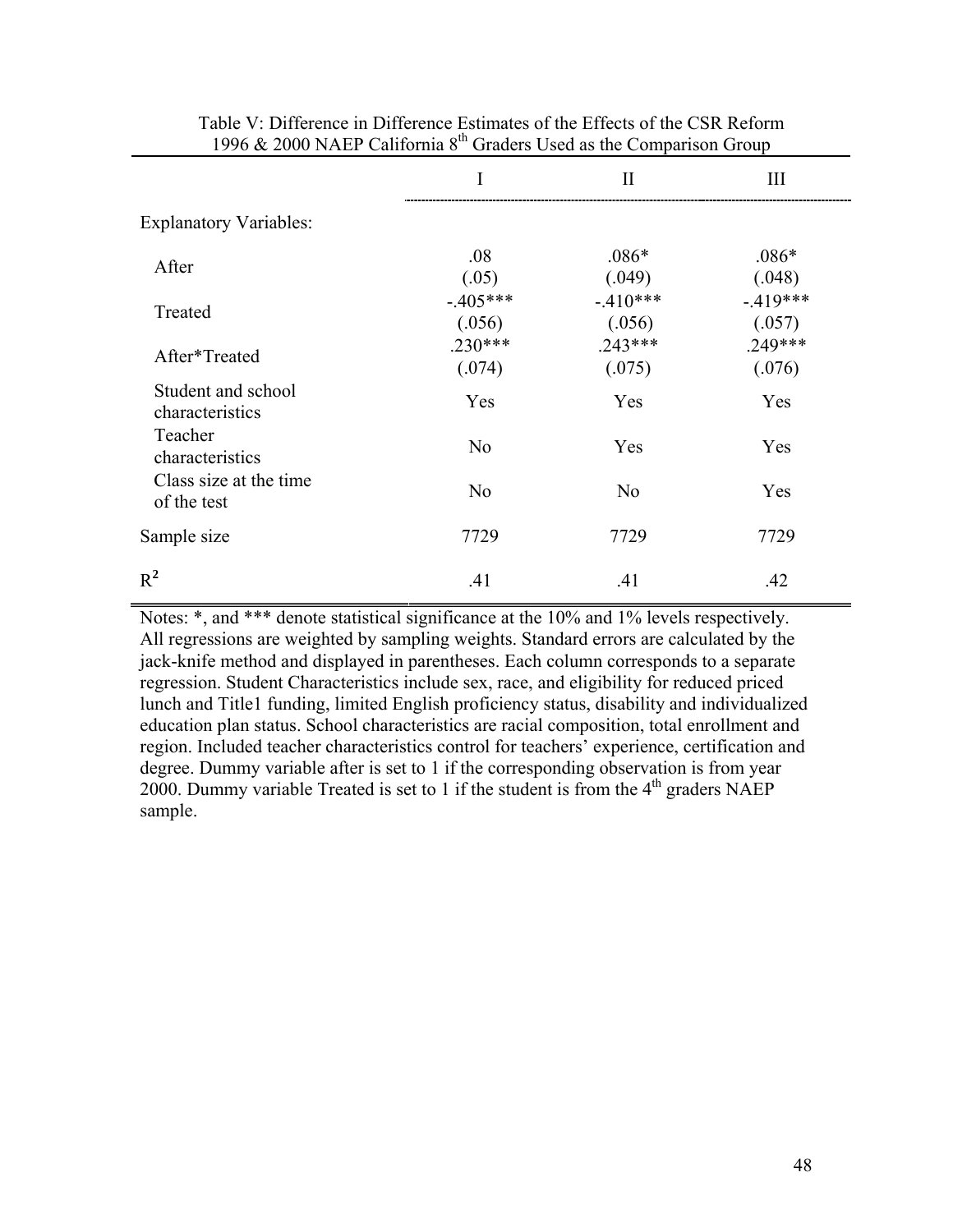Table V: Difference in Difference Estimates of the Effects of the CSR Reform
1996 & 2000 NAEP California 8th Graders Used as the Comparison Group

| | I | II | III |
|---|---|---|---|
| Explanatory Variables: | | | |
| After | .08<br>(.05) | .086*<br>(.049) | .086*<br>(.048) |
| Treated | -.405***<br>(.056) | -.410***<br>(.056) | -.419***<br>(.057) |
| After*Treated | .230***<br>(.074) | .243***<br>(.075) | .249***<br>(.076) |
| Student and school characteristics | Yes | Yes | Yes |
| Teacher characteristics | No | Yes | Yes |
| Class size at the time of the test | No | No | Yes |
| Sample size | 7729 | 7729 | 7729 |
| $R^2$ | .41 | .41 | .42 |

Notes: *, and *** denote statistical significance at the 10% and 1% levels respectively. All regressions are weighted by sampling weights. Standard errors are calculated by the jack-knife method and displayed in parentheses. Each column corresponds to a separate regression. Student Characteristics include sex, race, and eligibility for reduced priced lunch and Title1 funding, limited English proficiency status, disability and individualized education plan status. School characteristics are racial composition, total enrollment and region. Included teacher characteristics control for teachers' experience, certification and degree. Dummy variable after is set to 1 if the corresponding observation is from year 2000. Dummy variable Treated is set to 1 if the student is from the 4th graders NAEP sample.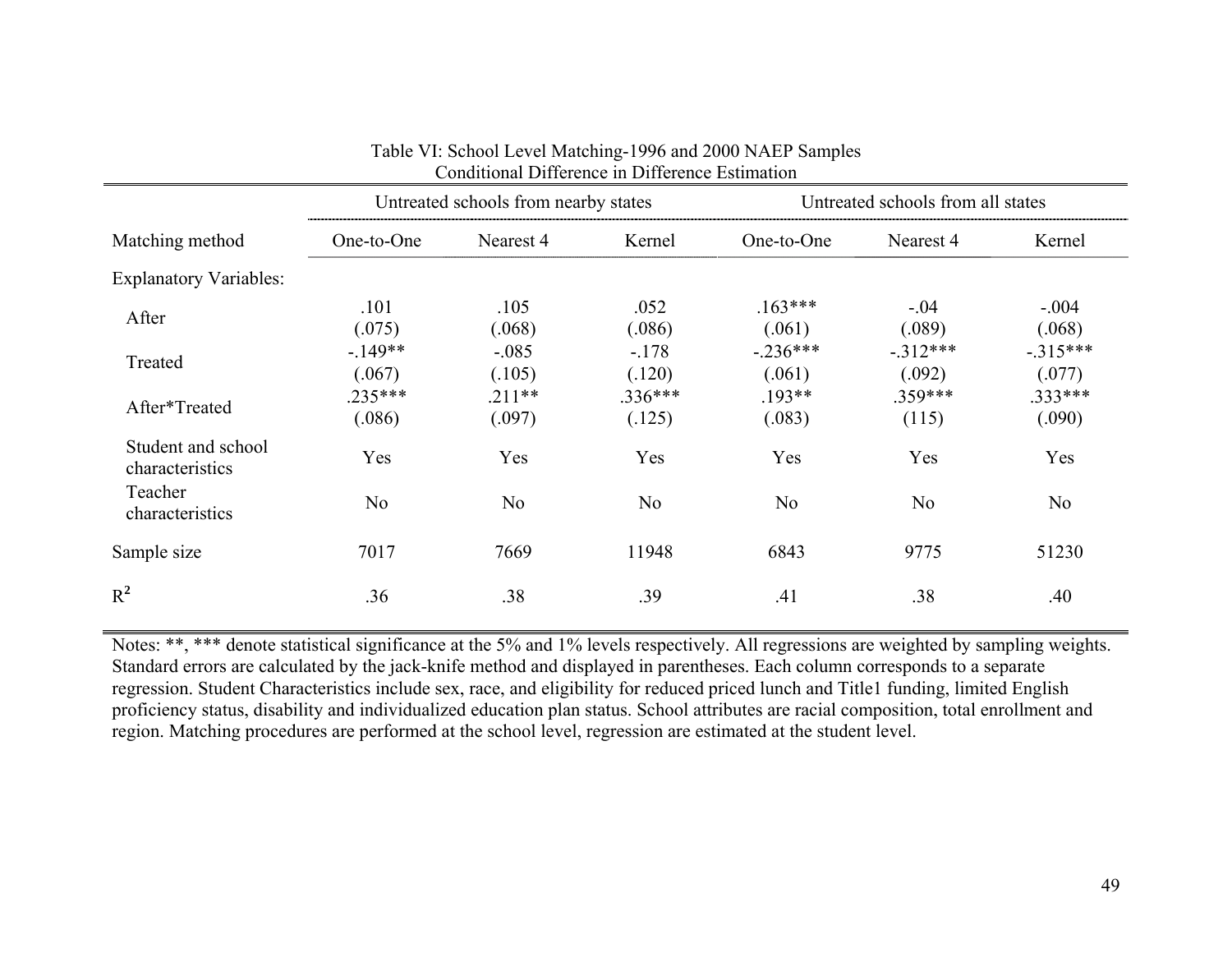Table VI: School Level Matching-1996 and 2000 NAEP Samples
Conditional Difference in Difference Estimation

| | Untreated schools from nearby states | | | Untreated schools from all states | | |
|---|---|---|---|---|---|---|
| Matching method | One-to-One | Nearest 4 | Kernel | One-to-One | Nearest 4 | Kernel |
| Explanatory Variables: | | | | | | |
| After | .101<br>(.075) | .105<br>(.068) | .052<br>(.086) | .163***<br>(.061) | -.04<br>(.089) | -.004<br>(.068) |
| Treated | -.149**<br>(.067) | -.085<br>(.105) | -.178<br>(.120) | -.236***<br>(.061) | -.312***<br>(.092) | -.315***<br>(.077) |
| After*Treated | .235***<br>(.086) | .211**<br>(.097) | .336***<br>(.125) | .193**<br>(.083) | .359***<br>(115) | .333***<br>(.090) |
| Student and school characteristics | Yes | Yes | Yes | Yes | Yes | Yes |
| Teacher characteristics | No | No | No | No | No | No |
| Sample size | 7017 | 7669 | 11948 | 6843 | 9775 | 51230 |
| $R^2$ | .36 | .38 | .39 | .41 | .38 | .40 |

Notes: **, *** denote statistical significance at the 5% and 1% levels respectively. All regressions are weighted by sampling weights. Standard errors are calculated by the jack-knife method and displayed in parentheses. Each column corresponds to a separate regression. Student Characteristics include sex, race, and eligibility for reduced priced lunch and Title1 funding, limited English proficiency status, disability and individualized education plan status. School attributes are racial composition, total enrollment and region. Matching procedures are performed at the school level, regression are estimated at the student level.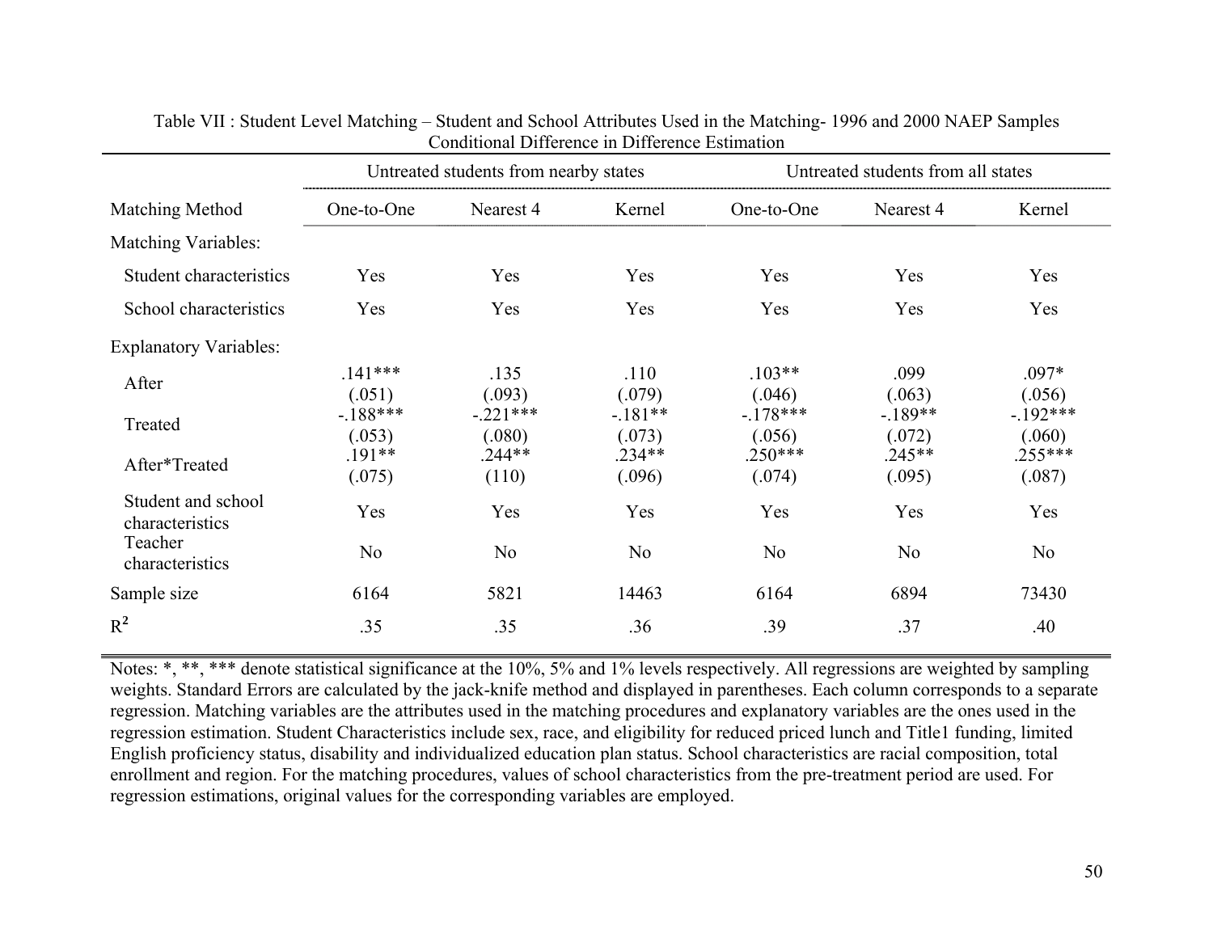Table VII : Student Level Matching – Student and School Attributes Used in the Matching- 1996 and 2000 NAEP Samples
Conditional Difference in Difference Estimation

| | Untreated students from nearby states | | | Untreated students from all states | | |
|---|---|---|---|---|---|---|
| Matching Method | One-to-One | Nearest 4 | Kernel | One-to-One | Nearest 4 | Kernel |
| Matching Variables: | | | | | | |
| Student characteristics | Yes | Yes | Yes | Yes | Yes | Yes |
| School characteristics | Yes | Yes | Yes | Yes | Yes | Yes |
| Explanatory Variables: | | | | | | |
| After | .141*** (.051) | .135 (.093) | .110 (.079) | .103** (.046) | .099 (.063) | .097* (.056) |
| Treated | -.188*** (.053) | -.221*** (.080) | -.181** (.073) | -.178*** (.056) | -.189** (.072) | -.192*** (.060) |
| After*Treated | .191** (.075) | .244** (110) | .234** (.096) | .250*** (.074) | .245** (.095) | .255*** (.087) |
| Student and school characteristics | Yes | Yes | Yes | Yes | Yes | Yes |
| Teacher characteristics | No | No | No | No | No | No |
| Sample size | 6164 | 5821 | 14463 | 6164 | 6894 | 73430 |
| $R^2$ | .35 | .35 | .36 | .39 | .37 | .40 |

Notes: *, **, *** denote statistical significance at the 10%, 5% and 1% levels respectively. All regressions are weighted by sampling weights. Standard Errors are calculated by the jack-knife method and displayed in parentheses. Each column corresponds to a separate regression. Matching variables are the attributes used in the matching procedures and explanatory variables are the ones used in the regression estimation. Student Characteristics include sex, race, and eligibility for reduced priced lunch and Title1 funding, limited English proficiency status, disability and individualized education plan status. School characteristics are racial composition, total enrollment and region. For the matching procedures, values of school characteristics from the pre-treatment period are used. For regression estimations, original values for the corresponding variables are employed.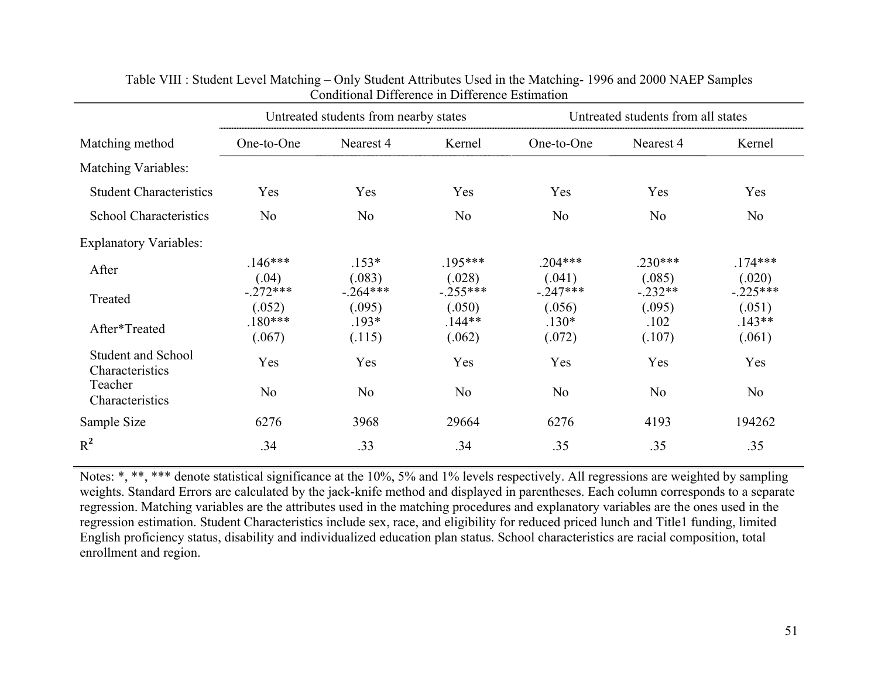Table VIII : Student Level Matching – Only Student Attributes Used in the Matching- 1996 and 2000 NAEP Samples
Conditional Difference in Difference Estimation

| | Untreated students from nearby states | | | Untreated students from all states | | |
|---|---|---|---|---|---|---|
| Matching method | One-to-One | Nearest 4 | Kernel | One-to-One | Nearest 4 | Kernel |
| Matching Variables: | | | | | | |
| Student Characteristics | Yes | Yes | Yes | Yes | Yes | Yes |
| School Characteristics | No | No | No | No | No | No |
| Explanatory Variables: | | | | | | |
| After | .146*** | .153* | .195*** | .204*** | .230*** | .174*** |
| | (.04) | (.083) | (.028) | (.041) | (.085) | (.020) |
| Treated | -.272*** | -.264*** | -.255*** | -.247*** | -.232** | -.225*** |
| | (.052) | (.095) | (.050) | (.056) | (.095) | (.051) |
| After*Treated | .180*** | .193* | .144** | .130* | .102 | .143** |
| | (.067) | (.115) | (.062) | (.072) | (.107) | (.061) |
| Student and School Characteristics | Yes | Yes | Yes | Yes | Yes | Yes |
| Teacher Characteristics | No | No | No | No | No | No |
| Sample Size | 6276 | 3968 | 29664 | 6276 | 4193 | 194262 |
| $R^2$ | .34 | .33 | .34 | .35 | .35 | .35 |

Notes: *, **, *** denote statistical significance at the 10%, 5% and 1% levels respectively. All regressions are weighted by sampling weights. Standard Errors are calculated by the jack-knife method and displayed in parentheses. Each column corresponds to a separate regression. Matching variables are the attributes used in the matching procedures and explanatory variables are the ones used in the regression estimation. Student Characteristics include sex, race, and eligibility for reduced priced lunch and Title1 funding, limited English proficiency status, disability and individualized education plan status. School characteristics are racial composition, total enrollment and region.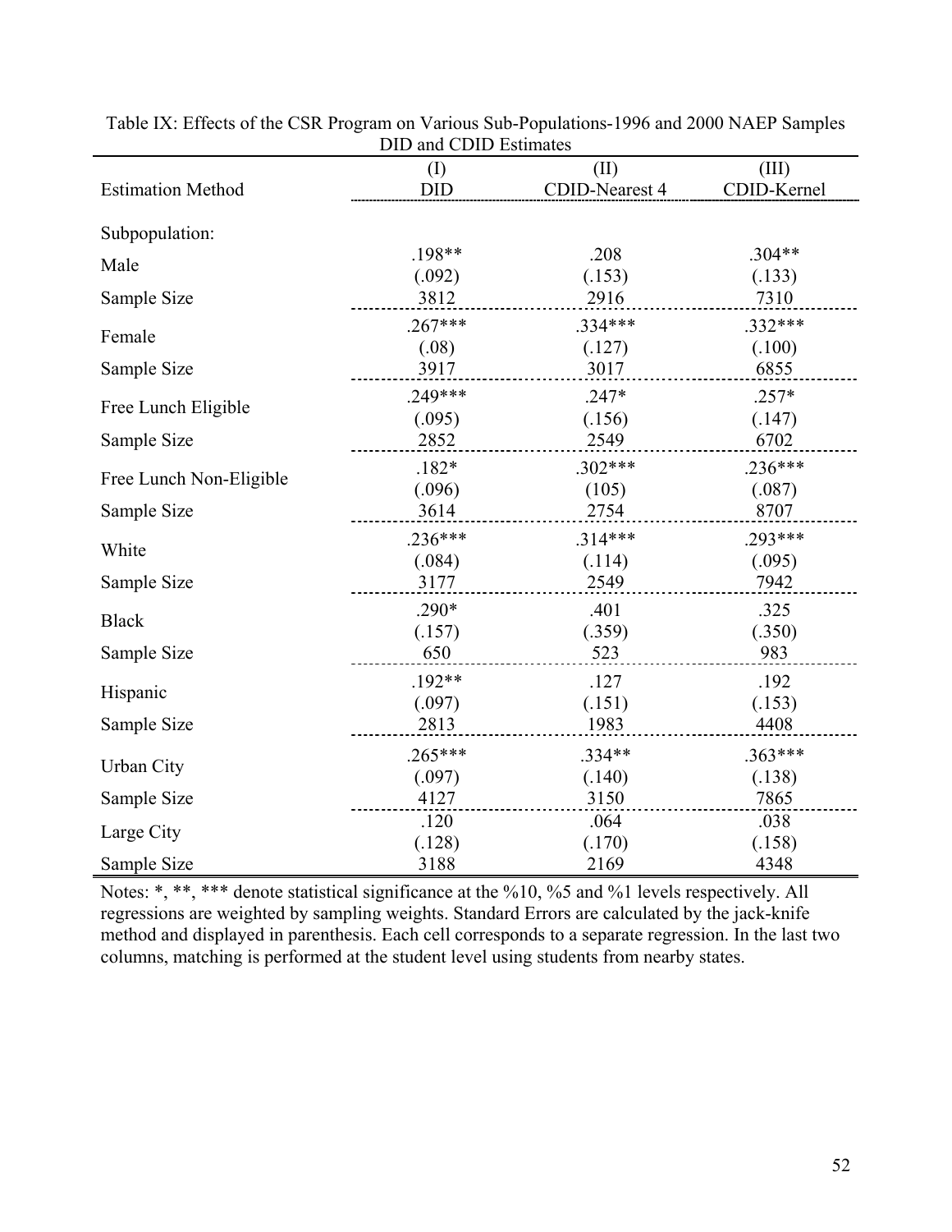Table IX: Effects of the CSR Program on Various Sub-Populations-1996 and 2000 NAEP Samples
DID and CDID Estimates

| Estimation Method | (I) DID | (II) CDID-Nearest 4 | (III) CDID-Kernel |
|---|---|---|---|
| Subpopulation: | | | |
| Male | .198** | .208 | .304** |
| | (.092) | (.153) | (.133) |
| Sample Size | 3812 | 2916 | 7310 |
| Female | .267*** | .334*** | .332*** |
| | (.08) | (.127) | (.100) |
| Sample Size | 3917 | 3017 | 6855 |
| Free Lunch Eligible | .249*** | .247* | .257* |
| | (.095) | (.156) | (.147) |
| Sample Size | 2852 | 2549 | 6702 |
| Free Lunch Non-Eligible | .182* | .302*** | .236*** |
| | (.096) | (105) | (.087) |
| Sample Size | 3614 | 2754 | 8707 |
| White | .236*** | .314*** | .293*** |
| | (.084) | (.114) | (.095) |
| Sample Size | 3177 | 2549 | 7942 |
| Black | .290* | .401 | .325 |
| | (.157) | (.359) | (.350) |
| Sample Size | 650 | 523 | 983 |
| Hispanic | .192** | .127 | .192 |
| | (.097) | (.151) | (.153) |
| Sample Size | 2813 | 1983 | 4408 |
| Urban City | .265*** | .334** | .363*** |
| | (.097) | (.140) | (.138) |
| Sample Size | 4127 | 3150 | 7865 |
| Large City | .120 | .064 | .038 |
| | (.128) | (.170) | (.158) |
| Sample Size | 3188 | 2169 | 4348 |

Notes: *, **, *** denote statistical significance at the %10, %5 and %1 levels respectively. All regressions are weighted by sampling weights. Standard Errors are calculated by the jack-knife method and displayed in parenthesis. Each cell corresponds to a separate regression. In the last two columns, matching is performed at the student level using students from nearby states.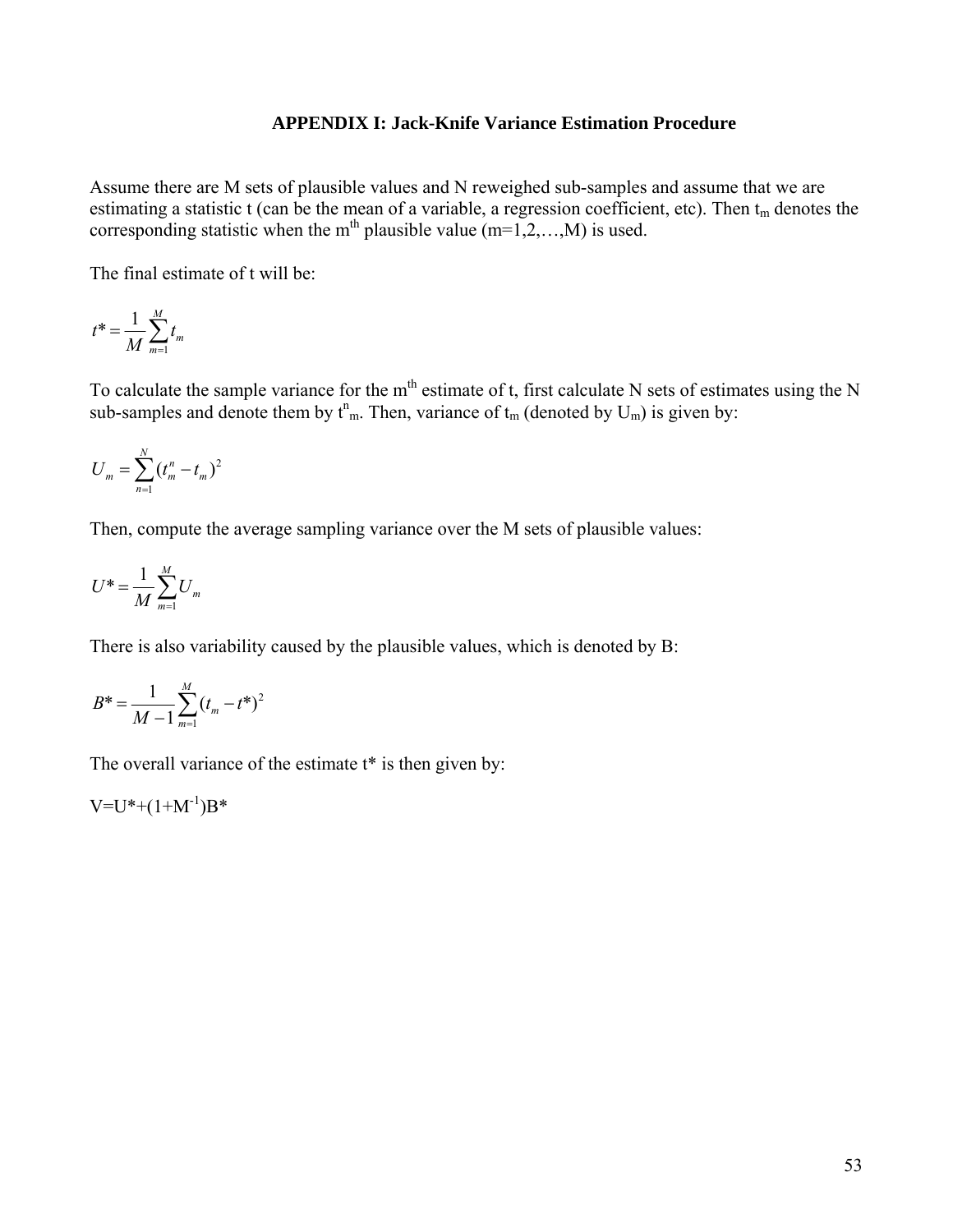### APPENDIX I: Jack-Knife Variance Estimation Procedure

Assume there are M sets of plausible values and N reweighed sub-samples and assume that we are estimating a statistic t (can be the mean of a variable, a regression coefficient, etc). Then $t_m$ denotes the corresponding statistic when the $m^{th}$ plausible value (m=1,2,…,M) is used.

The final estimate of t will be:

$$t^* = \frac{1}{M}\sum_{m=1}^{M} t_m$$

To calculate the sample variance for the $m^{th}$ estimate of t, first calculate N sets of estimates using the N sub-samples and denote them by $t^n_m$. Then, variance of $t_m$ (denoted by $U_m$) is given by:

$$U_m = \sum_{n=1}^{N} (t_m^n - t_m)^2$$

Then, compute the average sampling variance over the M sets of plausible values:

$$U^* = \frac{1}{M}\sum_{m=1}^{M} U_m$$

There is also variability caused by the plausible values, which is denoted by B:

$$B^* = \frac{1}{M-1}\sum_{m=1}^{M} (t_m - t^*)^2$$

The overall variance of the estimate t* is then given by:

$V = U^* + (1 + M^{-1})B^*$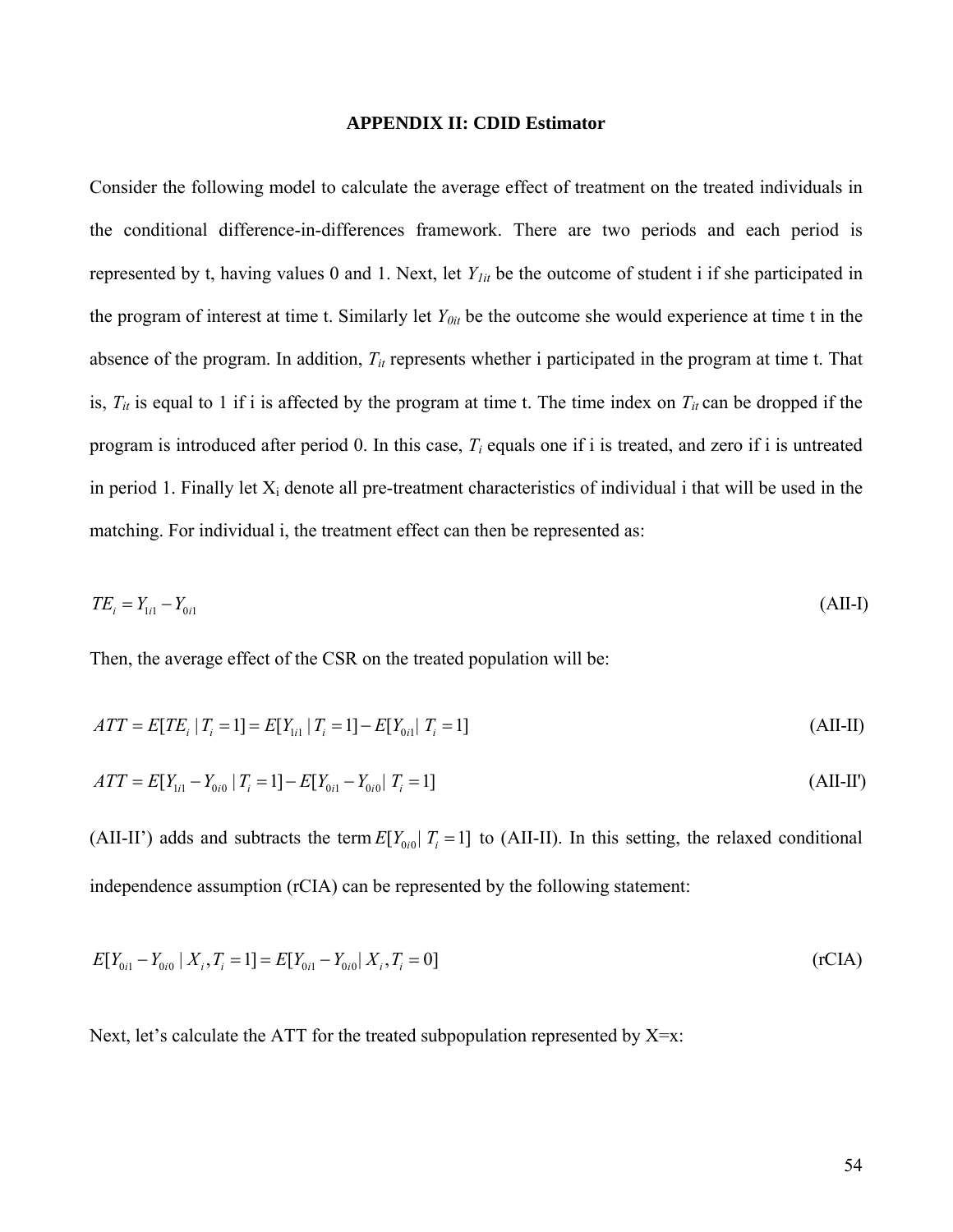**APPENDIX II: CDID Estimator**

Consider the following model to calculate the average effect of treatment on the treated individuals in the conditional difference-in-differences framework. There are two periods and each period is represented by t, having values 0 and 1. Next, let $Y_{1it}$ be the outcome of student i if she participated in the program of interest at time t. Similarly let $Y_{0it}$ be the outcome she would experience at time t in the absence of the program. In addition, $T_{it}$ represents whether i participated in the program at time t. That is, $T_{it}$ is equal to 1 if i is affected by the program at time t. The time index on $T_{it}$ can be dropped if the program is introduced after period 0. In this case, $T_i$ equals one if i is treated, and zero if i is untreated in period 1. Finally let $X_i$ denote all pre-treatment characteristics of individual i that will be used in the matching. For individual i, the treatment effect can then be represented as:

$$TE_i = Y_{1i1} - Y_{0i1} \tag{AII-I}$$

Then, the average effect of the CSR on the treated population will be:

$$ATT = E[TE_i \mid T_i = 1] = E[Y_{1i1} \mid T_i = 1] - E[Y_{0i1} \mid T_i = 1] \tag{AII-II}$$

$$ATT = E[Y_{1i1} - Y_{0i0} \mid T_i = 1] - E[Y_{0i1} - Y_{0i0} \mid T_i = 1] \tag{AII-II'}$$

(AII-II') adds and subtracts the term $E[Y_{0i0} \mid T_i = 1]$ to (AII-II). In this setting, the relaxed conditional independence assumption (rCIA) can be represented by the following statement:

$$E[Y_{0i1} - Y_{0i0} \mid X_i, T_i = 1] = E[Y_{0i1} - Y_{0i0} \mid X_i, T_i = 0] \tag{rCIA}$$

Next, let's calculate the ATT for the treated subpopulation represented by X=x: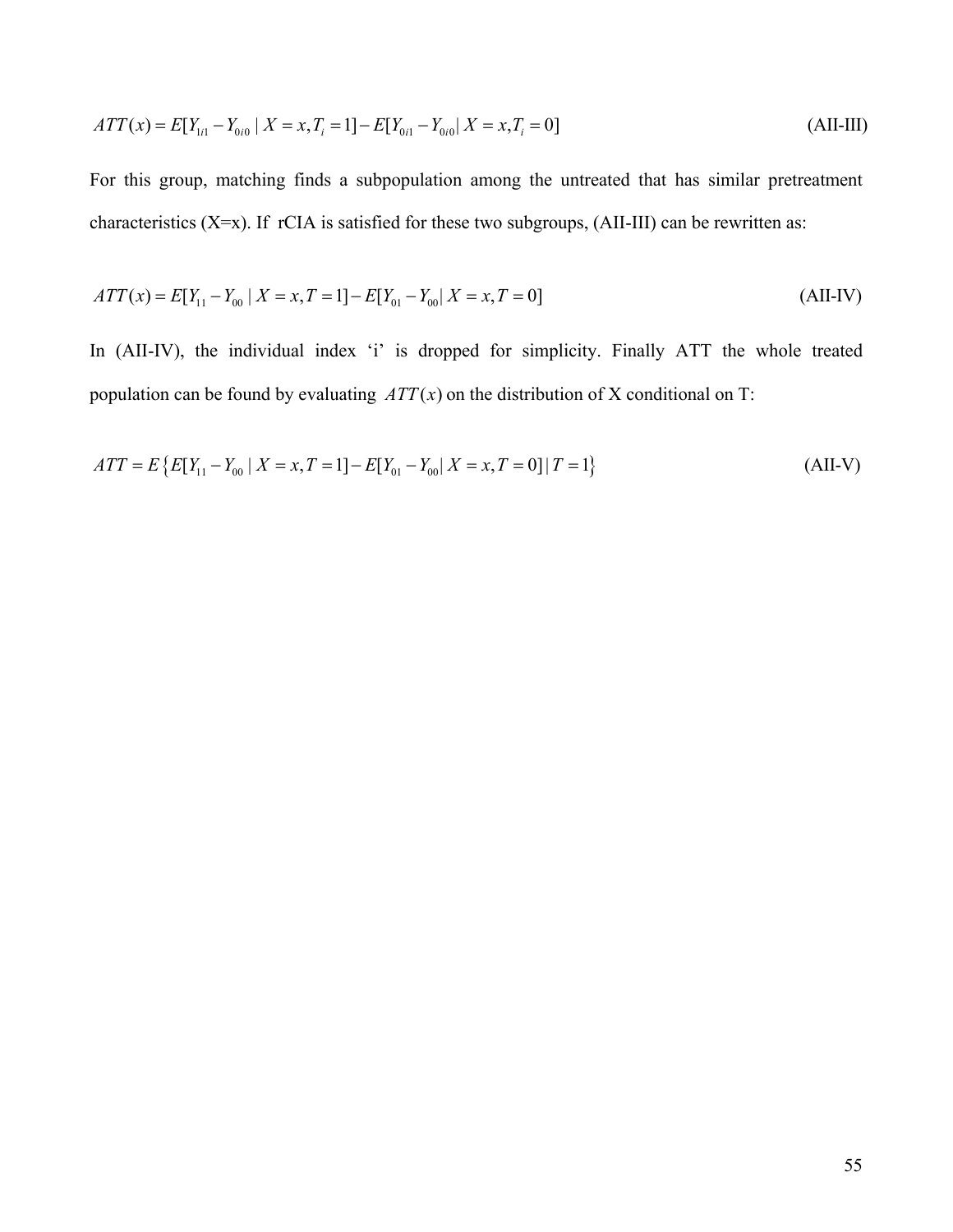$$ATT(x) = E[Y_{1i1} - Y_{0i0} \mid X = x, T_i = 1] - E[Y_{0i1} - Y_{0i0} \mid X = x, T_i = 0] \tag{AII-III}$$

For this group, matching finds a subpopulation among the untreated that has similar pretreatment characteristics (X=x). If rCIA is satisfied for these two subgroups, (AII-III) can be rewritten as:

$$ATT(x) = E[Y_{11} - Y_{00} \mid X = x, T = 1] - E[Y_{01} - Y_{00} \mid X = x, T = 0] \tag{AII-IV}$$

In (AII-IV), the individual index 'i' is dropped for simplicity. Finally ATT the whole treated population can be found by evaluating $ATT(x)$ on the distribution of X conditional on T:

$$ATT = E\left\{ E[Y_{11} - Y_{00} \mid X = x, T = 1] - E[Y_{01} - Y_{00} \mid X = x, T = 0] \mid T = 1 \right\} \tag{AII-V}$$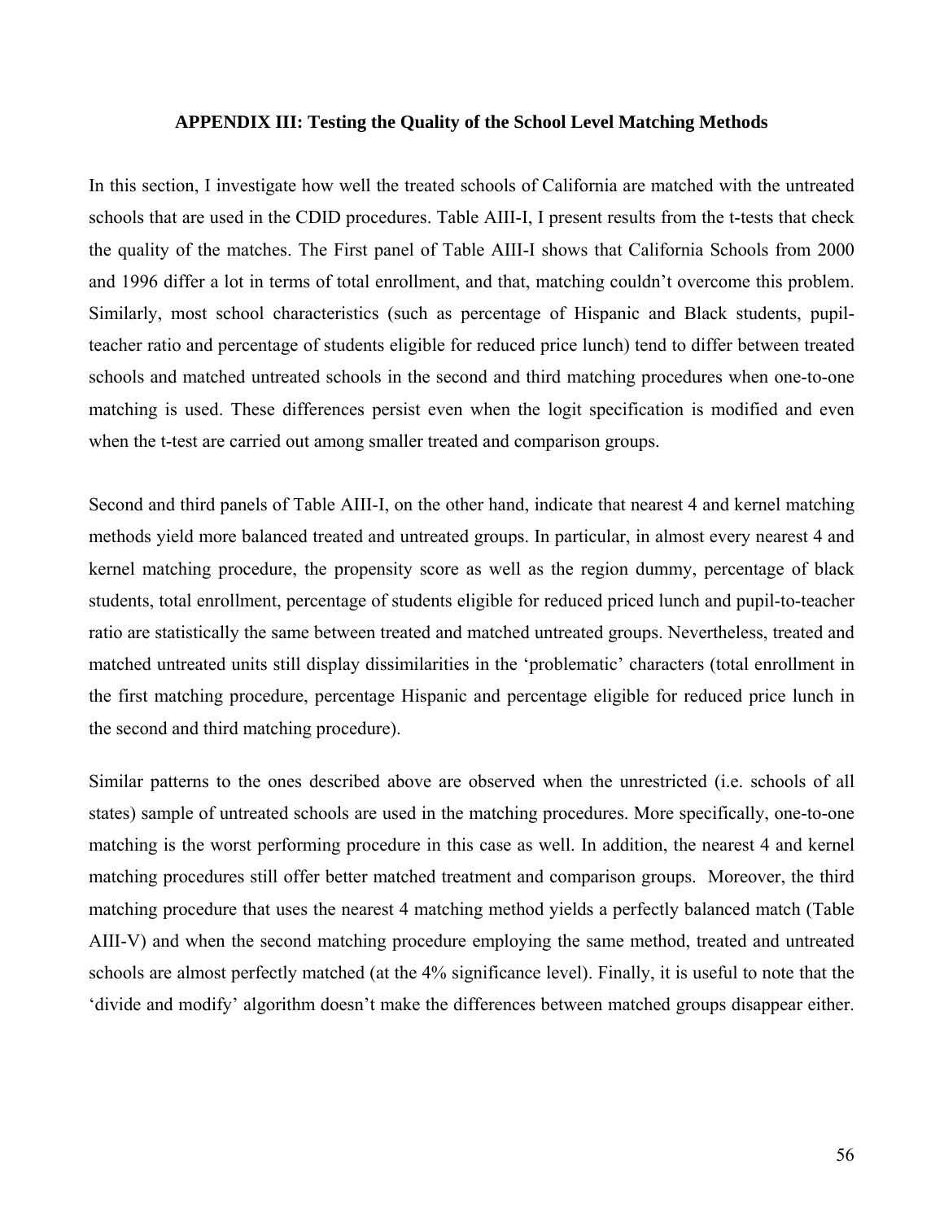## APPENDIX III: Testing the Quality of the School Level Matching Methods

In this section, I investigate how well the treated schools of California are matched with the untreated schools that are used in the CDID procedures. Table AIII-I, I present results from the t-tests that check the quality of the matches. The First panel of Table AIII-I shows that California Schools from 2000 and 1996 differ a lot in terms of total enrollment, and that, matching couldn't overcome this problem. Similarly, most school characteristics (such as percentage of Hispanic and Black students, pupil-teacher ratio and percentage of students eligible for reduced price lunch) tend to differ between treated schools and matched untreated schools in the second and third matching procedures when one-to-one matching is used. These differences persist even when the logit specification is modified and even when the t-test are carried out among smaller treated and comparison groups.

Second and third panels of Table AIII-I, on the other hand, indicate that nearest 4 and kernel matching methods yield more balanced treated and untreated groups. In particular, in almost every nearest 4 and kernel matching procedure, the propensity score as well as the region dummy, percentage of black students, total enrollment, percentage of students eligible for reduced priced lunch and pupil-to-teacher ratio are statistically the same between treated and matched untreated groups. Nevertheless, treated and matched untreated units still display dissimilarities in the 'problematic' characters (total enrollment in the first matching procedure, percentage Hispanic and percentage eligible for reduced price lunch in the second and third matching procedure).

Similar patterns to the ones described above are observed when the unrestricted (i.e. schools of all states) sample of untreated schools are used in the matching procedures. More specifically, one-to-one matching is the worst performing procedure in this case as well. In addition, the nearest 4 and kernel matching procedures still offer better matched treatment and comparison groups. Moreover, the third matching procedure that uses the nearest 4 matching method yields a perfectly balanced match (Table AIII-V) and when the second matching procedure employing the same method, treated and untreated schools are almost perfectly matched (at the 4% significance level). Finally, it is useful to note that the 'divide and modify' algorithm doesn't make the differences between matched groups disappear either.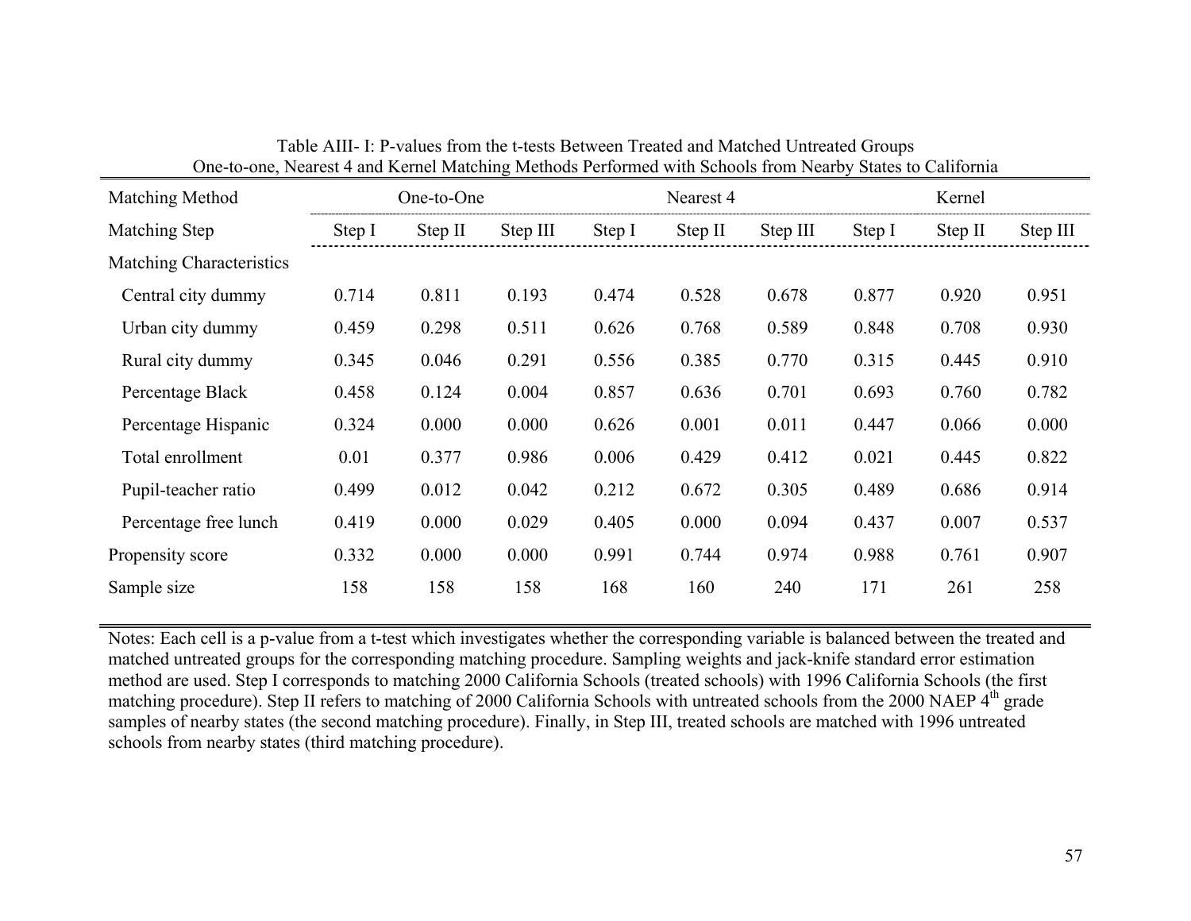Table AIII- I: P-values from the t-tests Between Treated and Matched Untreated Groups
One-to-one, Nearest 4 and Kernel Matching Methods Performed with Schools from Nearby States to California

| Matching Method | One-to-One | | | Nearest 4 | | | Kernel | | |
|---|---|---|---|---|---|---|---|---|---|
| Matching Step | Step I | Step II | Step III | Step I | Step II | Step III | Step I | Step II | Step III |
| Matching Characteristics | | | | | | | | | |
| Central city dummy | 0.714 | 0.811 | 0.193 | 0.474 | 0.528 | 0.678 | 0.877 | 0.920 | 0.951 |
| Urban city dummy | 0.459 | 0.298 | 0.511 | 0.626 | 0.768 | 0.589 | 0.848 | 0.708 | 0.930 |
| Rural city dummy | 0.345 | 0.046 | 0.291 | 0.556 | 0.385 | 0.770 | 0.315 | 0.445 | 0.910 |
| Percentage Black | 0.458 | 0.124 | 0.004 | 0.857 | 0.636 | 0.701 | 0.693 | 0.760 | 0.782 |
| Percentage Hispanic | 0.324 | 0.000 | 0.000 | 0.626 | 0.001 | 0.011 | 0.447 | 0.066 | 0.000 |
| Total enrollment | 0.01 | 0.377 | 0.986 | 0.006 | 0.429 | 0.412 | 0.021 | 0.445 | 0.822 |
| Pupil-teacher ratio | 0.499 | 0.012 | 0.042 | 0.212 | 0.672 | 0.305 | 0.489 | 0.686 | 0.914 |
| Percentage free lunch | 0.419 | 0.000 | 0.029 | 0.405 | 0.000 | 0.094 | 0.437 | 0.007 | 0.537 |
| Propensity score | 0.332 | 0.000 | 0.000 | 0.991 | 0.744 | 0.974 | 0.988 | 0.761 | 0.907 |
| Sample size | 158 | 158 | 158 | 168 | 160 | 240 | 171 | 261 | 258 |

Notes: Each cell is a p-value from a t-test which investigates whether the corresponding variable is balanced between the treated and matched untreated groups for the corresponding matching procedure. Sampling weights and jack-knife standard error estimation method are used. Step I corresponds to matching 2000 California Schools (treated schools) with 1996 California Schools (the first matching procedure). Step II refers to matching of 2000 California Schools with untreated schools from the 2000 NAEP 4th grade samples of nearby states (the second matching procedure). Finally, in Step III, treated schools are matched with 1996 untreated schools from nearby states (third matching procedure).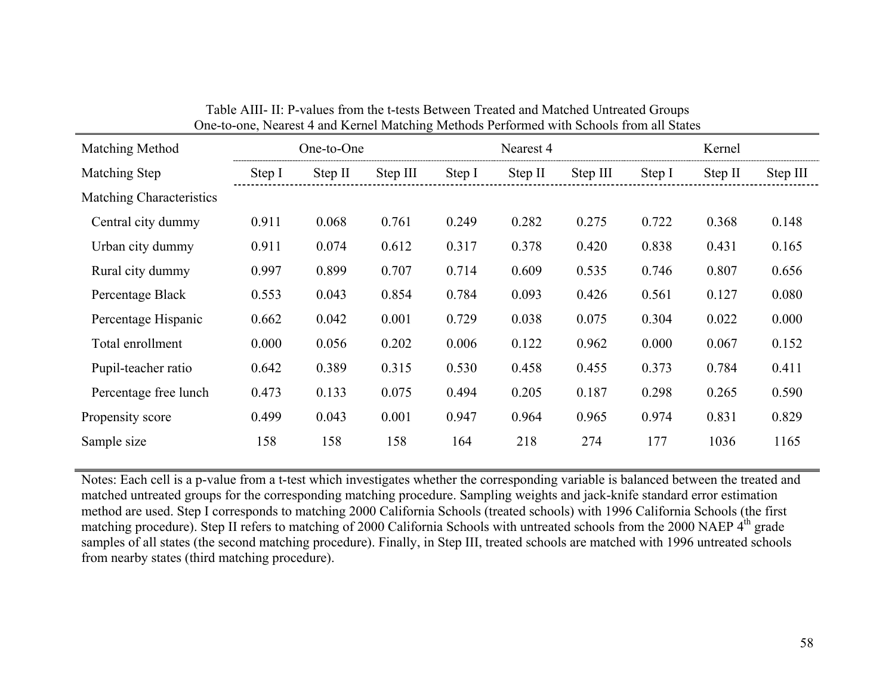Table AIII- II: P-values from the t-tests Between Treated and Matched Untreated Groups
One-to-one, Nearest 4 and Kernel Matching Methods Performed with Schools from all States

| Matching Method | One-to-One | | | Nearest 4 | | | Kernel | | |
|---|---|---|---|---|---|---|---|---|---|
| Matching Step | Step I | Step II | Step III | Step I | Step II | Step III | Step I | Step II | Step III |
| Matching Characteristics | | | | | | | | | |
| Central city dummy | 0.911 | 0.068 | 0.761 | 0.249 | 0.282 | 0.275 | 0.722 | 0.368 | 0.148 |
| Urban city dummy | 0.911 | 0.074 | 0.612 | 0.317 | 0.378 | 0.420 | 0.838 | 0.431 | 0.165 |
| Rural city dummy | 0.997 | 0.899 | 0.707 | 0.714 | 0.609 | 0.535 | 0.746 | 0.807 | 0.656 |
| Percentage Black | 0.553 | 0.043 | 0.854 | 0.784 | 0.093 | 0.426 | 0.561 | 0.127 | 0.080 |
| Percentage Hispanic | 0.662 | 0.042 | 0.001 | 0.729 | 0.038 | 0.075 | 0.304 | 0.022 | 0.000 |
| Total enrollment | 0.000 | 0.056 | 0.202 | 0.006 | 0.122 | 0.962 | 0.000 | 0.067 | 0.152 |
| Pupil-teacher ratio | 0.642 | 0.389 | 0.315 | 0.530 | 0.458 | 0.455 | 0.373 | 0.784 | 0.411 |
| Percentage free lunch | 0.473 | 0.133 | 0.075 | 0.494 | 0.205 | 0.187 | 0.298 | 0.265 | 0.590 |
| Propensity score | 0.499 | 0.043 | 0.001 | 0.947 | 0.964 | 0.965 | 0.974 | 0.831 | 0.829 |
| Sample size | 158 | 158 | 158 | 164 | 218 | 274 | 177 | 1036 | 1165 |

Notes: Each cell is a p-value from a t-test which investigates whether the corresponding variable is balanced between the treated and matched untreated groups for the corresponding matching procedure. Sampling weights and jack-knife standard error estimation method are used. Step I corresponds to matching 2000 California Schools (treated schools) with 1996 California Schools (the first matching procedure). Step II refers to matching of 2000 California Schools with untreated schools from the 2000 NAEP 4$^{th}$ grade samples of all states (the second matching procedure). Finally, in Step III, treated schools are matched with 1996 untreated schools from nearby states (third matching procedure).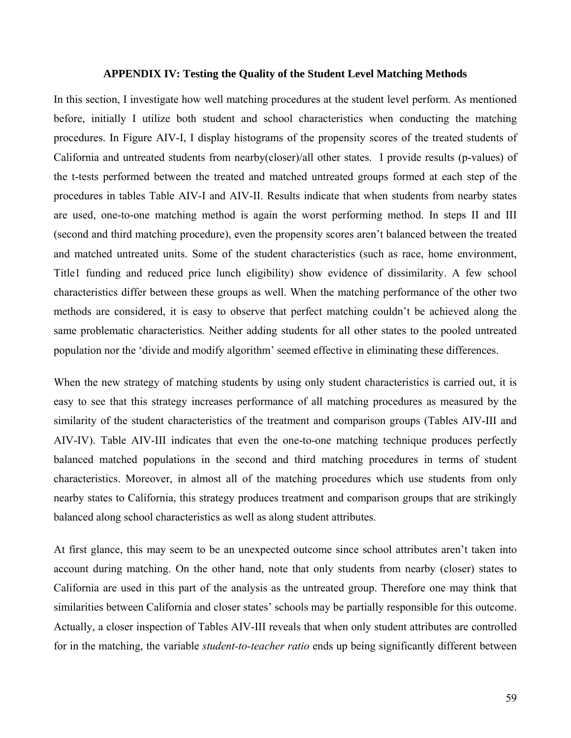### APPENDIX IV: Testing the Quality of the Student Level Matching Methods

In this section, I investigate how well matching procedures at the student level perform. As mentioned before, initially I utilize both student and school characteristics when conducting the matching procedures. In Figure AIV-I, I display histograms of the propensity scores of the treated students of California and untreated students from nearby(closer)/all other states. I provide results (p-values) of the t-tests performed between the treated and matched untreated groups formed at each step of the procedures in tables Table AIV-I and AIV-II. Results indicate that when students from nearby states are used, one-to-one matching method is again the worst performing method. In steps II and III (second and third matching procedure), even the propensity scores aren't balanced between the treated and matched untreated units. Some of the student characteristics (such as race, home environment, Title1 funding and reduced price lunch eligibility) show evidence of dissimilarity. A few school characteristics differ between these groups as well. When the matching performance of the other two methods are considered, it is easy to observe that perfect matching couldn't be achieved along the same problematic characteristics. Neither adding students for all other states to the pooled untreated population nor the 'divide and modify algorithm' seemed effective in eliminating these differences.

When the new strategy of matching students by using only student characteristics is carried out, it is easy to see that this strategy increases performance of all matching procedures as measured by the similarity of the student characteristics of the treatment and comparison groups (Tables AIV-III and AIV-IV). Table AIV-III indicates that even the one-to-one matching technique produces perfectly balanced matched populations in the second and third matching procedures in terms of student characteristics. Moreover, in almost all of the matching procedures which use students from only nearby states to California, this strategy produces treatment and comparison groups that are strikingly balanced along school characteristics as well as along student attributes.

At first glance, this may seem to be an unexpected outcome since school attributes aren't taken into account during matching. On the other hand, note that only students from nearby (closer) states to California are used in this part of the analysis as the untreated group. Therefore one may think that similarities between California and closer states' schools may be partially responsible for this outcome. Actually, a closer inspection of Tables AIV-III reveals that when only student attributes are controlled for in the matching, the variable *student-to-teacher ratio* ends up being significantly different between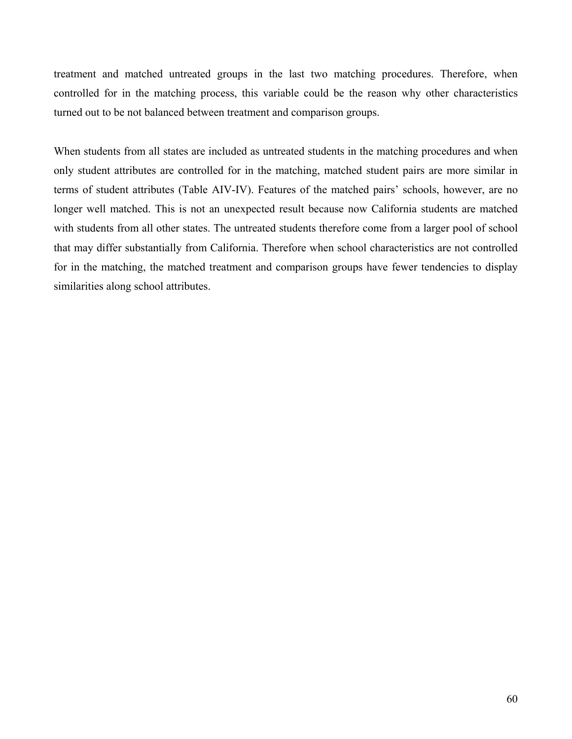treatment and matched untreated groups in the last two matching procedures. Therefore, when controlled for in the matching process, this variable could be the reason why other characteristics turned out to be not balanced between treatment and comparison groups.

When students from all states are included as untreated students in the matching procedures and when only student attributes are controlled for in the matching, matched student pairs are more similar in terms of student attributes (Table AIV-IV). Features of the matched pairs' schools, however, are no longer well matched. This is not an unexpected result because now California students are matched with students from all other states. The untreated students therefore come from a larger pool of school that may differ substantially from California. Therefore when school characteristics are not controlled for in the matching, the matched treatment and comparison groups have fewer tendencies to display similarities along school attributes.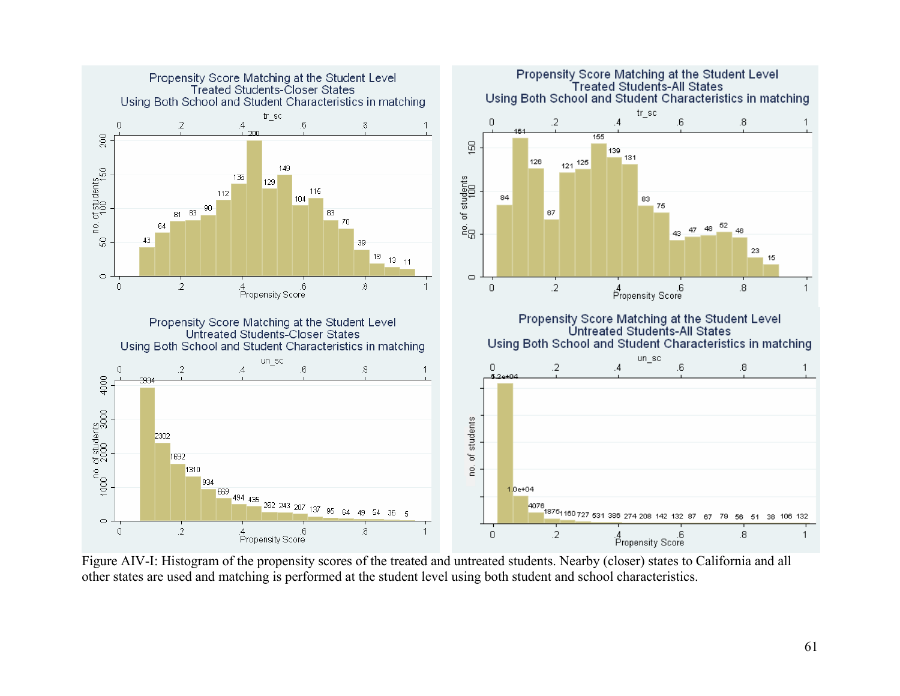Figure AIV-I: Histogram of the propensity scores of the treated and untreated students. Nearby (closer) states to California and all other states are used and matching is performed at the student level using both student and school characteristics.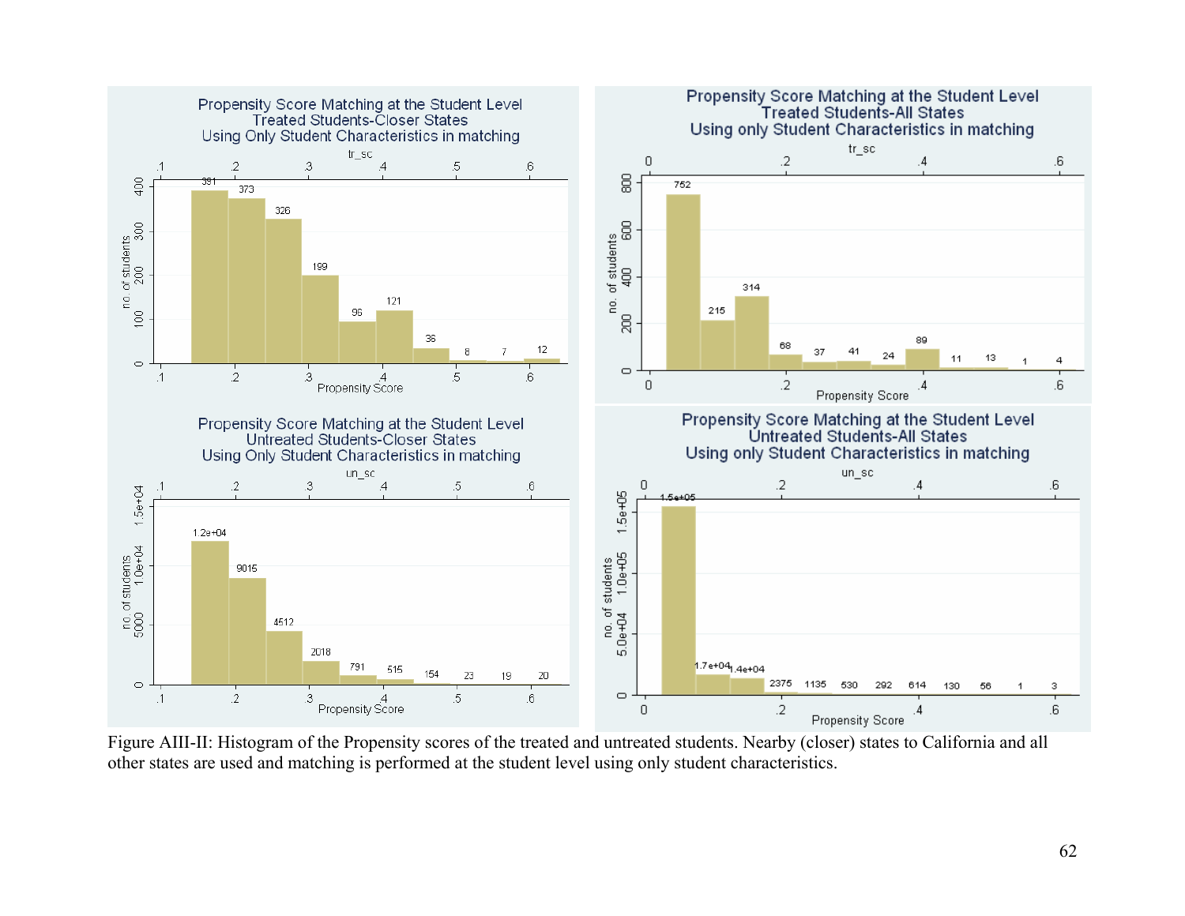Figure AIII-II: Histogram of the Propensity scores of the treated and untreated students. Nearby (closer) states to California and all other states are used and matching is performed at the student level using only student characteristics.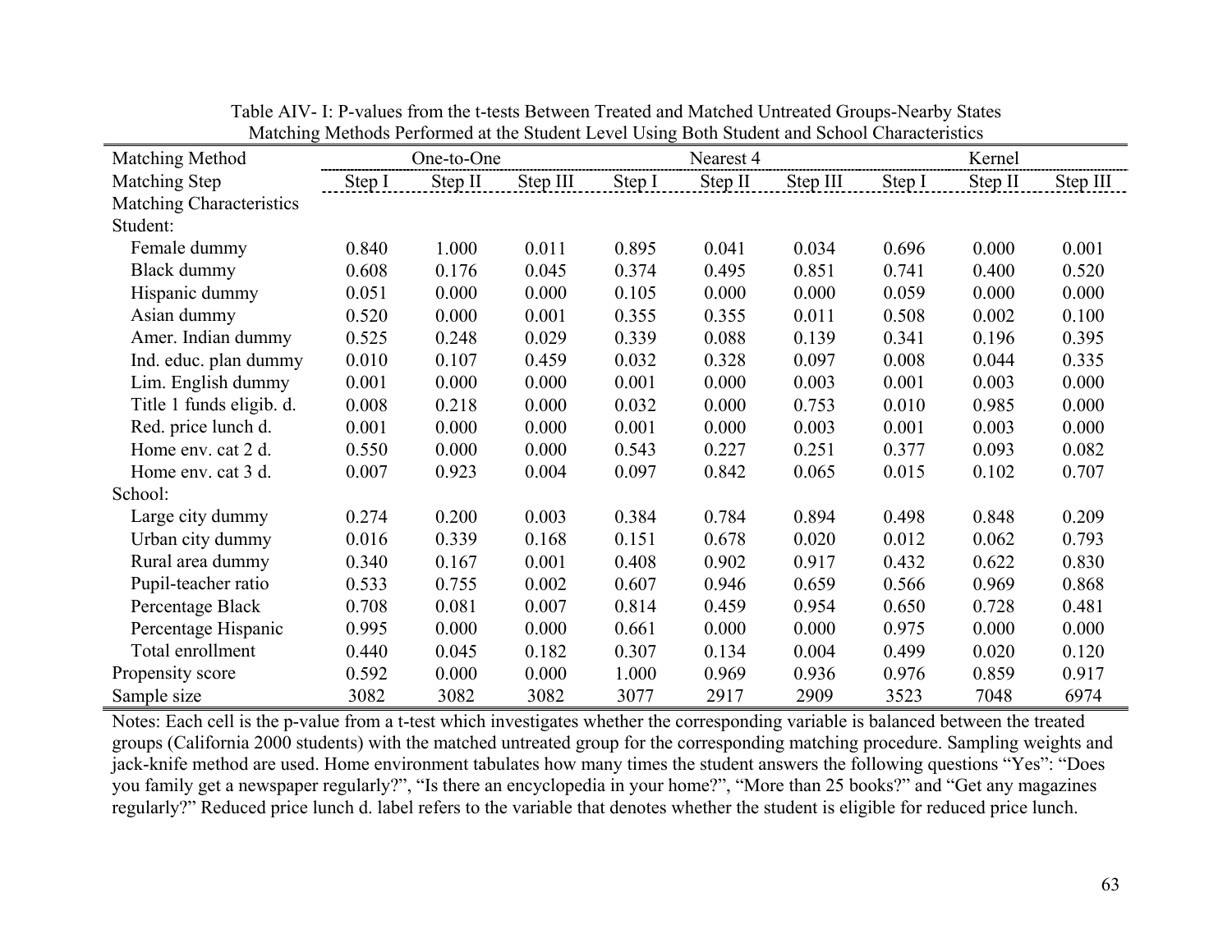Table AIV- I: P-values from the t-tests Between Treated and Matched Untreated Groups-Nearby States
Matching Methods Performed at the Student Level Using Both Student and School Characteristics

| Matching Method | One-to-One | | | Nearest 4 | | | Kernel | | |
|---|---|---|---|---|---|---|---|---|---|
| Matching Step | Step I | Step II | Step III | Step I | Step II | Step III | Step I | Step II | Step III |
| Matching Characteristics | | | | | | | | | |
| Student: | | | | | | | | | |
| Female dummy | 0.840 | 1.000 | 0.011 | 0.895 | 0.041 | 0.034 | 0.696 | 0.000 | 0.001 |
| Black dummy | 0.608 | 0.176 | 0.045 | 0.374 | 0.495 | 0.851 | 0.741 | 0.400 | 0.520 |
| Hispanic dummy | 0.051 | 0.000 | 0.000 | 0.105 | 0.000 | 0.000 | 0.059 | 0.000 | 0.000 |
| Asian dummy | 0.520 | 0.000 | 0.001 | 0.355 | 0.355 | 0.011 | 0.508 | 0.002 | 0.100 |
| Amer. Indian dummy | 0.525 | 0.248 | 0.029 | 0.339 | 0.088 | 0.139 | 0.341 | 0.196 | 0.395 |
| Ind. educ. plan dummy | 0.010 | 0.107 | 0.459 | 0.032 | 0.328 | 0.097 | 0.008 | 0.044 | 0.335 |
| Lim. English dummy | 0.001 | 0.000 | 0.000 | 0.001 | 0.000 | 0.003 | 0.001 | 0.003 | 0.000 |
| Title 1 funds eligib. d. | 0.008 | 0.218 | 0.000 | 0.032 | 0.000 | 0.753 | 0.010 | 0.985 | 0.000 |
| Red. price lunch d. | 0.001 | 0.000 | 0.000 | 0.001 | 0.000 | 0.003 | 0.001 | 0.003 | 0.000 |
| Home env. cat 2 d. | 0.550 | 0.000 | 0.000 | 0.543 | 0.227 | 0.251 | 0.377 | 0.093 | 0.082 |
| Home env. cat 3 d. | 0.007 | 0.923 | 0.004 | 0.097 | 0.842 | 0.065 | 0.015 | 0.102 | 0.707 |
| School: | | | | | | | | | |
| Large city dummy | 0.274 | 0.200 | 0.003 | 0.384 | 0.784 | 0.894 | 0.498 | 0.848 | 0.209 |
| Urban city dummy | 0.016 | 0.339 | 0.168 | 0.151 | 0.678 | 0.020 | 0.012 | 0.062 | 0.793 |
| Rural area dummy | 0.340 | 0.167 | 0.001 | 0.408 | 0.902 | 0.917 | 0.432 | 0.622 | 0.830 |
| Pupil-teacher ratio | 0.533 | 0.755 | 0.002 | 0.607 | 0.946 | 0.659 | 0.566 | 0.969 | 0.868 |
| Percentage Black | 0.708 | 0.081 | 0.007 | 0.814 | 0.459 | 0.954 | 0.650 | 0.728 | 0.481 |
| Percentage Hispanic | 0.995 | 0.000 | 0.000 | 0.661 | 0.000 | 0.000 | 0.975 | 0.000 | 0.000 |
| Total enrollment | 0.440 | 0.045 | 0.182 | 0.307 | 0.134 | 0.004 | 0.499 | 0.020 | 0.120 |
| Propensity score | 0.592 | 0.000 | 0.000 | 1.000 | 0.969 | 0.936 | 0.976 | 0.859 | 0.917 |
| Sample size | 3082 | 3082 | 3082 | 3077 | 2917 | 2909 | 3523 | 7048 | 6974 |

Notes: Each cell is the p-value from a t-test which investigates whether the corresponding variable is balanced between the treated groups (California 2000 students) with the matched untreated group for the corresponding matching procedure. Sampling weights and jack-knife method are used. Home environment tabulates how many times the student answers the following questions "Yes": "Does you family get a newspaper regularly?", "Is there an encyclopedia in your home?", "More than 25 books?" and "Get any magazines regularly?" Reduced price lunch d. label refers to the variable that denotes whether the student is eligible for reduced price lunch.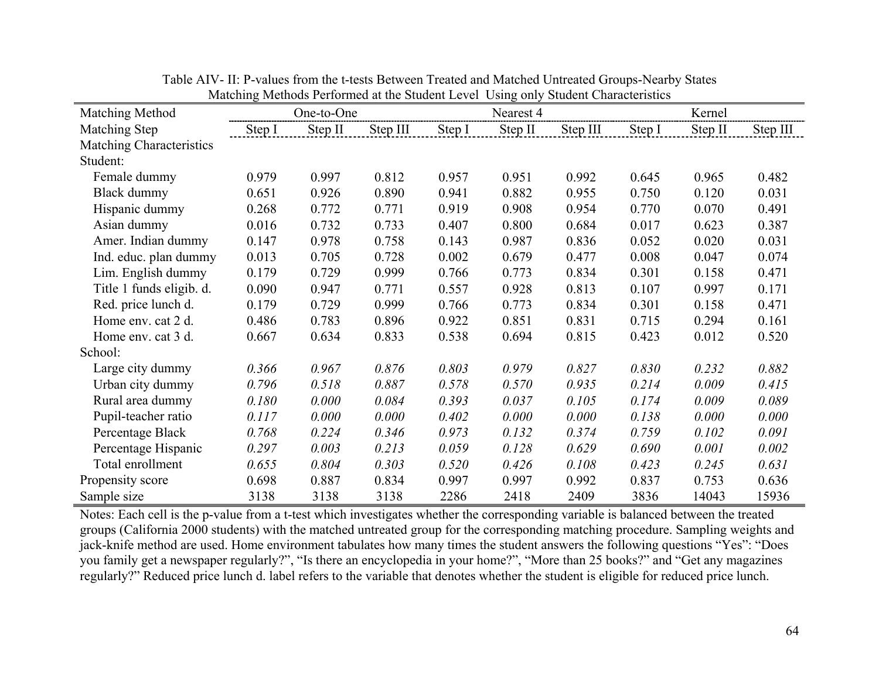Table AIV- II: P-values from the t-tests Between Treated and Matched Untreated Groups-Nearby States
Matching Methods Performed at the Student Level Using only Student Characteristics

| Matching Method | One-to-One | | | Nearest 4 | | | Kernel | | |
|---|---|---|---|---|---|---|---|---|---|
| Matching Step | Step I | Step II | Step III | Step I | Step II | Step III | Step I | Step II | Step III |
| Matching Characteristics | | | | | | | | | |
| Student: | | | | | | | | | |
| Female dummy | 0.979 | 0.997 | 0.812 | 0.957 | 0.951 | 0.992 | 0.645 | 0.965 | 0.482 |
| Black dummy | 0.651 | 0.926 | 0.890 | 0.941 | 0.882 | 0.955 | 0.750 | 0.120 | 0.031 |
| Hispanic dummy | 0.268 | 0.772 | 0.771 | 0.919 | 0.908 | 0.954 | 0.770 | 0.070 | 0.491 |
| Asian dummy | 0.016 | 0.732 | 0.733 | 0.407 | 0.800 | 0.684 | 0.017 | 0.623 | 0.387 |
| Amer. Indian dummy | 0.147 | 0.978 | 0.758 | 0.143 | 0.987 | 0.836 | 0.052 | 0.020 | 0.031 |
| Ind. educ. plan dummy | 0.013 | 0.705 | 0.728 | 0.002 | 0.679 | 0.477 | 0.008 | 0.047 | 0.074 |
| Lim. English dummy | 0.179 | 0.729 | 0.999 | 0.766 | 0.773 | 0.834 | 0.301 | 0.158 | 0.471 |
| Title 1 funds eligib. d. | 0.090 | 0.947 | 0.771 | 0.557 | 0.928 | 0.813 | 0.107 | 0.997 | 0.171 |
| Red. price lunch d. | 0.179 | 0.729 | 0.999 | 0.766 | 0.773 | 0.834 | 0.301 | 0.158 | 0.471 |
| Home env. cat 2 d. | 0.486 | 0.783 | 0.896 | 0.922 | 0.851 | 0.831 | 0.715 | 0.294 | 0.161 |
| Home env. cat 3 d. | 0.667 | 0.634 | 0.833 | 0.538 | 0.694 | 0.815 | 0.423 | 0.012 | 0.520 |
| School: | | | | | | | | | |
| Large city dummy | *0.366* | *0.967* | *0.876* | *0.803* | *0.979* | *0.827* | *0.830* | *0.232* | *0.882* |
| Urban city dummy | *0.796* | *0.518* | *0.887* | *0.578* | *0.570* | *0.935* | *0.214* | *0.009* | *0.415* |
| Rural area dummy | *0.180* | *0.000* | *0.084* | *0.393* | *0.037* | *0.105* | *0.174* | *0.009* | *0.089* |
| Pupil-teacher ratio | *0.117* | *0.000* | *0.000* | *0.402* | *0.000* | *0.000* | *0.138* | *0.000* | *0.000* |
| Percentage Black | *0.768* | *0.224* | *0.346* | *0.973* | *0.132* | *0.374* | *0.759* | *0.102* | *0.091* |
| Percentage Hispanic | *0.297* | *0.003* | *0.213* | *0.059* | *0.128* | *0.629* | *0.690* | *0.001* | *0.002* |
| Total enrollment | *0.655* | *0.804* | *0.303* | *0.520* | *0.426* | *0.108* | *0.423* | *0.245* | *0.631* |
| Propensity score | 0.698 | 0.887 | 0.834 | 0.997 | 0.997 | 0.992 | 0.837 | 0.753 | 0.636 |
| Sample size | 3138 | 3138 | 3138 | 2286 | 2418 | 2409 | 3836 | 14043 | 15936 |

Notes: Each cell is the p-value from a t-test which investigates whether the corresponding variable is balanced between the treated groups (California 2000 students) with the matched untreated group for the corresponding matching procedure. Sampling weights and jack-knife method are used. Home environment tabulates how many times the student answers the following questions "Yes": "Does you family get a newspaper regularly?", "Is there an encyclopedia in your home?", "More than 25 books?" and "Get any magazines regularly?" Reduced price lunch d. label refers to the variable that denotes whether the student is eligible for reduced price lunch.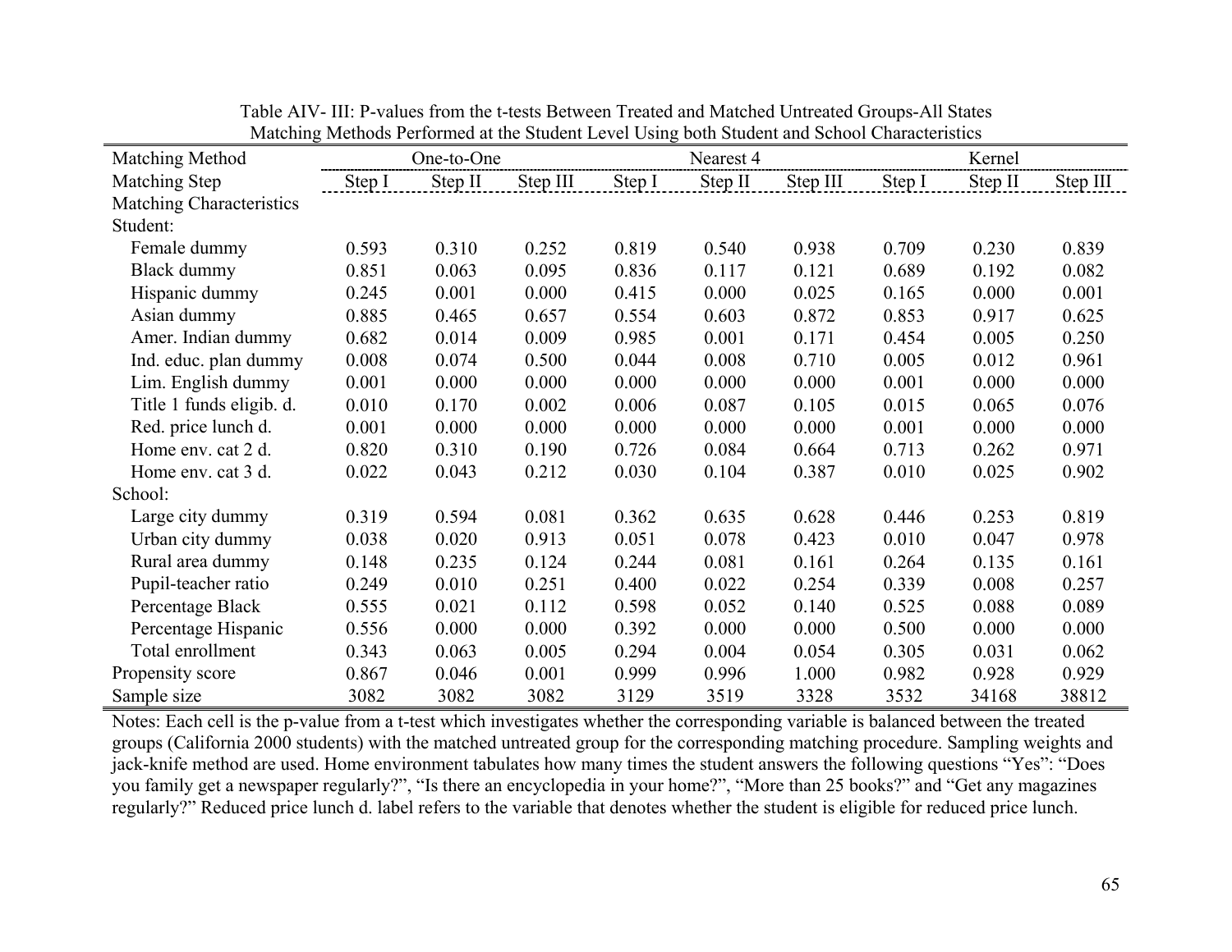Table AIV- III: P-values from the t-tests Between Treated and Matched Untreated Groups-All States
Matching Methods Performed at the Student Level Using both Student and School Characteristics

| Matching Method | One-to-One | | | Nearest 4 | | | Kernel | | |
|---|---|---|---|---|---|---|---|---|---|
| Matching Step | Step I | Step II | Step III | Step I | Step II | Step III | Step I | Step II | Step III |
| Matching Characteristics | | | | | | | | | |
| Student: | | | | | | | | | |
| Female dummy | 0.593 | 0.310 | 0.252 | 0.819 | 0.540 | 0.938 | 0.709 | 0.230 | 0.839 |
| Black dummy | 0.851 | 0.063 | 0.095 | 0.836 | 0.117 | 0.121 | 0.689 | 0.192 | 0.082 |
| Hispanic dummy | 0.245 | 0.001 | 0.000 | 0.415 | 0.000 | 0.025 | 0.165 | 0.000 | 0.001 |
| Asian dummy | 0.885 | 0.465 | 0.657 | 0.554 | 0.603 | 0.872 | 0.853 | 0.917 | 0.625 |
| Amer. Indian dummy | 0.682 | 0.014 | 0.009 | 0.985 | 0.001 | 0.171 | 0.454 | 0.005 | 0.250 |
| Ind. educ. plan dummy | 0.008 | 0.074 | 0.500 | 0.044 | 0.008 | 0.710 | 0.005 | 0.012 | 0.961 |
| Lim. English dummy | 0.001 | 0.000 | 0.000 | 0.000 | 0.000 | 0.000 | 0.001 | 0.000 | 0.000 |
| Title 1 funds eligib. d. | 0.010 | 0.170 | 0.002 | 0.006 | 0.087 | 0.105 | 0.015 | 0.065 | 0.076 |
| Red. price lunch d. | 0.001 | 0.000 | 0.000 | 0.000 | 0.000 | 0.000 | 0.001 | 0.000 | 0.000 |
| Home env. cat 2 d. | 0.820 | 0.310 | 0.190 | 0.726 | 0.084 | 0.664 | 0.713 | 0.262 | 0.971 |
| Home env. cat 3 d. | 0.022 | 0.043 | 0.212 | 0.030 | 0.104 | 0.387 | 0.010 | 0.025 | 0.902 |
| School: | | | | | | | | | |
| Large city dummy | 0.319 | 0.594 | 0.081 | 0.362 | 0.635 | 0.628 | 0.446 | 0.253 | 0.819 |
| Urban city dummy | 0.038 | 0.020 | 0.913 | 0.051 | 0.078 | 0.423 | 0.010 | 0.047 | 0.978 |
| Rural area dummy | 0.148 | 0.235 | 0.124 | 0.244 | 0.081 | 0.161 | 0.264 | 0.135 | 0.161 |
| Pupil-teacher ratio | 0.249 | 0.010 | 0.251 | 0.400 | 0.022 | 0.254 | 0.339 | 0.008 | 0.257 |
| Percentage Black | 0.555 | 0.021 | 0.112 | 0.598 | 0.052 | 0.140 | 0.525 | 0.088 | 0.089 |
| Percentage Hispanic | 0.556 | 0.000 | 0.000 | 0.392 | 0.000 | 0.000 | 0.500 | 0.000 | 0.000 |
| Total enrollment | 0.343 | 0.063 | 0.005 | 0.294 | 0.004 | 0.054 | 0.305 | 0.031 | 0.062 |
| Propensity score | 0.867 | 0.046 | 0.001 | 0.999 | 0.996 | 1.000 | 0.982 | 0.928 | 0.929 |
| Sample size | 3082 | 3082 | 3082 | 3129 | 3519 | 3328 | 3532 | 34168 | 38812 |

Notes: Each cell is the p-value from a t-test which investigates whether the corresponding variable is balanced between the treated groups (California 2000 students) with the matched untreated group for the corresponding matching procedure. Sampling weights and jack-knife method are used. Home environment tabulates how many times the student answers the following questions "Yes": "Does you family get a newspaper regularly?", "Is there an encyclopedia in your home?", "More than 25 books?" and "Get any magazines regularly?" Reduced price lunch d. label refers to the variable that denotes whether the student is eligible for reduced price lunch.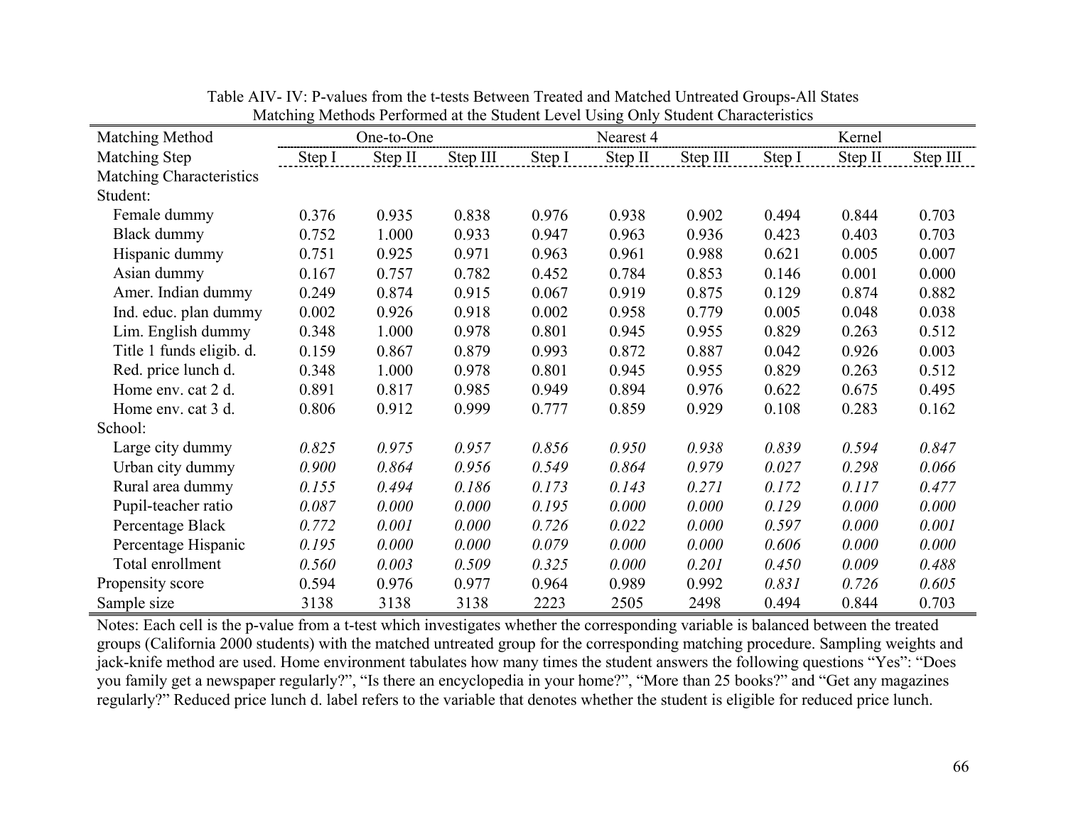Table AIV- IV: P-values from the t-tests Between Treated and Matched Untreated Groups-All States
Matching Methods Performed at the Student Level Using Only Student Characteristics

| Matching Method | One-to-One | | | Nearest 4 | | | Kernel | | |
|---|---|---|---|---|---|---|---|---|---|
| Matching Step | Step I | Step II | Step III | Step I | Step II | Step III | Step I | Step II | Step III |
| Matching Characteristics | | | | | | | | | |
| Student: | | | | | | | | | |
| Female dummy | 0.376 | 0.935 | 0.838 | 0.976 | 0.938 | 0.902 | 0.494 | 0.844 | 0.703 |
| Black dummy | 0.752 | 1.000 | 0.933 | 0.947 | 0.963 | 0.936 | 0.423 | 0.403 | 0.703 |
| Hispanic dummy | 0.751 | 0.925 | 0.971 | 0.963 | 0.961 | 0.988 | 0.621 | 0.005 | 0.007 |
| Asian dummy | 0.167 | 0.757 | 0.782 | 0.452 | 0.784 | 0.853 | 0.146 | 0.001 | 0.000 |
| Amer. Indian dummy | 0.249 | 0.874 | 0.915 | 0.067 | 0.919 | 0.875 | 0.129 | 0.874 | 0.882 |
| Ind. educ. plan dummy | 0.002 | 0.926 | 0.918 | 0.002 | 0.958 | 0.779 | 0.005 | 0.048 | 0.038 |
| Lim. English dummy | 0.348 | 1.000 | 0.978 | 0.801 | 0.945 | 0.955 | 0.829 | 0.263 | 0.512 |
| Title 1 funds eligib. d. | 0.159 | 0.867 | 0.879 | 0.993 | 0.872 | 0.887 | 0.042 | 0.926 | 0.003 |
| Red. price lunch d. | 0.348 | 1.000 | 0.978 | 0.801 | 0.945 | 0.955 | 0.829 | 0.263 | 0.512 |
| Home env. cat 2 d. | 0.891 | 0.817 | 0.985 | 0.949 | 0.894 | 0.976 | 0.622 | 0.675 | 0.495 |
| Home env. cat 3 d. | 0.806 | 0.912 | 0.999 | 0.777 | 0.859 | 0.929 | 0.108 | 0.283 | 0.162 |
| School: | | | | | | | | | |
| Large city dummy | *0.825* | *0.975* | *0.957* | *0.856* | *0.950* | *0.938* | *0.839* | *0.594* | *0.847* |
| Urban city dummy | *0.900* | *0.864* | *0.956* | *0.549* | *0.864* | *0.979* | *0.027* | *0.298* | *0.066* |
| Rural area dummy | *0.155* | *0.494* | *0.186* | *0.173* | *0.143* | *0.271* | *0.172* | *0.117* | *0.477* |
| Pupil-teacher ratio | *0.087* | *0.000* | *0.000* | *0.195* | *0.000* | *0.000* | *0.129* | *0.000* | *0.000* |
| Percentage Black | *0.772* | *0.001* | *0.000* | *0.726* | *0.022* | *0.000* | *0.597* | *0.000* | *0.001* |
| Percentage Hispanic | *0.195* | *0.000* | *0.000* | *0.079* | *0.000* | *0.000* | *0.606* | *0.000* | *0.000* |
| Total enrollment | *0.560* | *0.003* | *0.509* | *0.325* | *0.000* | *0.201* | *0.450* | *0.009* | *0.488* |
| Propensity score | 0.594 | 0.976 | 0.977 | 0.964 | 0.989 | 0.992 | *0.831* | *0.726* | *0.605* |
| Sample size | 3138 | 3138 | 3138 | 2223 | 2505 | 2498 | 0.494 | 0.844 | 0.703 |

Notes: Each cell is the p-value from a t-test which investigates whether the corresponding variable is balanced between the treated groups (California 2000 students) with the matched untreated group for the corresponding matching procedure. Sampling weights and jack-knife method are used. Home environment tabulates how many times the student answers the following questions "Yes": "Does you family get a newspaper regularly?", "Is there an encyclopedia in your home?", "More than 25 books?" and "Get any magazines regularly?" Reduced price lunch d. label refers to the variable that denotes whether the student is eligible for reduced price lunch.